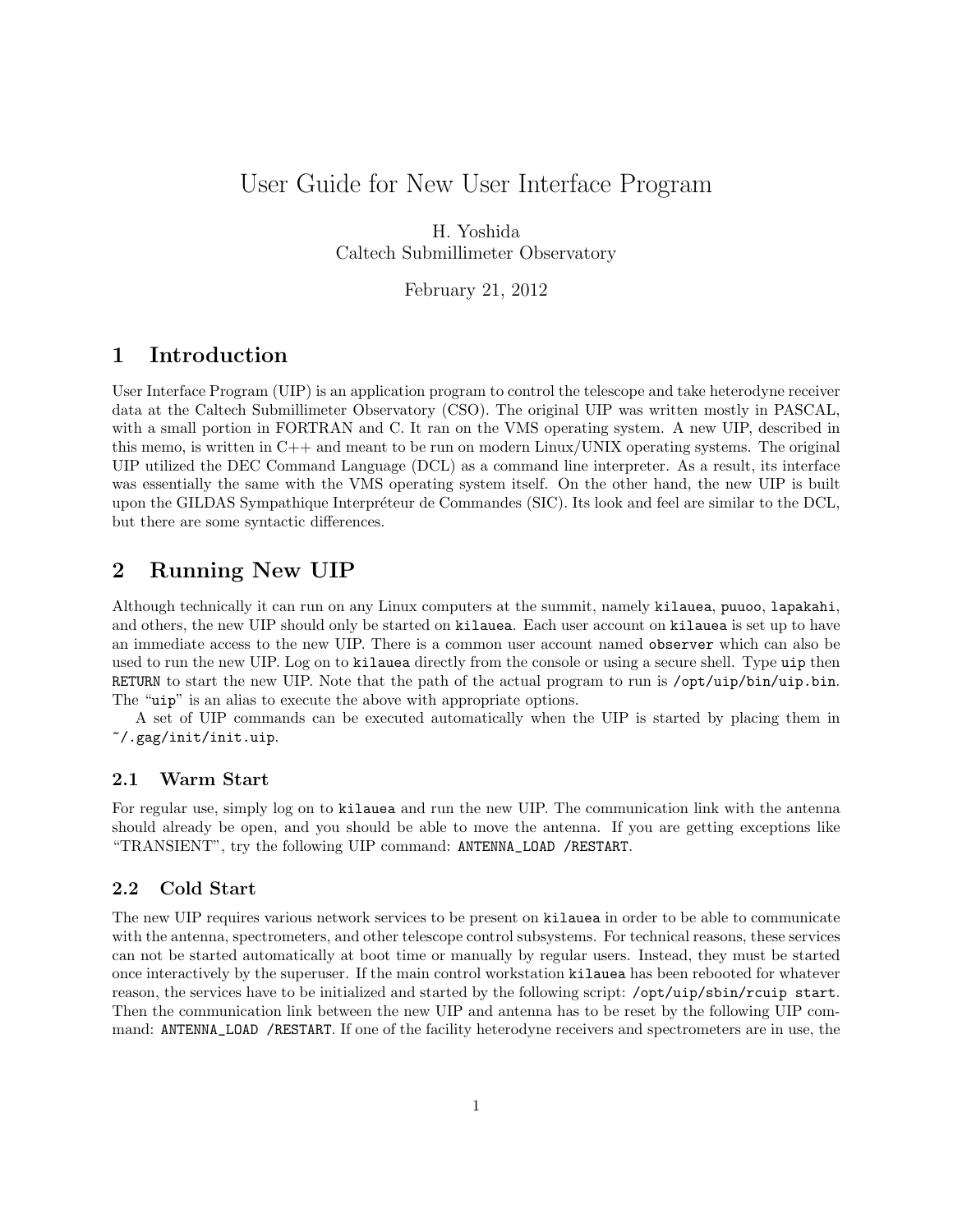# User Guide for New User Interface Program

H. Yoshida
Caltech Submillimeter Observatory

February 21, 2012

## 1 Introduction

User Interface Program (UIP) is an application program to control the telescope and take heterodyne receiver data at the Caltech Submillimeter Observatory (CSO). The original UIP was written mostly in PASCAL, with a small portion in FORTRAN and C. It ran on the VMS operating system. A new UIP, described in this memo, is written in C++ and meant to be run on modern Linux/UNIX operating systems. The original UIP utilized the DEC Command Language (DCL) as a command line interpreter. As a result, its interface was essentially the same with the VMS operating system itself. On the other hand, the new UIP is built upon the GILDAS Sympathique Interpréteur de Commandes (SIC). Its look and feel are similar to the DCL, but there are some syntactic differences.

## 2 Running New UIP

Although technically it can run on any Linux computers at the summit, namely `kilauea`, `puuoo`, `lapakahi`, and others, the new UIP should only be started on `kilauea`. Each user account on `kilauea` is set up to have an immediate access to the new UIP. There is a common user account named `observer` which can also be used to run the new UIP. Log on to `kilauea` directly from the console or using a secure shell. Type `uip` then `RETURN` to start the new UIP. Note that the path of the actual program to run is `/opt/uip/bin/uip.bin`. The "`uip`" is an alias to execute the above with appropriate options.

A set of UIP commands can be executed automatically when the UIP is started by placing them in `~/.gag/init/init.uip`.

### 2.1 Warm Start

For regular use, simply log on to `kilauea` and run the new UIP. The communication link with the antenna should already be open, and you should be able to move the antenna. If you are getting exceptions like "TRANSIENT", try the following UIP command: `ANTENNA_LOAD /RESTART`.

### 2.2 Cold Start

The new UIP requires various network services to be present on `kilauea` in order to be able to communicate with the antenna, spectrometers, and other telescope control subsystems. For technical reasons, these services can not be started automatically at boot time or manually by regular users. Instead, they must be started once interactively by the superuser. If the main control workstation `kilauea` has been rebooted for whatever reason, the services have to be initialized and started by the following script: `/opt/uip/sbin/rcuip start`. Then the communication link between the new UIP and antenna has to be reset by the following UIP command: `ANTENNA_LOAD /RESTART`. If one of the facility heterodyne receivers and spectrometers are in use, the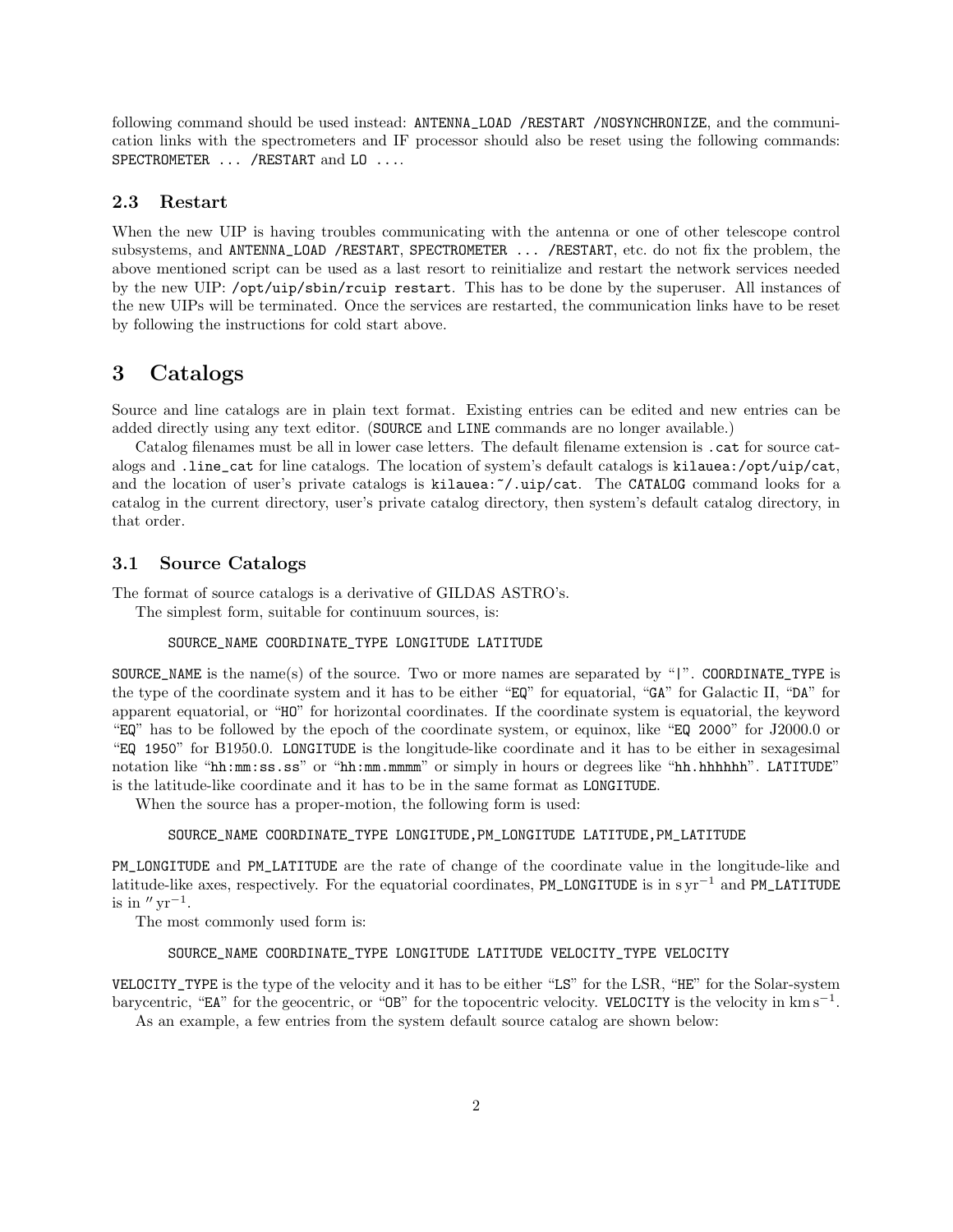following command should be used instead: `ANTENNA_LOAD /RESTART /NOSYNCHRONIZE`, and the communication links with the spectrometers and IF processor should also be reset using the following commands: `SPECTROMETER ... /RESTART` and `LO ...`.

## 2.3 Restart

When the new UIP is having troubles communicating with the antenna or one of other telescope control subsystems, and `ANTENNA_LOAD /RESTART`, `SPECTROMETER ... /RESTART`, etc. do not fix the problem, the above mentioned script can be used as a last resort to reinitialize and restart the network services needed by the new UIP: `/opt/uip/sbin/rcuip restart`. This has to be done by the superuser. All instances of the new UIPs will be terminated. Once the services are restarted, the communication links have to be reset by following the instructions for cold start above.

# 3 Catalogs

Source and line catalogs are in plain text format. Existing entries can be edited and new entries can be added directly using any text editor. (`SOURCE` and `LINE` commands are no longer available.)

Catalog filenames must be all in lower case letters. The default filename extension is `.cat` for source catalogs and `.line_cat` for line catalogs. The location of system's default catalogs is `kilauea:/opt/uip/cat`, and the location of user's private catalogs is `kilauea:~/.uip/cat`. The `CATALOG` command looks for a catalog in the current directory, user's private catalog directory, then system's default catalog directory, in that order.

## 3.1 Source Catalogs

The format of source catalogs is a derivative of GILDAS ASTRO's.

The simplest form, suitable for continuum sources, is:

```
SOURCE_NAME COORDINATE_TYPE LONGITUDE LATITUDE
```

`SOURCE_NAME` is the name(s) of the source. Two or more names are separated by "`|`". `COORDINATE_TYPE` is the type of the coordinate system and it has to be either "`EQ`" for equatorial, "`GA`" for Galactic II, "`DA`" for apparent equatorial, or "`HO`" for horizontal coordinates. If the coordinate system is equatorial, the keyword "`EQ`" has to be followed by the epoch of the coordinate system, or equinox, like "`EQ 2000`" for J2000.0 or "`EQ 1950`" for B1950.0. `LONGITUDE` is the longitude-like coordinate and it has to be either in sexagesimal notation like "`hh:mm:ss.ss`" or "`hh:mm.mmmm`" or simply in hours or degrees like "`hh.hhhhhh`". `LATITUDE`" is the latitude-like coordinate and it has to be in the same format as `LONGITUDE`.

When the source has a proper-motion, the following form is used:

```
SOURCE_NAME COORDINATE_TYPE LONGITUDE,PM_LONGITUDE LATITUDE,PM_LATITUDE
```

`PM_LONGITUDE` and `PM_LATITUDE` are the rate of change of the coordinate value in the longitude-like and latitude-like axes, respectively. For the equatorial coordinates, `PM_LONGITUDE` is in $\mathrm{s\,yr^{-1}}$ and `PM_LATITUDE` is in $''\,\mathrm{yr^{-1}}$.

The most commonly used form is:

```
SOURCE_NAME COORDINATE_TYPE LONGITUDE LATITUDE VELOCITY_TYPE VELOCITY
```

`VELOCITY_TYPE` is the type of the velocity and it has to be either "`LS`" for the LSR, "`HE`" for the Solar-system barycentric, "`EA`" for the geocentric, or "`OB`" for the topocentric velocity. `VELOCITY` is the velocity in $\mathrm{km\,s^{-1}}$.

As an example, a few entries from the system default source catalog are shown below: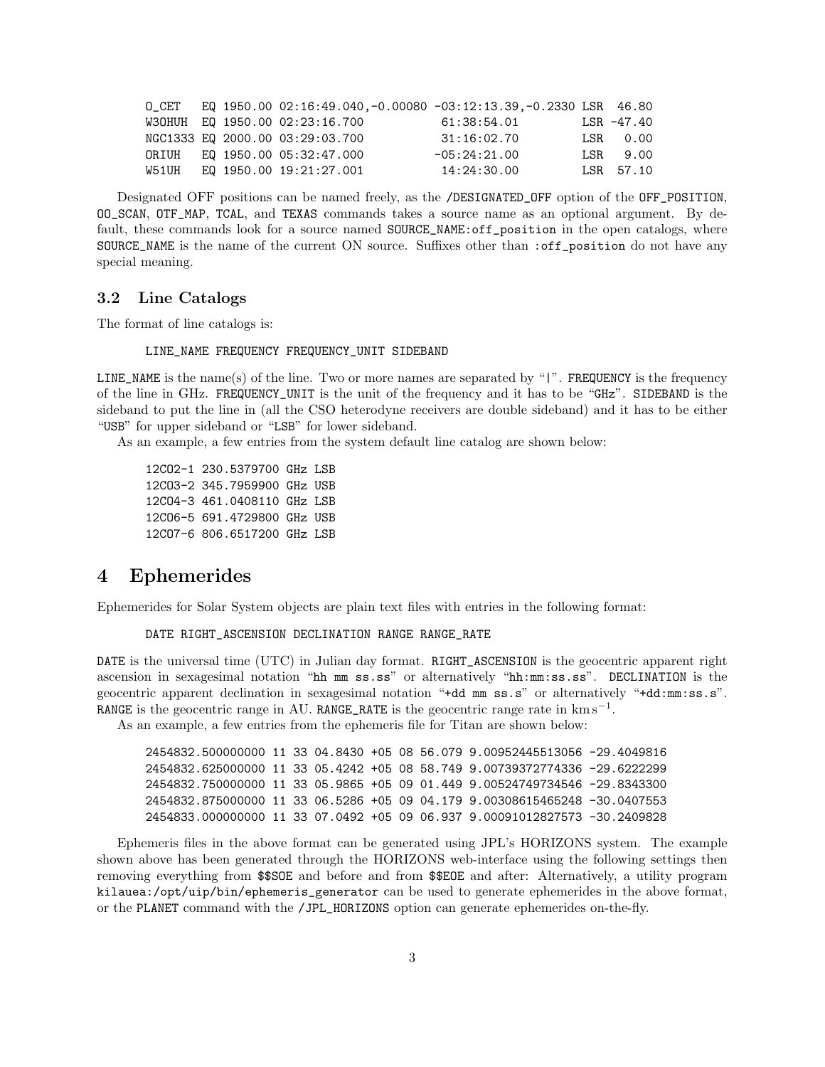```
O_CET   EQ 1950.00 02:16:49.040,-0.00080 -03:12:13.39,-0.2330 LSR  46.80
W3OHUH  EQ 1950.00 02:23:16.700           61:38:54.01         LSR -47.40
NGC1333 EQ 2000.00 03:29:03.700           31:16:02.70         LSR   0.00
ORIUH   EQ 1950.00 05:32:47.000          -05:24:21.00         LSR   9.00
W51UH   EQ 1950.00 19:21:27.001           14:24:30.00         LSR  57.10
```

Designated OFF positions can be named freely, as the /DESIGNATED_OFF option of the OFF_POSITION, OO_SCAN, OTF_MAP, TCAL, and TEXAS commands takes a source name as an optional argument. By default, these commands look for a source named SOURCE_NAME:off_position in the open catalogs, where SOURCE_NAME is the name of the current ON source. Suffixes other than :off_position do not have any special meaning.

### 3.2 Line Catalogs

The format of line catalogs is:

```
LINE_NAME FREQUENCY FREQUENCY_UNIT SIDEBAND
```

LINE_NAME is the name(s) of the line. Two or more names are separated by "|". FREQUENCY is the frequency of the line in GHz. FREQUENCY_UNIT is the unit of the frequency and it has to be "GHz". SIDEBAND is the sideband to put the line in (all the CSO heterodyne receivers are double sideband) and it has to be either "USB" for upper sideband or "LSB" for lower sideband.

As an example, a few entries from the system default line catalog are shown below:

```
12CO2-1 230.5379700 GHz LSB
12CO3-2 345.7959900 GHz USB
12CO4-3 461.0408110 GHz LSB
12CO6-5 691.4729800 GHz USB
12CO7-6 806.6517200 GHz LSB
```

## 4 Ephemerides

Ephemerides for Solar System objects are plain text files with entries in the following format:

```
DATE RIGHT_ASCENSION DECLINATION RANGE RANGE_RATE
```

DATE is the universal time (UTC) in Julian day format. RIGHT_ASCENSION is the geocentric apparent right ascension in sexagesimal notation "hh mm ss.ss" or alternatively "hh:mm:ss.ss". DECLINATION is the geocentric apparent declination in sexagesimal notation "+dd mm ss.s" or alternatively "+dd:mm:ss.s". RANGE is the geocentric range in AU. RANGE_RATE is the geocentric range rate in $\mathrm{km\,s^{-1}}$.

As an example, a few entries from the ephemeris file for Titan are shown below:

```
2454832.500000000 11 33 04.8430 +05 08 56.079 9.00952445513056 -29.4049816
2454832.625000000 11 33 05.4242 +05 08 58.749 9.00739372774336 -29.6222299
2454832.750000000 11 33 05.9865 +05 09 01.449 9.00524749734546 -29.8343300
2454832.875000000 11 33 06.5286 +05 09 04.179 9.00308615465248 -30.0407553
2454833.000000000 11 33 07.0492 +05 09 06.937 9.00091012827573 -30.2409828
```

Ephemeris files in the above format can be generated using JPL's HORIZONS system. The example shown above has been generated through the HORIZONS web-interface using the following settings then removing everything from $$SOE and before and from $$EOE and after: Alternatively, a utility program kilauea:/opt/uip/bin/ephemeris_generator can be used to generate ephemerides in the above format, or the PLANET command with the /JPL_HORIZONS option can generate ephemerides on-the-fly.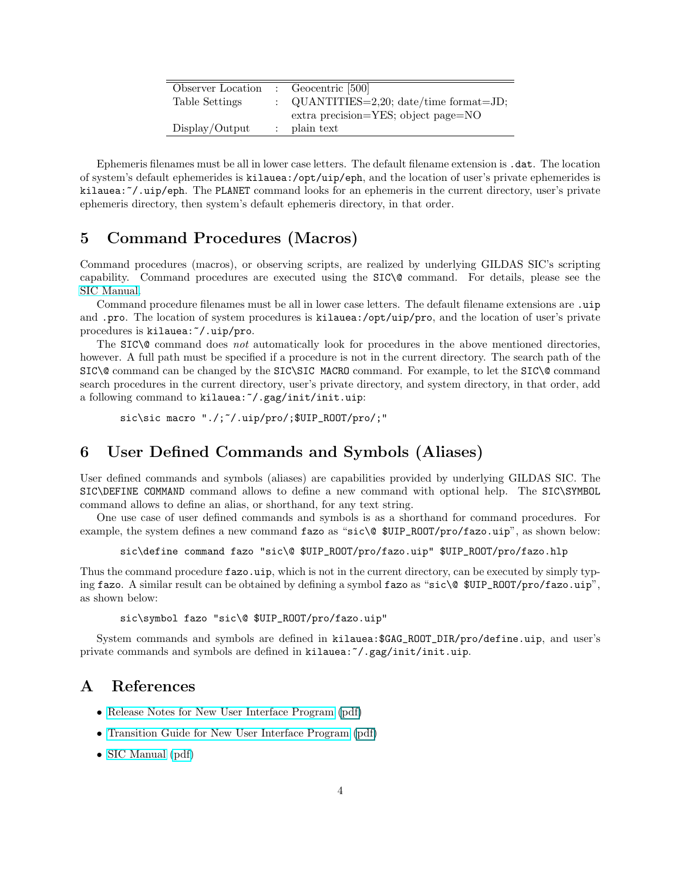| | | |
|---|---|---|
| Observer Location | : | Geocentric [500] |
| Table Settings | : | QUANTITIES=2,20; date/time format=JD; extra precision=YES; object page=NO |
| Display/Output | : | plain text |

Ephemeris filenames must be all in lower case letters. The default filename extension is `.dat`. The location of system's default ephemerides is `kilauea:/opt/uip/eph`, and the location of user's private ephemerides is `kilauea:~/.uip/eph`. The `PLANET` command looks for an ephemeris in the current directory, user's private ephemeris directory, then system's default ephemeris directory, in that order.

## 5 Command Procedures (Macros)

Command procedures (macros), or observing scripts, are realized by underlying GILDAS SIC's scripting capability. Command procedures are executed using the `SIC\@` command. For details, please see the SIC Manual.

Command procedure filenames must be all in lower case letters. The default filename extensions are `.uip` and `.pro`. The location of system procedures is `kilauea:/opt/uip/pro`, and the location of user's private procedures is `kilauea:~/.uip/pro`.

The `SIC\@` command does *not* automatically look for procedures in the above mentioned directories, however. A full path must be specified if a procedure is not in the current directory. The search path of the `SIC\@` command can be changed by the `SIC\SIC MACRO` command. For example, to let the `SIC\@` command search procedures in the current directory, user's private directory, and system directory, in that order, add a following command to `kilauea:~/.gag/init/init.uip`:

```
sic\sic macro "./;~/.uip/pro/;$UIP_ROOT/pro/;"
```

## 6 User Defined Commands and Symbols (Aliases)

User defined commands and symbols (aliases) are capabilities provided by underlying GILDAS SIC. The `SIC\DEFINE COMMAND` command allows to define a new command with optional help. The `SIC\SYMBOL` command allows to define an alias, or shorthand, for any text string.

One use case of user defined commands and symbols is as a shorthand for command procedures. For example, the system defines a new command `fazo` as "`sic\@ $UIP_ROOT/pro/fazo.uip`", as shown below:

```
sic\define command fazo "sic\@ $UIP_ROOT/pro/fazo.uip" $UIP_ROOT/pro/fazo.hlp
```

Thus the command procedure `fazo.uip`, which is not in the current directory, can be executed by simply typing `fazo`. A similar result can be obtained by defining a symbol `fazo` as "`sic\@ $UIP_ROOT/pro/fazo.uip`", as shown below:

```
sic\symbol fazo "sic\@ $UIP_ROOT/pro/fazo.uip"
```

System commands and symbols are defined in `kilauea:$GAG_ROOT_DIR/pro/define.uip`, and user's private commands and symbols are defined in `kilauea:~/.gag/init/init.uip`.

## A References

- Release Notes for New User Interface Program (pdf)
- Transition Guide for New User Interface Program (pdf)
- SIC Manual (pdf)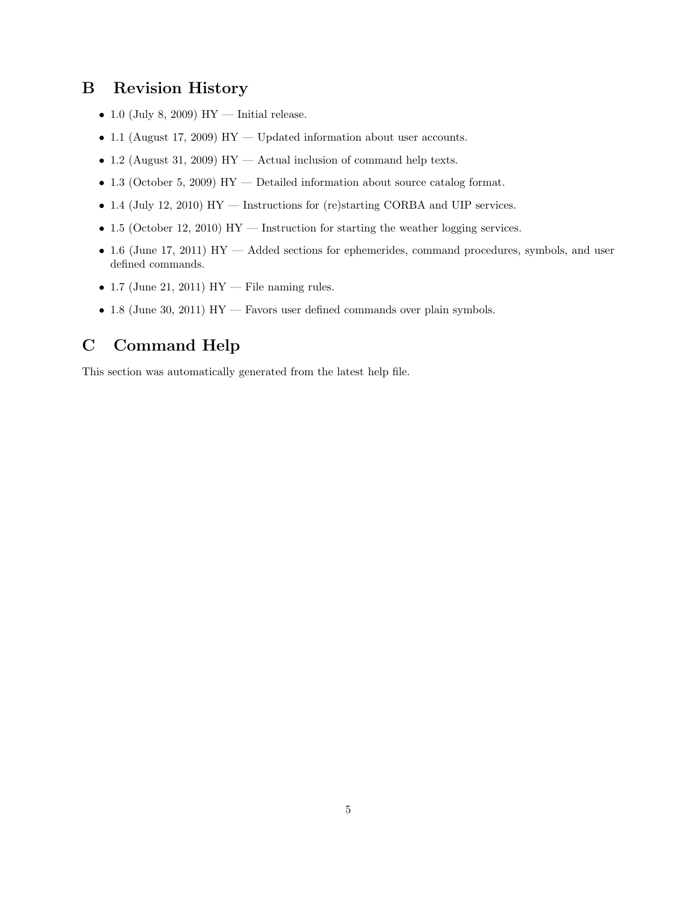## B Revision History

- 1.0 (July 8, 2009) HY — Initial release.
- 1.1 (August 17, 2009) HY — Updated information about user accounts.
- 1.2 (August 31, 2009) HY — Actual inclusion of command help texts.
- 1.3 (October 5, 2009) HY — Detailed information about source catalog format.
- 1.4 (July 12, 2010) HY — Instructions for (re)starting CORBA and UIP services.
- 1.5 (October 12, 2010) HY — Instruction for starting the weather logging services.
- 1.6 (June 17, 2011) HY — Added sections for ephemerides, command procedures, symbols, and user defined commands.
- 1.7 (June 21, 2011) HY — File naming rules.
- 1.8 (June 30, 2011) HY — Favors user defined commands over plain symbols.

## C Command Help

This section was automatically generated from the latest help file.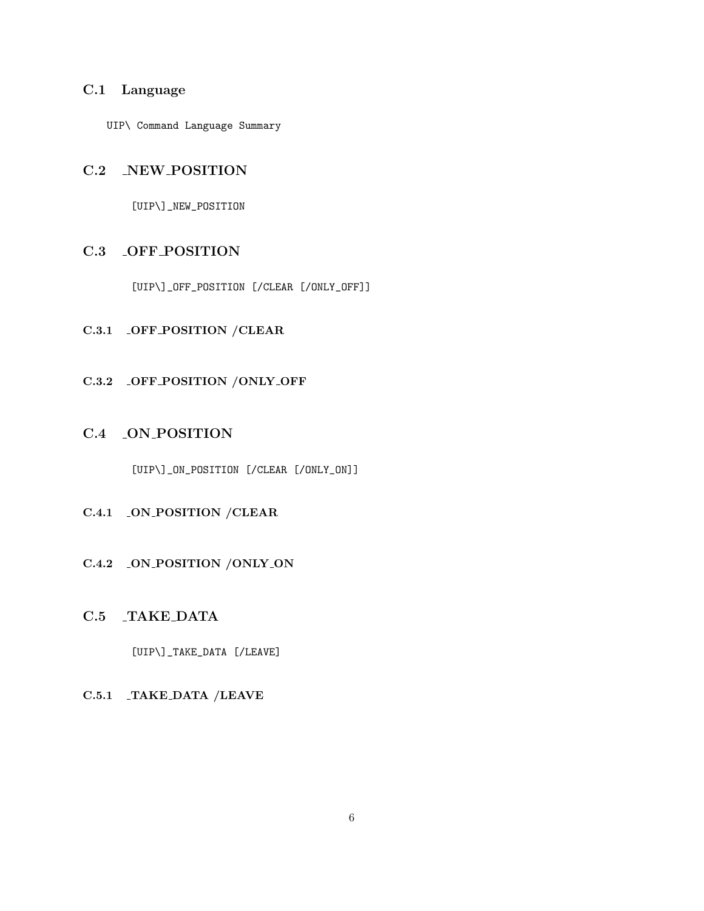## C.1 Language

```
UIP\ Command Language Summary
```

## C.2 _NEW_POSITION

```
[UIP\]_NEW_POSITION
```

## C.3 _OFF_POSITION

```
[UIP\]_OFF_POSITION [/CLEAR [/ONLY_OFF]]
```

### C.3.1 _OFF_POSITION /CLEAR

### C.3.2 _OFF_POSITION /ONLY_OFF

## C.4 _ON_POSITION

```
[UIP\]_ON_POSITION [/CLEAR [/ONLY_ON]]
```

### C.4.1 _ON_POSITION /CLEAR

### C.4.2 _ON_POSITION /ONLY_ON

## C.5 _TAKE_DATA

```
[UIP\]_TAKE_DATA [/LEAVE]
```

### C.5.1 _TAKE_DATA /LEAVE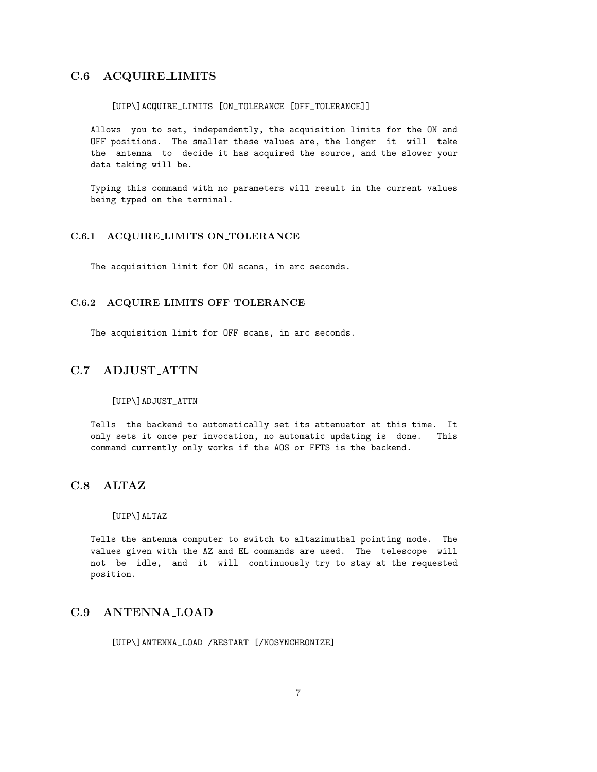## C.6 ACQUIRE_LIMITS

```
[UIP\]ACQUIRE_LIMITS [ON_TOLERANCE [OFF_TOLERANCE]]
```

Allows you to set, independently, the acquisition limits for the ON and OFF positions. The smaller these values are, the longer it will take the antenna to decide it has acquired the source, and the slower your data taking will be.

Typing this command with no parameters will result in the current values being typed on the terminal.

### C.6.1 ACQUIRE_LIMITS ON_TOLERANCE

The acquisition limit for ON scans, in arc seconds.

### C.6.2 ACQUIRE_LIMITS OFF_TOLERANCE

The acquisition limit for OFF scans, in arc seconds.

## C.7 ADJUST_ATTN

```
[UIP\]ADJUST_ATTN
```

Tells the backend to automatically set its attenuator at this time. It only sets it once per invocation, no automatic updating is done. This command currently only works if the AOS or FFTS is the backend.

## C.8 ALTAZ

```
[UIP\]ALTAZ
```

Tells the antenna computer to switch to altazimuthal pointing mode. The values given with the AZ and EL commands are used. The telescope will not be idle, and it will continuously try to stay at the requested position.

## C.9 ANTENNA_LOAD

```
[UIP\]ANTENNA_LOAD /RESTART [/NOSYNCHRONIZE]
```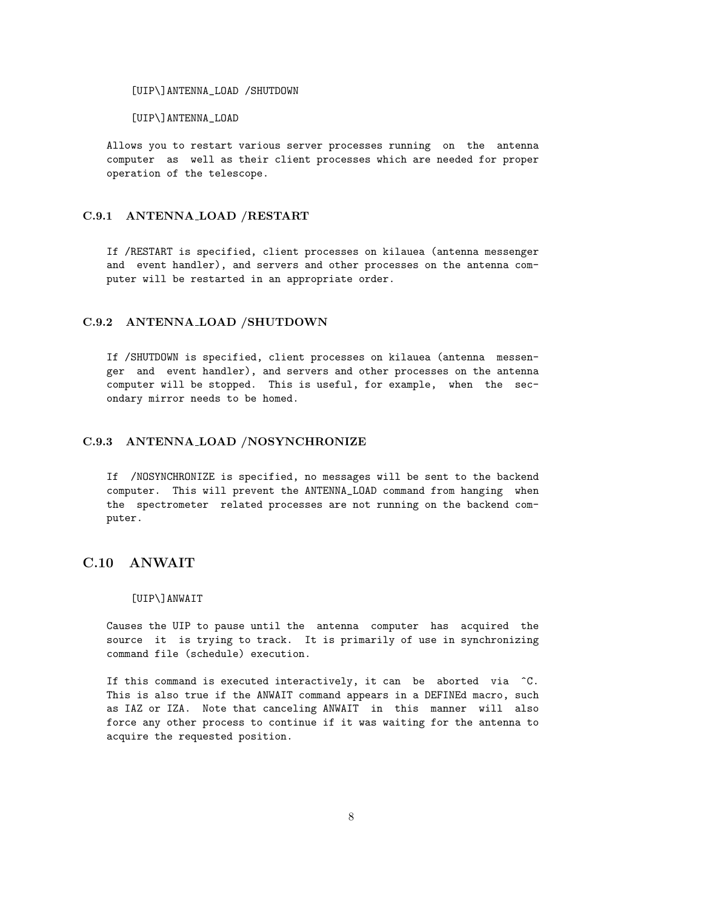```
[UIP\]ANTENNA_LOAD /SHUTDOWN

[UIP\]ANTENNA_LOAD
```

Allows you to restart various server processes running on the antenna computer as well as their client processes which are needed for proper operation of the telescope.

### C.9.1 ANTENNA_LOAD /RESTART

If /RESTART is specified, client processes on kilauea (antenna messenger and event handler), and servers and other processes on the antenna computer will be restarted in an appropriate order.

### C.9.2 ANTENNA_LOAD /SHUTDOWN

If /SHUTDOWN is specified, client processes on kilauea (antenna messenger and event handler), and servers and other processes on the antenna computer will be stopped. This is useful, for example, when the secondary mirror needs to be homed.

### C.9.3 ANTENNA_LOAD /NOSYNCHRONIZE

If /NOSYNCHRONIZE is specified, no messages will be sent to the backend computer. This will prevent the ANTENNA_LOAD command from hanging when the spectrometer related processes are not running on the backend computer.

## C.10 ANWAIT

```
[UIP\]ANWAIT
```

Causes the UIP to pause until the antenna computer has acquired the source it is trying to track. It is primarily of use in synchronizing command file (schedule) execution.

If this command is executed interactively, it can be aborted via ^C. This is also true if the ANWAIT command appears in a DEFINEd macro, such as IAZ or IZA. Note that canceling ANWAIT in this manner will also force any other process to continue if it was waiting for the antenna to acquire the requested position.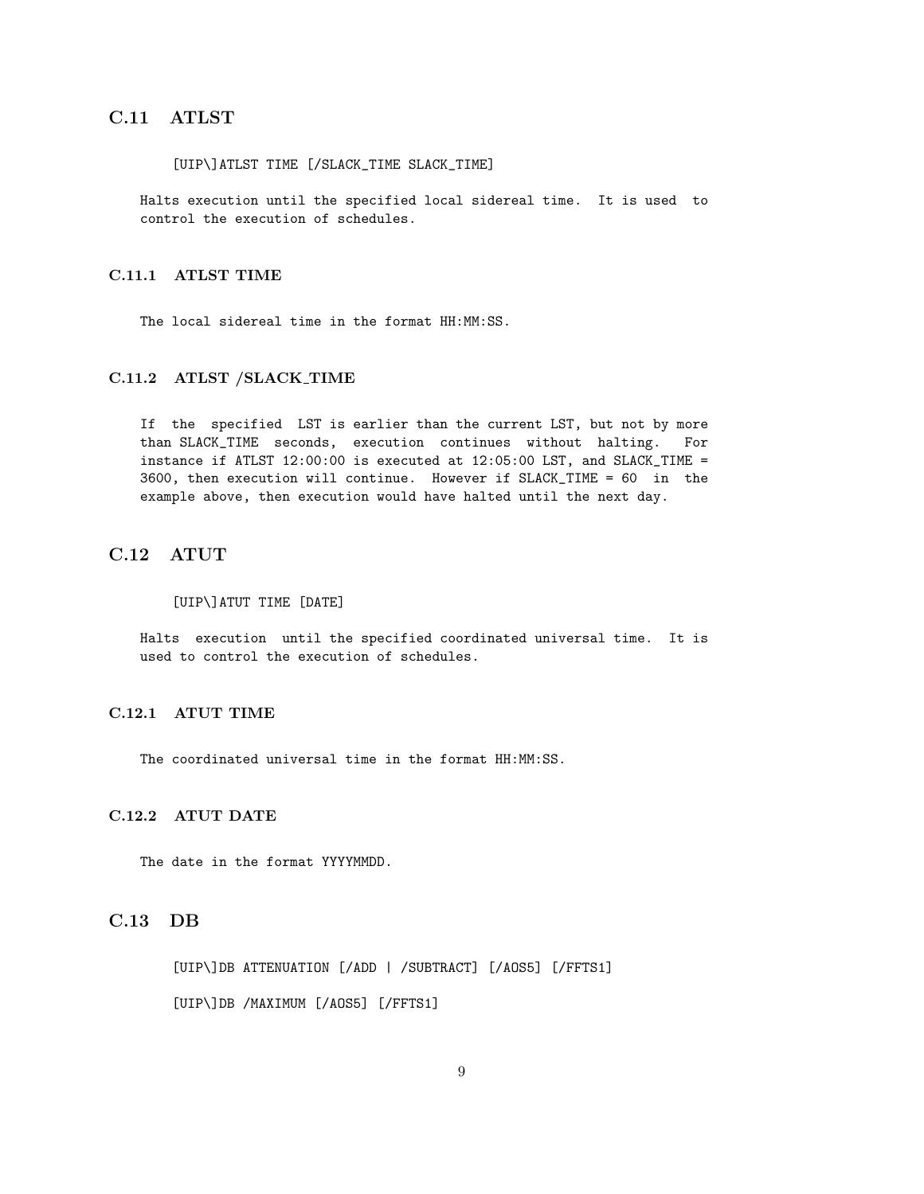## C.11 ATLST

```
[UIP\]ATLST TIME [/SLACK_TIME SLACK_TIME]
```

Halts execution until the specified local sidereal time. It is used to control the execution of schedules.

### C.11.1 ATLST TIME

The local sidereal time in the format HH:MM:SS.

### C.11.2 ATLST /SLACK_TIME

If the specified LST is earlier than the current LST, but not by more than SLACK_TIME seconds, execution continues without halting. For instance if ATLST 12:00:00 is executed at 12:05:00 LST, and SLACK_TIME = 3600, then execution will continue. However if SLACK_TIME = 60 in the example above, then execution would have halted until the next day.

## C.12 ATUT

```
[UIP\]ATUT TIME [DATE]
```

Halts execution until the specified coordinated universal time. It is used to control the execution of schedules.

### C.12.1 ATUT TIME

The coordinated universal time in the format HH:MM:SS.

### C.12.2 ATUT DATE

The date in the format YYYYMMDD.

## C.13 DB

```
[UIP\]DB ATTENUATION [/ADD | /SUBTRACT] [/AOS5] [/FFTS1]

[UIP\]DB /MAXIMUM [/AOS5] [/FFTS1]
```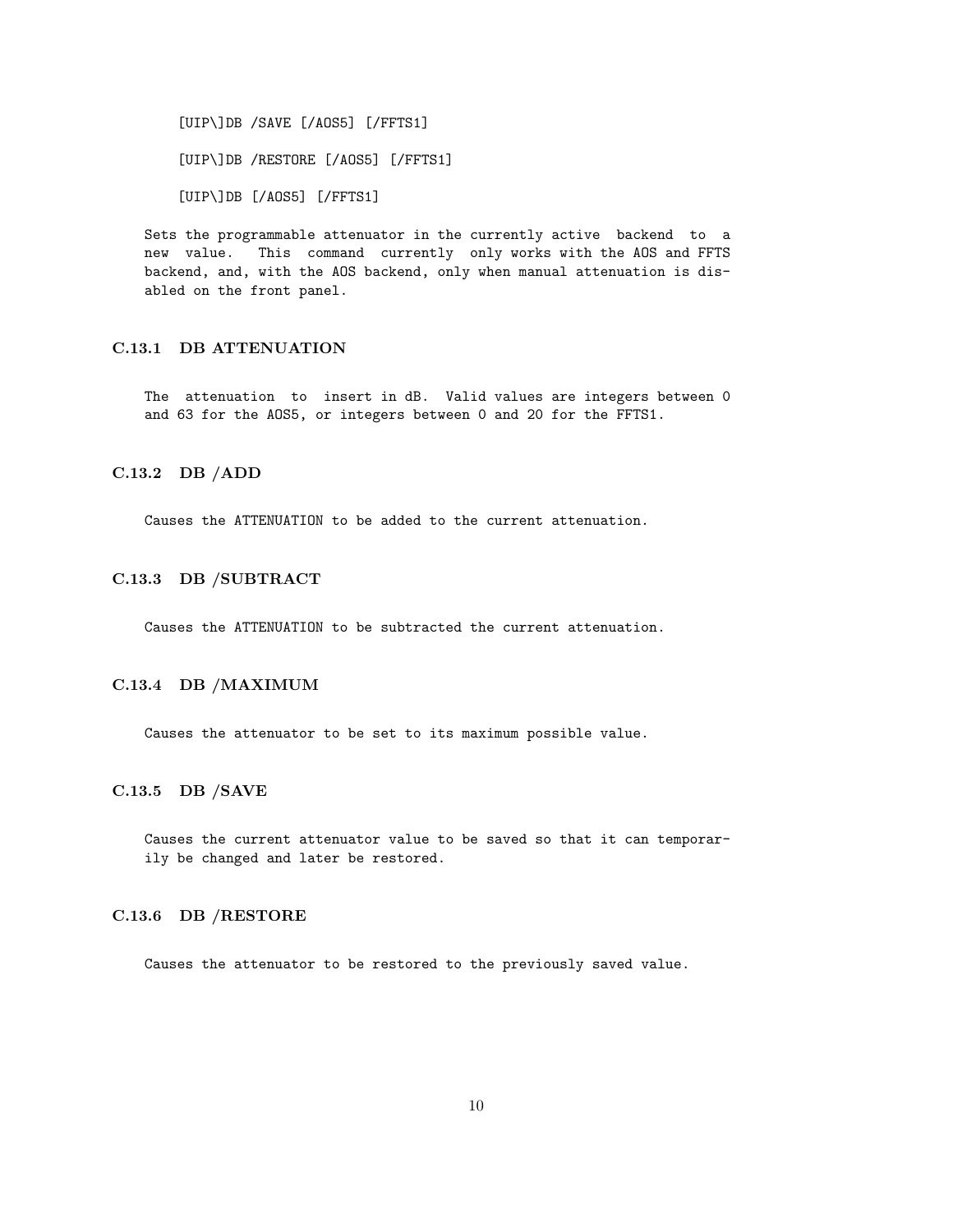```
[UIP\]DB /SAVE [/AOS5] [/FFTS1]

[UIP\]DB /RESTORE [/AOS5] [/FFTS1]

[UIP\]DB [/AOS5] [/FFTS1]
```

Sets the programmable attenuator in the currently active backend to a new value. This command currently only works with the AOS and FFTS backend, and, with the AOS backend, only when manual attenuation is disabled on the front panel.

### C.13.1 DB ATTENUATION

The attenuation to insert in dB. Valid values are integers between 0 and 63 for the AOS5, or integers between 0 and 20 for the FFTS1.

### C.13.2 DB /ADD

Causes the ATTENUATION to be added to the current attenuation.

### C.13.3 DB /SUBTRACT

Causes the ATTENUATION to be subtracted the current attenuation.

### C.13.4 DB /MAXIMUM

Causes the attenuator to be set to its maximum possible value.

### C.13.5 DB /SAVE

Causes the current attenuator value to be saved so that it can temporarily be changed and later be restored.

### C.13.6 DB /RESTORE

Causes the attenuator to be restored to the previously saved value.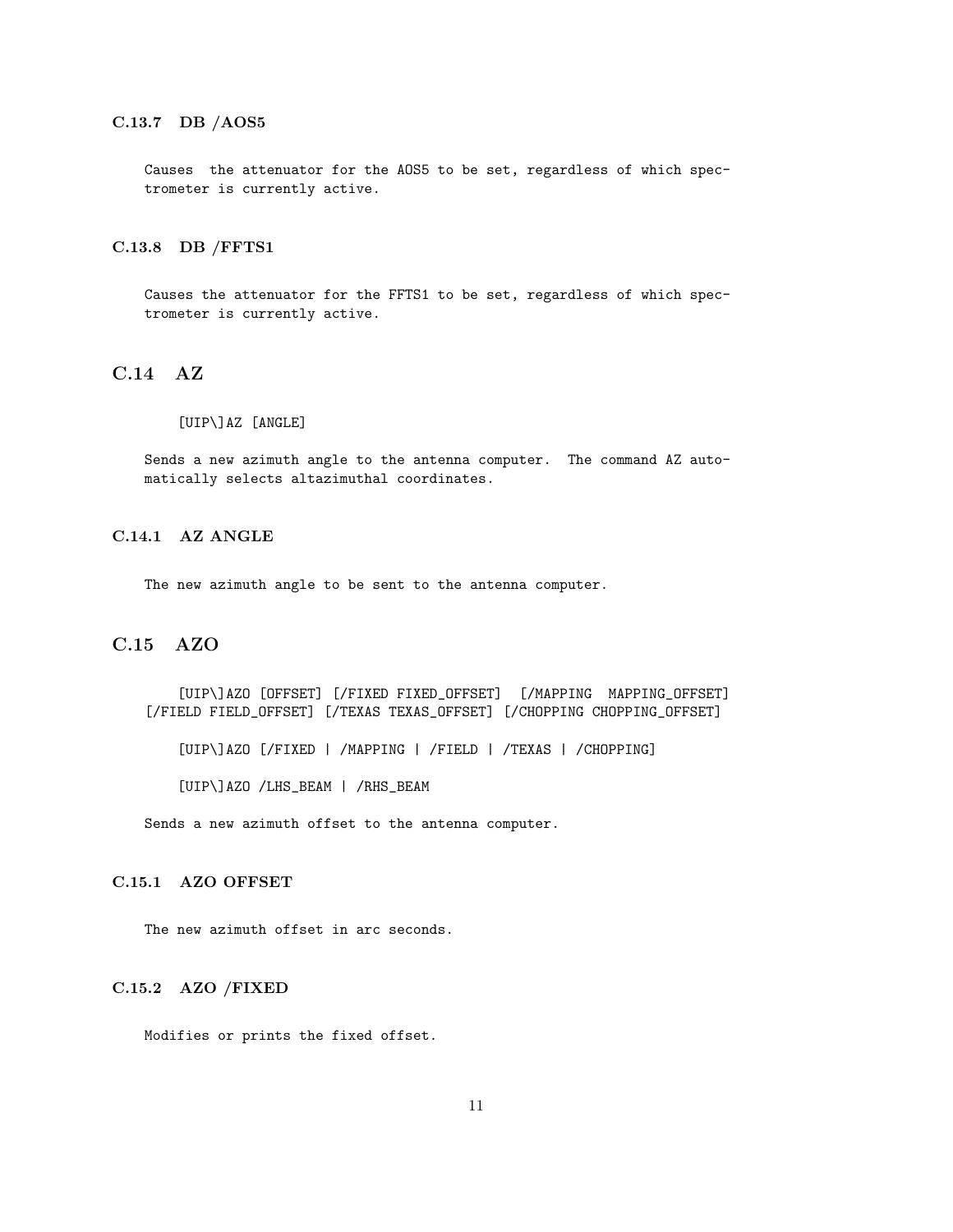### C.13.7 DB /AOS5

Causes the attenuator for the AOS5 to be set, regardless of which spectrometer is currently active.

### C.13.8 DB /FFTS1

Causes the attenuator for the FFTS1 to be set, regardless of which spectrometer is currently active.

## C.14 AZ

```
[UIP\]AZ [ANGLE]
```

Sends a new azimuth angle to the antenna computer. The command AZ automatically selects altazimuthal coordinates.

### C.14.1 AZ ANGLE

The new azimuth angle to be sent to the antenna computer.

## C.15 AZO

```
[UIP\]AZO [OFFSET] [/FIXED FIXED_OFFSET] [/MAPPING MAPPING_OFFSET]
[/FIELD FIELD_OFFSET] [/TEXAS TEXAS_OFFSET] [/CHOPPING CHOPPING_OFFSET]

[UIP\]AZO [/FIXED | /MAPPING | /FIELD | /TEXAS | /CHOPPING]

[UIP\]AZO /LHS_BEAM | /RHS_BEAM
```

Sends a new azimuth offset to the antenna computer.

### C.15.1 AZO OFFSET

The new azimuth offset in arc seconds.

### C.15.2 AZO /FIXED

Modifies or prints the fixed offset.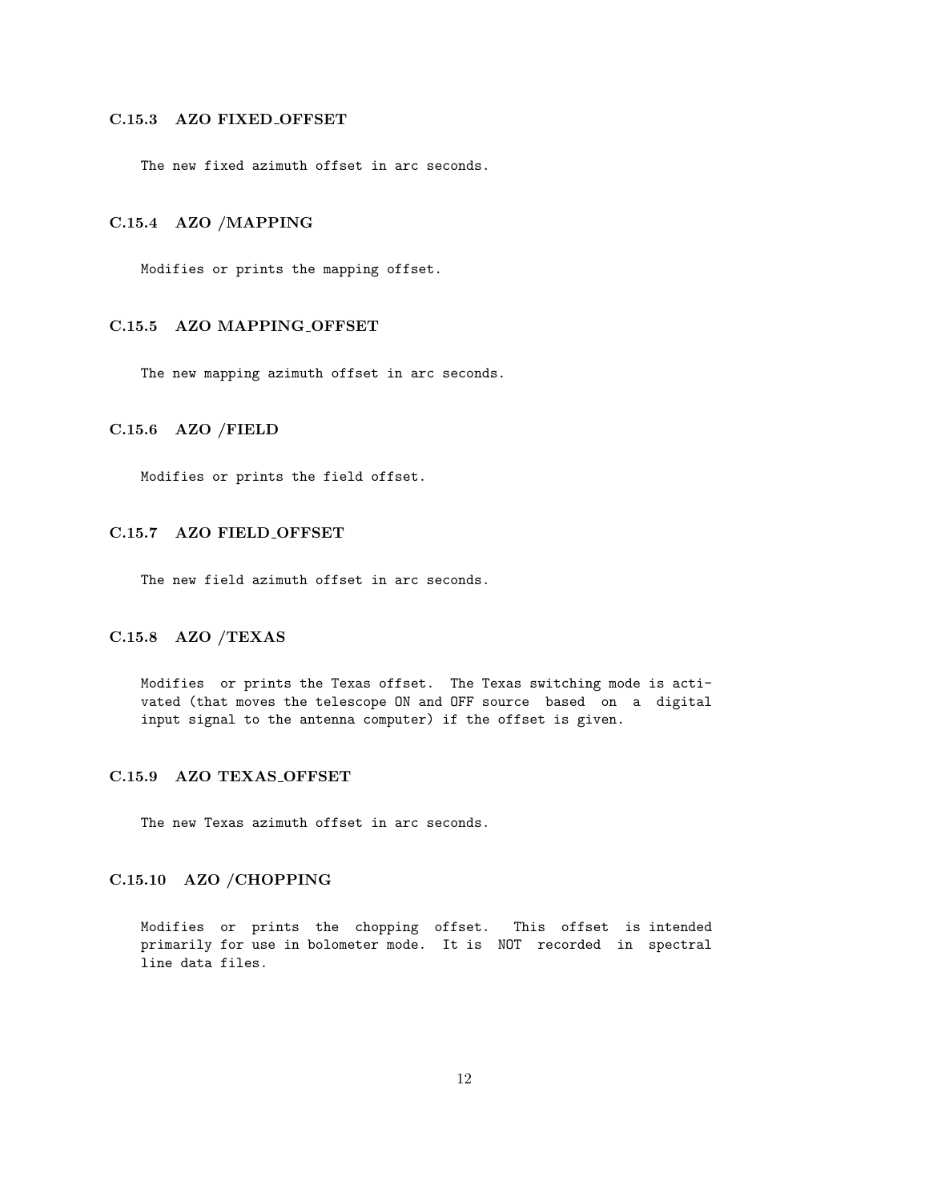### C.15.3 AZO FIXED_OFFSET

The new fixed azimuth offset in arc seconds.

### C.15.4 AZO /MAPPING

Modifies or prints the mapping offset.

### C.15.5 AZO MAPPING_OFFSET

The new mapping azimuth offset in arc seconds.

### C.15.6 AZO /FIELD

Modifies or prints the field offset.

### C.15.7 AZO FIELD_OFFSET

The new field azimuth offset in arc seconds.

### C.15.8 AZO /TEXAS

Modifies or prints the Texas offset. The Texas switching mode is activated (that moves the telescope ON and OFF source based on a digital input signal to the antenna computer) if the offset is given.

### C.15.9 AZO TEXAS_OFFSET

The new Texas azimuth offset in arc seconds.

### C.15.10 AZO /CHOPPING

Modifies or prints the chopping offset. This offset is intended primarily for use in bolometer mode. It is NOT recorded in spectral line data files.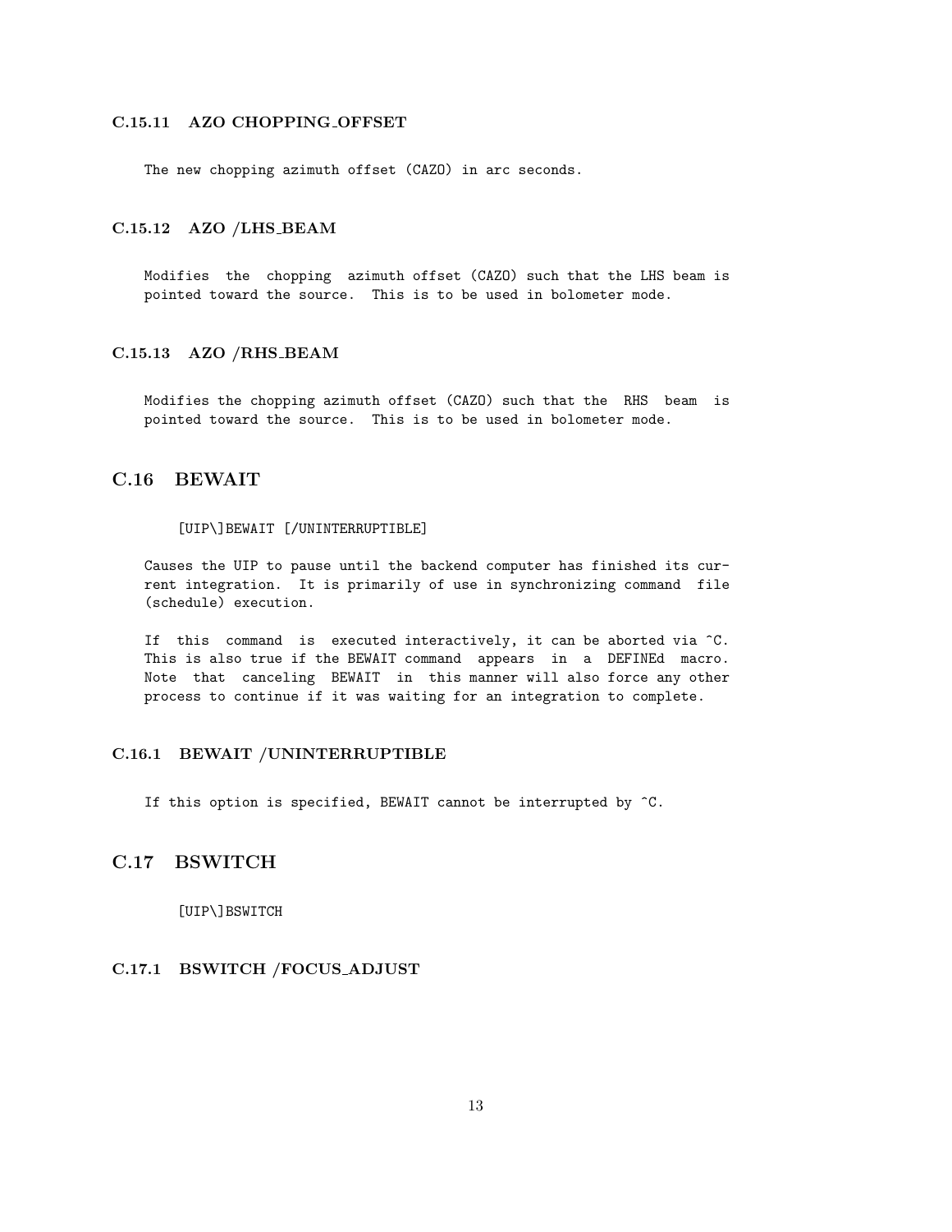### C.15.11 AZO CHOPPING_OFFSET

The new chopping azimuth offset (CAZO) in arc seconds.

### C.15.12 AZO /LHS_BEAM

Modifies the chopping azimuth offset (CAZO) such that the LHS beam is pointed toward the source. This is to be used in bolometer mode.

### C.15.13 AZO /RHS_BEAM

Modifies the chopping azimuth offset (CAZO) such that the RHS beam is pointed toward the source. This is to be used in bolometer mode.

## C.16 BEWAIT

```
[UIP\]BEWAIT [/UNINTERRUPTIBLE]
```

Causes the UIP to pause until the backend computer has finished its current integration. It is primarily of use in synchronizing command file (schedule) execution.

If this command is executed interactively, it can be aborted via ^C. This is also true if the BEWAIT command appears in a DEFINEd macro. Note that canceling BEWAIT in this manner will also force any other process to continue if it was waiting for an integration to complete.

### C.16.1 BEWAIT /UNINTERRUPTIBLE

If this option is specified, BEWAIT cannot be interrupted by ^C.

## C.17 BSWITCH

```
[UIP\]BSWITCH
```

### C.17.1 BSWITCH /FOCUS_ADJUST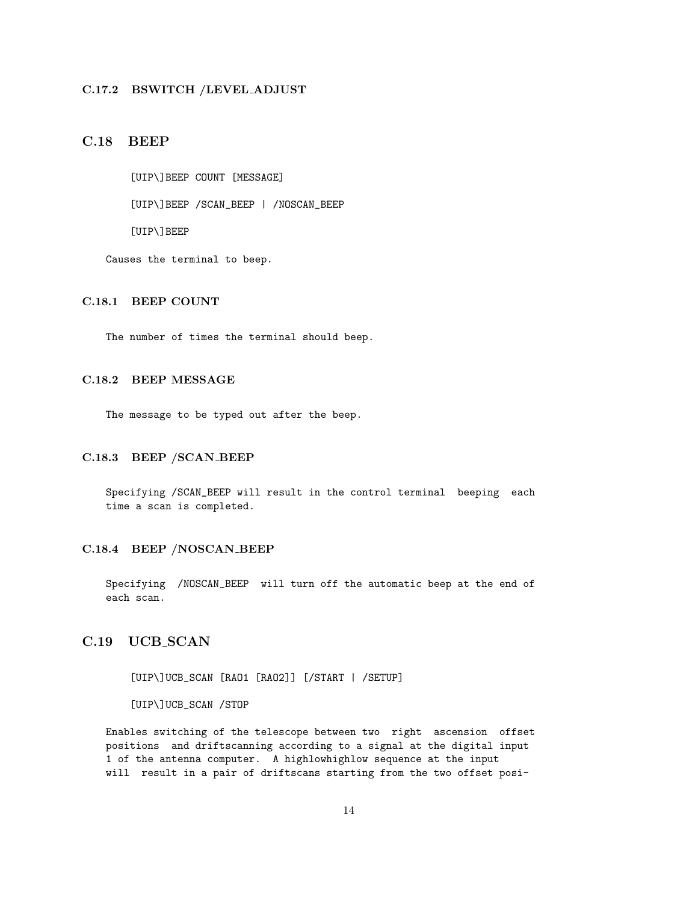### C.17.2 BSWITCH /LEVEL_ADJUST

## C.18 BEEP

```
[UIP\]BEEP COUNT [MESSAGE]

[UIP\]BEEP /SCAN_BEEP | /NOSCAN_BEEP

[UIP\]BEEP
```

Causes the terminal to beep.

### C.18.1 BEEP COUNT

The number of times the terminal should beep.

### C.18.2 BEEP MESSAGE

The message to be typed out after the beep.

### C.18.3 BEEP /SCAN_BEEP

Specifying /SCAN_BEEP will result in the control terminal beeping each time a scan is completed.

### C.18.4 BEEP /NOSCAN_BEEP

Specifying /NOSCAN_BEEP will turn off the automatic beep at the end of each scan.

## C.19 UCB_SCAN

```
[UIP\]UCB_SCAN [RAO1 [RAO2]] [/START | /SETUP]

[UIP\]UCB_SCAN /STOP
```

Enables switching of the telescope between two right ascension offset positions and driftscanning according to a signal at the digital input 1 of the antenna computer. A highlowhighlow sequence at the input will result in a pair of driftscans starting from the two offset posi-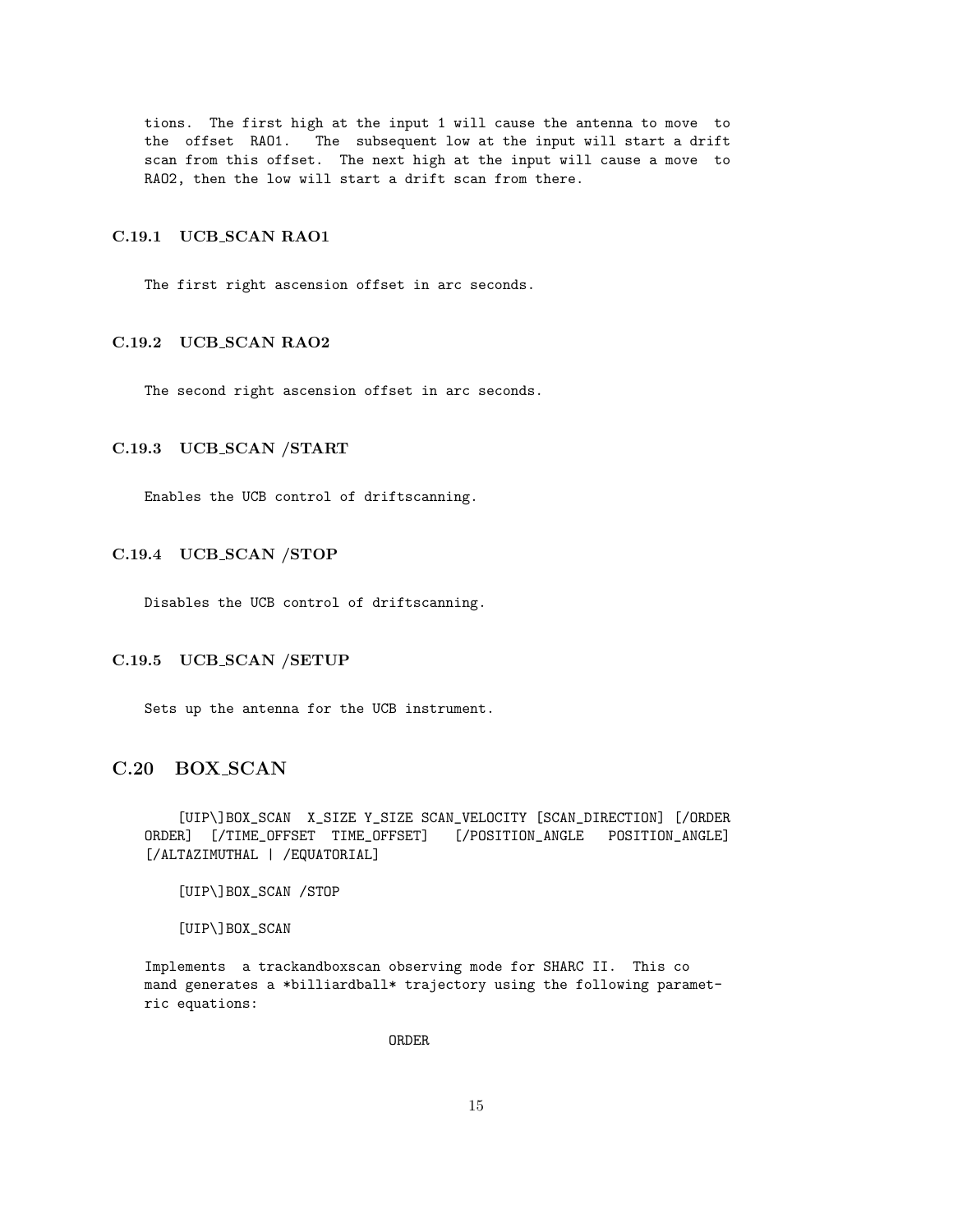tions. The first high at the input 1 will cause the antenna to move to the offset RAO1. The subsequent low at the input will start a drift scan from this offset. The next high at the input will cause a move to RAO2, then the low will start a drift scan from there.

### C.19.1 UCB_SCAN RAO1

The first right ascension offset in arc seconds.

### C.19.2 UCB_SCAN RAO2

The second right ascension offset in arc seconds.

### C.19.3 UCB_SCAN /START

Enables the UCB control of driftscanning.

### C.19.4 UCB_SCAN /STOP

Disables the UCB control of driftscanning.

### C.19.5 UCB_SCAN /SETUP

Sets up the antenna for the UCB instrument.

## C.20 BOX_SCAN

```
[UIP\]BOX_SCAN  X_SIZE Y_SIZE SCAN_VELOCITY [SCAN_DIRECTION] [/ORDER ORDER] [/TIME_OFFSET TIME_OFFSET]  [/POSITION_ANGLE  POSITION_ANGLE] [/ALTAZIMUTHAL | /EQUATORIAL]

[UIP\]BOX_SCAN /STOP

[UIP\]BOX_SCAN
```

Implements a trackandboxscan observing mode for SHARC II. This co mand generates a *billiardball* trajectory using the following parametric equations:

ORDER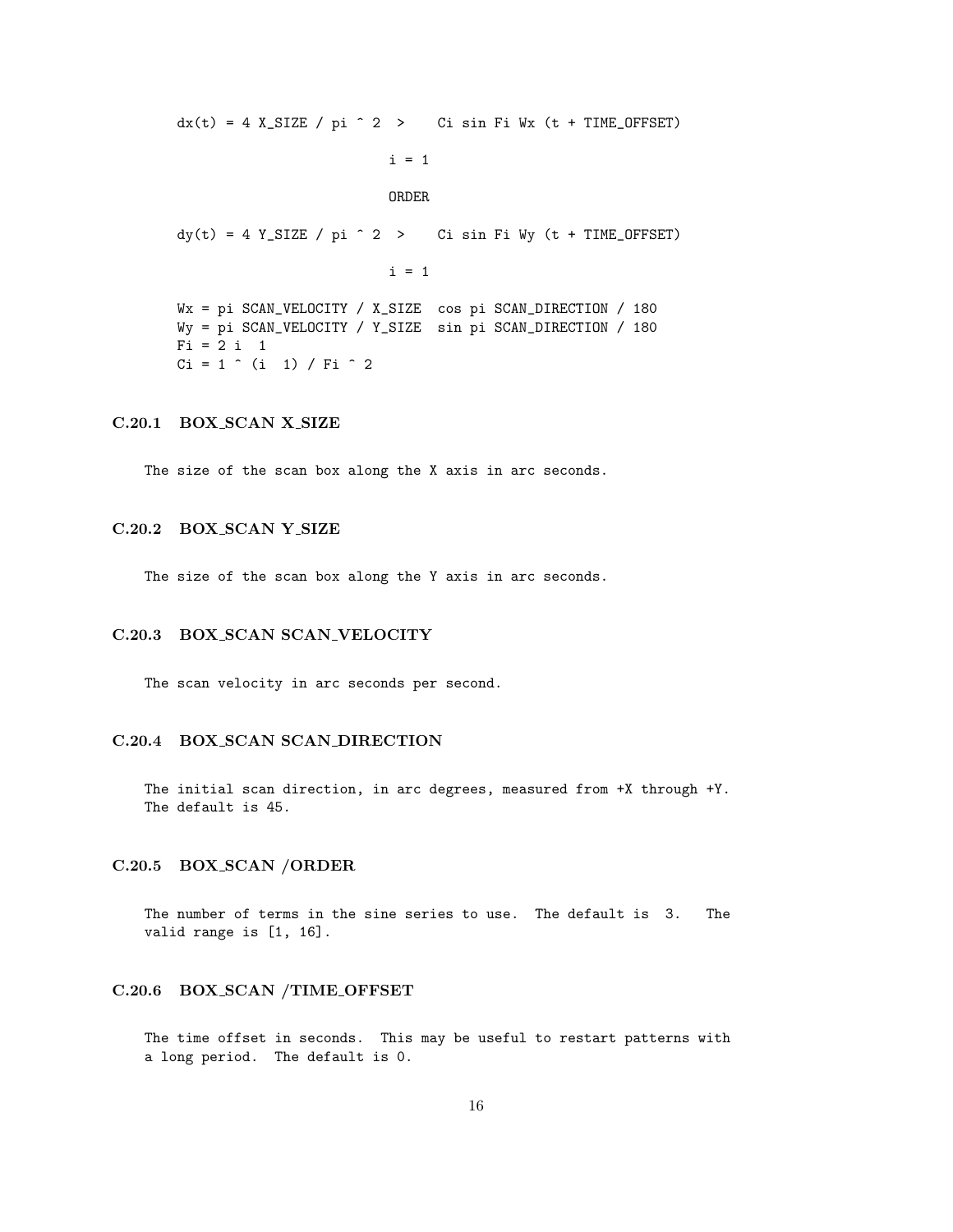```
dx(t) = 4 X_SIZE / pi ^ 2  >    Ci sin Fi Wx (t + TIME_OFFSET)

                           i = 1

                           ORDER

dy(t) = 4 Y_SIZE / pi ^ 2  >    Ci sin Fi Wy (t + TIME_OFFSET)

                           i = 1

Wx = pi SCAN_VELOCITY / X_SIZE  cos pi SCAN_DIRECTION / 180
Wy = pi SCAN_VELOCITY / Y_SIZE  sin pi SCAN_DIRECTION / 180
Fi = 2 i  1
Ci = 1 ^ (i  1) / Fi ^ 2
```

### C.20.1 BOX_SCAN X_SIZE

The size of the scan box along the X axis in arc seconds.

### C.20.2 BOX_SCAN Y_SIZE

The size of the scan box along the Y axis in arc seconds.

### C.20.3 BOX_SCAN SCAN_VELOCITY

The scan velocity in arc seconds per second.

### C.20.4 BOX_SCAN SCAN_DIRECTION

The initial scan direction, in arc degrees, measured from +X through +Y.
The default is 45.

### C.20.5 BOX_SCAN /ORDER

The number of terms in the sine series to use. The default is 3. The valid range is [1, 16].

### C.20.6 BOX_SCAN /TIME_OFFSET

The time offset in seconds. This may be useful to restart patterns with a long period. The default is 0.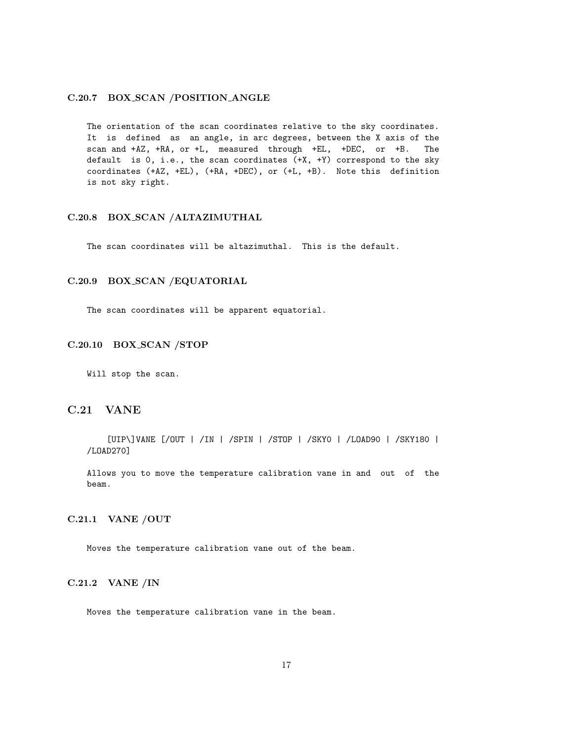### C.20.7 BOX_SCAN /POSITION_ANGLE

The orientation of the scan coordinates relative to the sky coordinates. It is defined as an angle, in arc degrees, between the X axis of the scan and +AZ, +RA, or +L, measured through +EL, +DEC, or +B. The default is 0, i.e., the scan coordinates (+X, +Y) correspond to the sky coordinates (+AZ, +EL), (+RA, +DEC), or (+L, +B). Note this definition is not sky right.

### C.20.8 BOX_SCAN /ALTAZIMUTHAL

The scan coordinates will be altazimuthal. This is the default.

### C.20.9 BOX_SCAN /EQUATORIAL

The scan coordinates will be apparent equatorial.

### C.20.10 BOX_SCAN /STOP

Will stop the scan.

## C.21 VANE

```
[UIP\]VANE [/OUT | /IN | /SPIN | /STOP | /SKY0 | /LOAD90 | /SKY180 |
/LOAD270]
```

Allows you to move the temperature calibration vane in and out of the beam.

### C.21.1 VANE /OUT

Moves the temperature calibration vane out of the beam.

### C.21.2 VANE /IN

Moves the temperature calibration vane in the beam.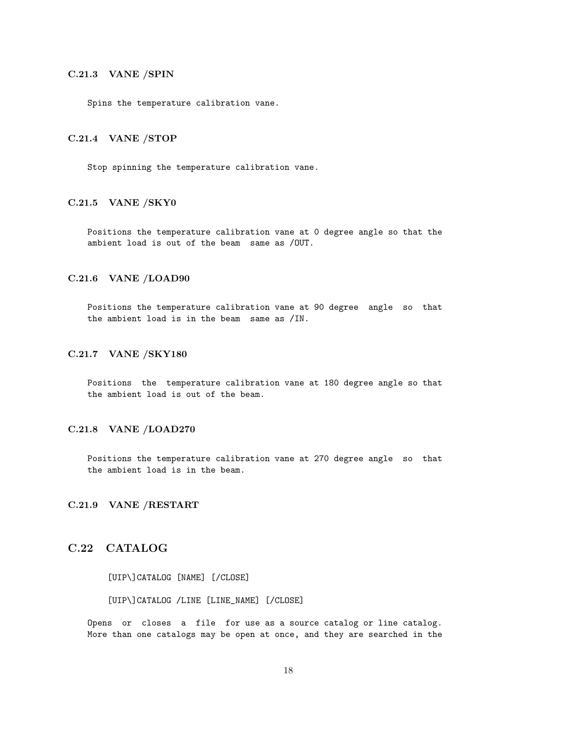### C.21.3 VANE /SPIN

Spins the temperature calibration vane.

### C.21.4 VANE /STOP

Stop spinning the temperature calibration vane.

### C.21.5 VANE /SKY0

Positions the temperature calibration vane at 0 degree angle so that the ambient load is out of the beam same as /OUT.

### C.21.6 VANE /LOAD90

Positions the temperature calibration vane at 90 degree angle so that the ambient load is in the beam same as /IN.

### C.21.7 VANE /SKY180

Positions the temperature calibration vane at 180 degree angle so that the ambient load is out of the beam.

### C.21.8 VANE /LOAD270

Positions the temperature calibration vane at 270 degree angle so that the ambient load is in the beam.

### C.21.9 VANE /RESTART

## C.22 CATALOG

```
[UIP\]CATALOG [NAME] [/CLOSE]

[UIP\]CATALOG /LINE [LINE_NAME] [/CLOSE]
```

Opens or closes a file for use as a source catalog or line catalog. More than one catalogs may be open at once, and they are searched in the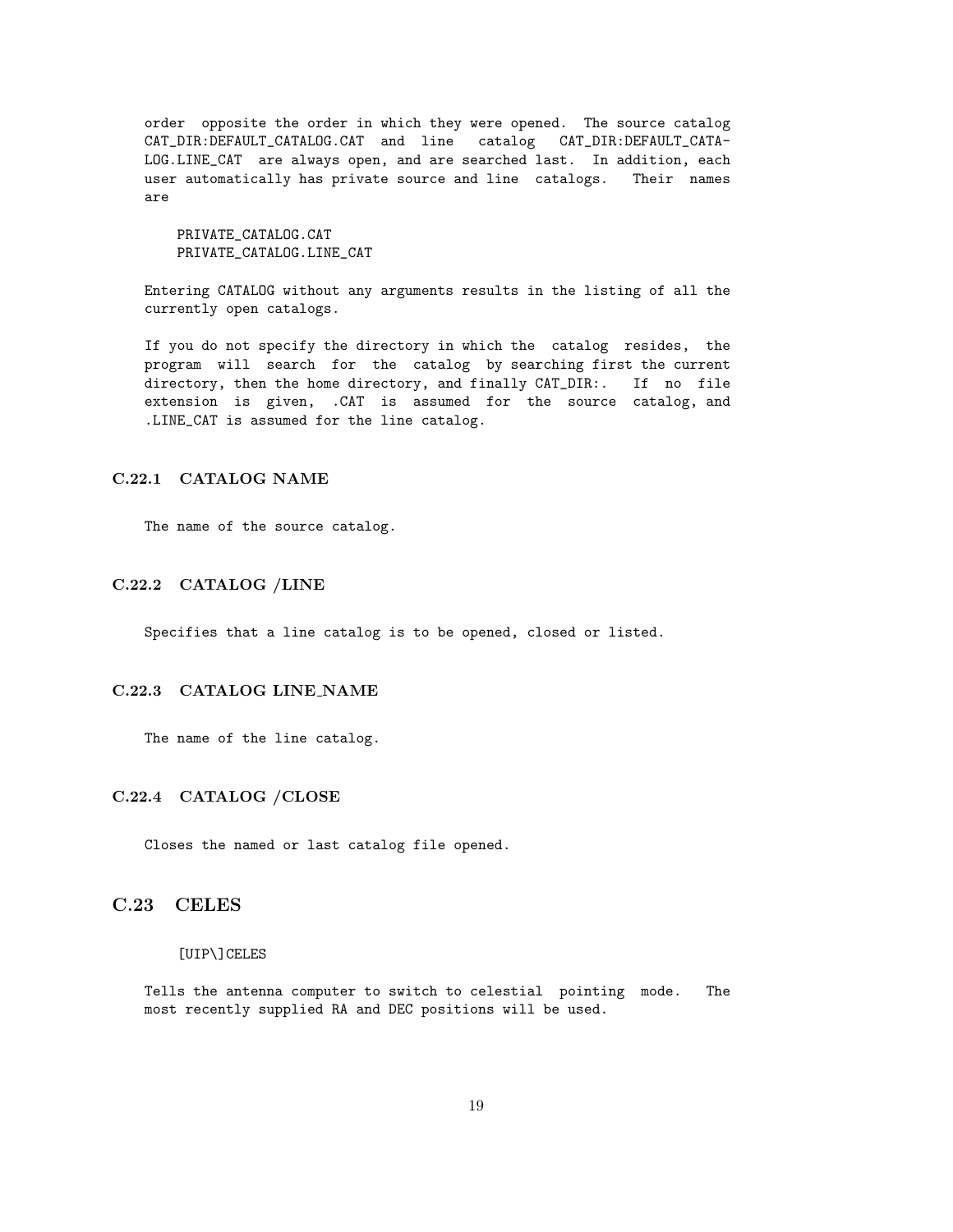order opposite the order in which they were opened. The source catalog CAT_DIR:DEFAULT_CATALOG.CAT and line catalog CAT_DIR:DEFAULT_CATALOG.LINE_CAT are always open, and are searched last. In addition, each user automatically has private source and line catalogs. Their names are

```
PRIVATE_CATALOG.CAT
PRIVATE_CATALOG.LINE_CAT
```

Entering CATALOG without any arguments results in the listing of all the currently open catalogs.

If you do not specify the directory in which the catalog resides, the program will search for the catalog by searching first the current directory, then the home directory, and finally CAT_DIR:. If no file extension is given, .CAT is assumed for the source catalog, and .LINE_CAT is assumed for the line catalog.

### C.22.1 CATALOG NAME

The name of the source catalog.

### C.22.2 CATALOG /LINE

Specifies that a line catalog is to be opened, closed or listed.

### C.22.3 CATALOG LINE_NAME

The name of the line catalog.

### C.22.4 CATALOG /CLOSE

Closes the named or last catalog file opened.

## C.23 CELES

```
[UIP\]CELES
```

Tells the antenna computer to switch to celestial pointing mode. The most recently supplied RA and DEC positions will be used.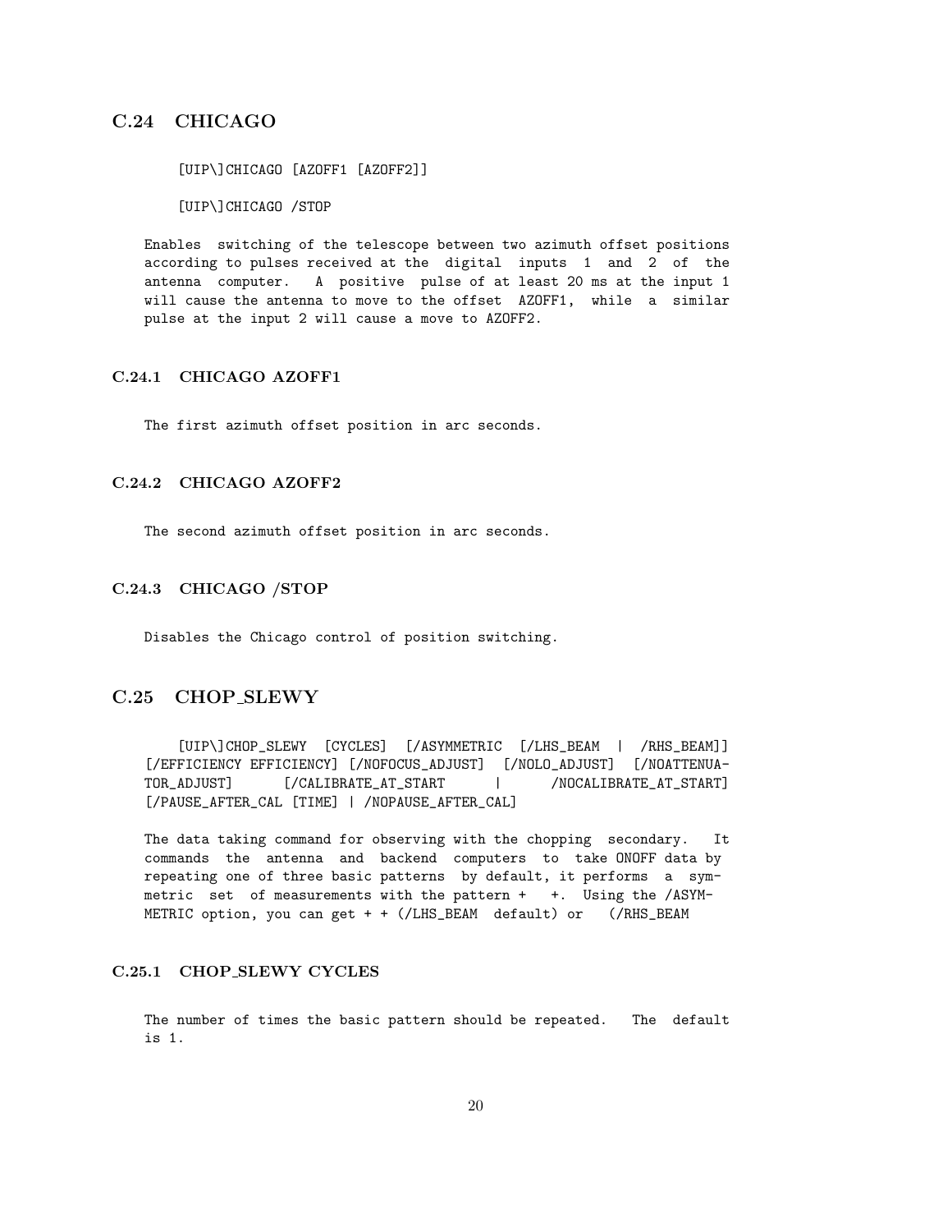## C.24 CHICAGO

```
[UIP\]CHICAGO [AZOFF1 [AZOFF2]]

[UIP\]CHICAGO /STOP
```

Enables switching of the telescope between two azimuth offset positions according to pulses received at the digital inputs 1 and 2 of the antenna computer. A positive pulse of at least 20 ms at the input 1 will cause the antenna to move to the offset AZOFF1, while a similar pulse at the input 2 will cause a move to AZOFF2.

### C.24.1 CHICAGO AZOFF1

The first azimuth offset position in arc seconds.

### C.24.2 CHICAGO AZOFF2

The second azimuth offset position in arc seconds.

### C.24.3 CHICAGO /STOP

Disables the Chicago control of position switching.

## C.25 CHOP_SLEWY

```
[UIP\]CHOP_SLEWY [CYCLES] [/ASYMMETRIC [/LHS_BEAM | /RHS_BEAM]]
[/EFFICIENCY EFFICIENCY] [/NOFOCUS_ADJUST] [/NOLO_ADJUST] [/NOATTENUATOR_ADJUST] [/CALIBRATE_AT_START | /NOCALIBRATE_AT_START]
[/PAUSE_AFTER_CAL [TIME] | /NOPAUSE_AFTER_CAL]
```

The data taking command for observing with the chopping secondary. It commands the antenna and backend computers to take ONOFF data by repeating one of three basic patterns by default, it performs a symmetric set of measurements with the pattern + + . Using the /ASYMMETRIC option, you can get + + (/LHS_BEAM default) or (/RHS_BEAM

### C.25.1 CHOP_SLEWY CYCLES

The number of times the basic pattern should be repeated. The default is 1.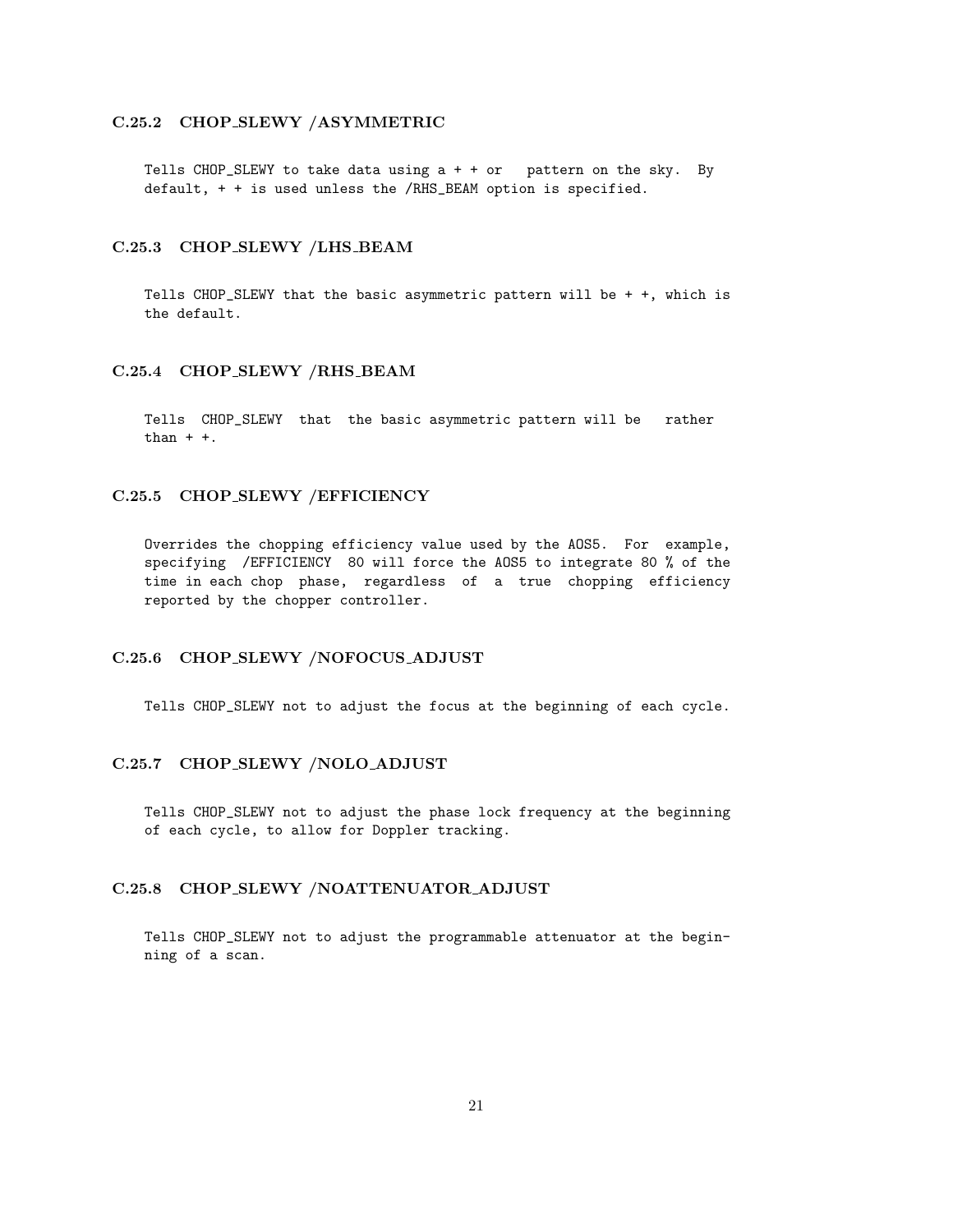### C.25.2 CHOP_SLEWY /ASYMMETRIC

Tells CHOP_SLEWY to take data using a + + or   pattern on the sky. By default, + + is used unless the /RHS_BEAM option is specified.

### C.25.3 CHOP_SLEWY /LHS_BEAM

Tells CHOP_SLEWY that the basic asymmetric pattern will be + +, which is the default.

### C.25.4 CHOP_SLEWY /RHS_BEAM

Tells CHOP_SLEWY that the basic asymmetric pattern will be   rather than + +.

### C.25.5 CHOP_SLEWY /EFFICIENCY

Overrides the chopping efficiency value used by the AOS5. For example, specifying /EFFICIENCY 80 will force the AOS5 to integrate 80 % of the time in each chop phase, regardless of a true chopping efficiency reported by the chopper controller.

### C.25.6 CHOP_SLEWY /NOFOCUS_ADJUST

Tells CHOP_SLEWY not to adjust the focus at the beginning of each cycle.

### C.25.7 CHOP_SLEWY /NOLO_ADJUST

Tells CHOP_SLEWY not to adjust the phase lock frequency at the beginning of each cycle, to allow for Doppler tracking.

### C.25.8 CHOP_SLEWY /NOATTENUATOR_ADJUST

Tells CHOP_SLEWY not to adjust the programmable attenuator at the beginning of a scan.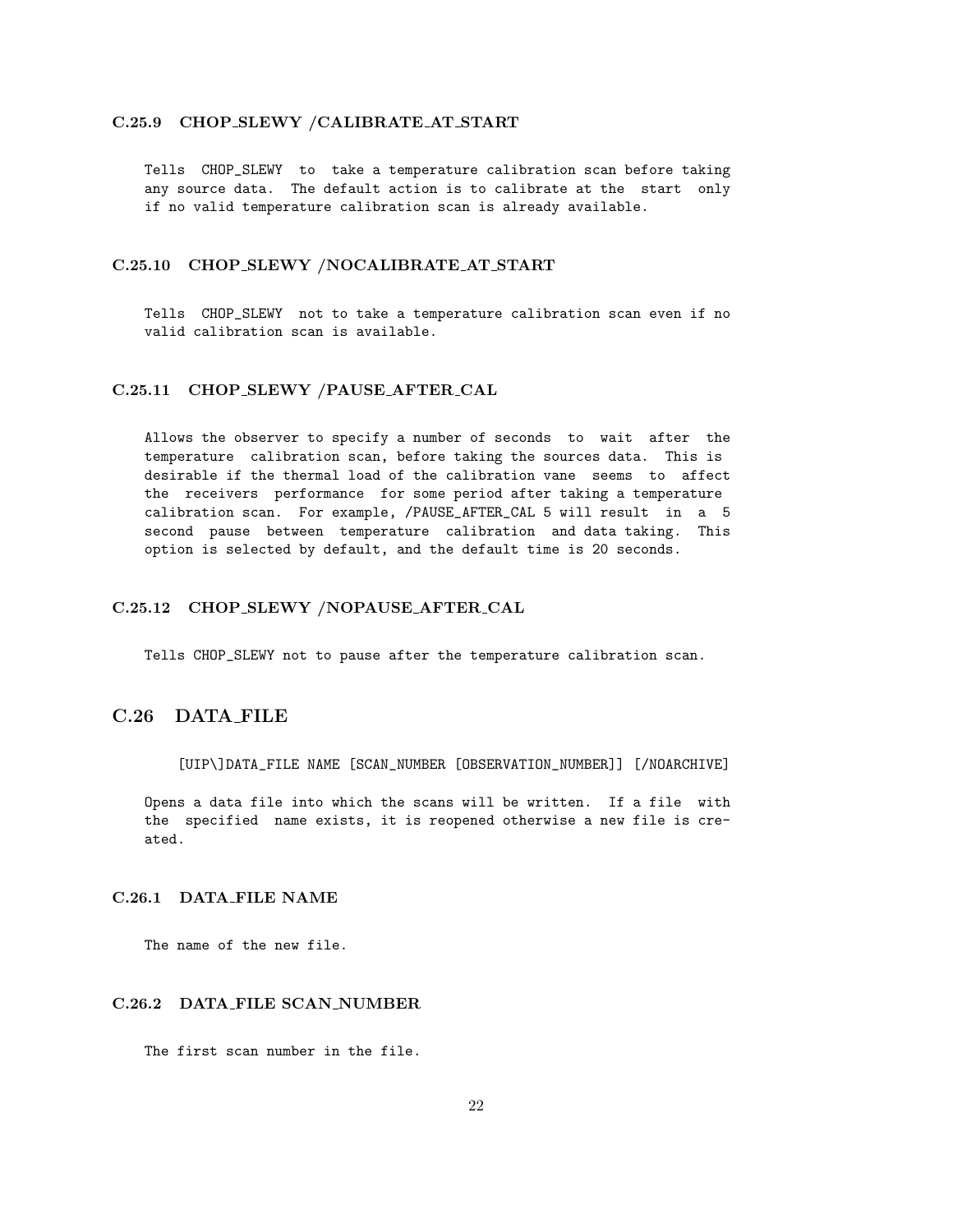### C.25.9 CHOP_SLEWY /CALIBRATE_AT_START

Tells CHOP_SLEWY to take a temperature calibration scan before taking any source data. The default action is to calibrate at the start only if no valid temperature calibration scan is already available.

### C.25.10 CHOP_SLEWY /NOCALIBRATE_AT_START

Tells CHOP_SLEWY not to take a temperature calibration scan even if no valid calibration scan is available.

### C.25.11 CHOP_SLEWY /PAUSE_AFTER_CAL

Allows the observer to specify a number of seconds to wait after the temperature calibration scan, before taking the sources data. This is desirable if the thermal load of the calibration vane seems to affect the receivers performance for some period after taking a temperature calibration scan. For example, /PAUSE_AFTER_CAL 5 will result in a 5 second pause between temperature calibration and data taking. This option is selected by default, and the default time is 20 seconds.

### C.25.12 CHOP_SLEWY /NOPAUSE_AFTER_CAL

Tells CHOP_SLEWY not to pause after the temperature calibration scan.

## C.26 DATA_FILE

```
[UIP\]DATA_FILE NAME [SCAN_NUMBER [OBSERVATION_NUMBER]] [/NOARCHIVE]
```

Opens a data file into which the scans will be written. If a file with the specified name exists, it is reopened otherwise a new file is created.

### C.26.1 DATA_FILE NAME

The name of the new file.

### C.26.2 DATA_FILE SCAN_NUMBER

The first scan number in the file.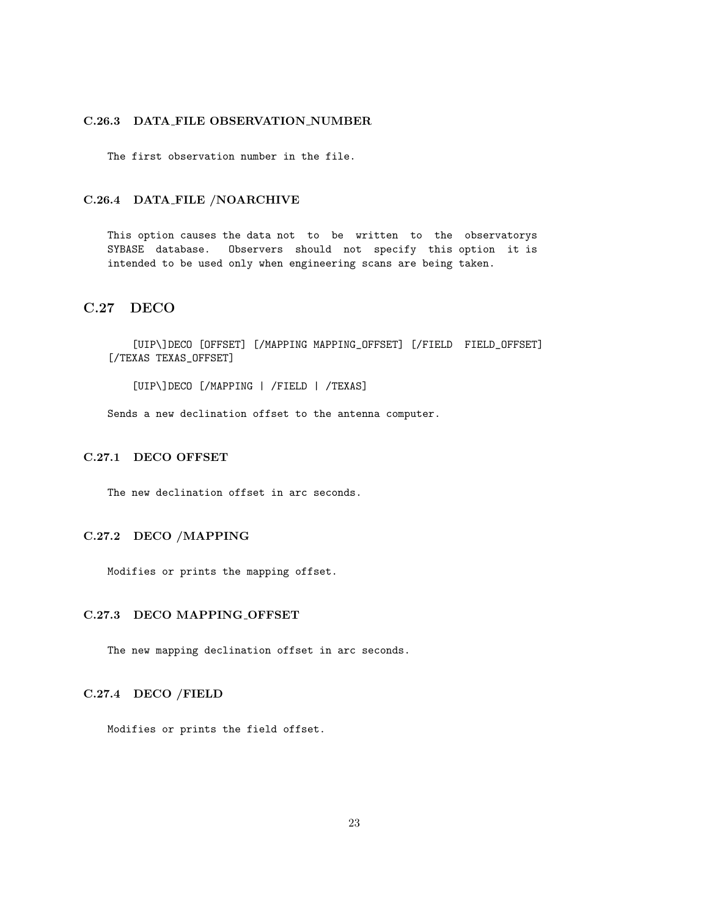### C.26.3 DATA_FILE OBSERVATION_NUMBER

```
The first observation number in the file.
```

### C.26.4 DATA_FILE /NOARCHIVE

```
This option causes the data not  to  be  written  to  the  observatorys
SYBASE  database.   Observers  should  not  specify  this option  it is
intended to be used only when engineering scans are being taken.
```

## C.27 DECO

```
    [UIP\]DECO [OFFSET] [/MAPPING MAPPING_OFFSET] [/FIELD  FIELD_OFFSET]
[/TEXAS TEXAS_OFFSET]

    [UIP\]DECO [/MAPPING | /FIELD | /TEXAS]

Sends a new declination offset to the antenna computer.
```

### C.27.1 DECO OFFSET

```
The new declination offset in arc seconds.
```

### C.27.2 DECO /MAPPING

```
Modifies or prints the mapping offset.
```

### C.27.3 DECO MAPPING_OFFSET

```
The new mapping declination offset in arc seconds.
```

### C.27.4 DECO /FIELD

```
Modifies or prints the field offset.
```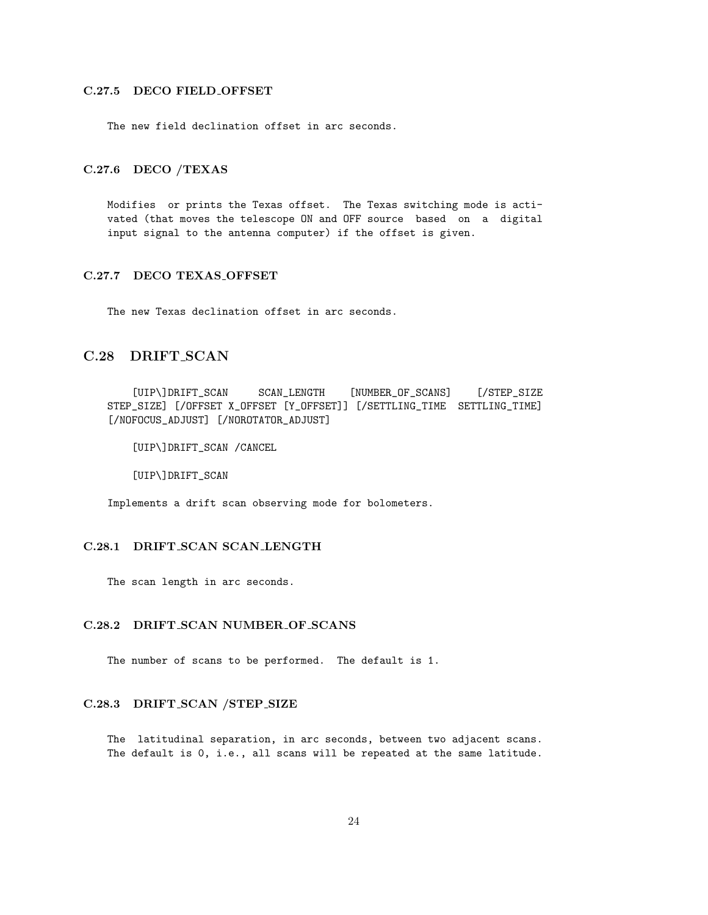### C.27.5 DECO FIELD_OFFSET

The new field declination offset in arc seconds.

### C.27.6 DECO /TEXAS

Modifies or prints the Texas offset. The Texas switching mode is activated (that moves the telescope ON and OFF source based on a digital input signal to the antenna computer) if the offset is given.

### C.27.7 DECO TEXAS_OFFSET

The new Texas declination offset in arc seconds.

## C.28 DRIFT_SCAN

```
[UIP\]DRIFT_SCAN SCAN_LENGTH [NUMBER_OF_SCANS] [/STEP_SIZE STEP_SIZE] [/OFFSET X_OFFSET [Y_OFFSET]] [/SETTLING_TIME SETTLING_TIME] [/NOFOCUS_ADJUST] [/NOROTATOR_ADJUST]

[UIP\]DRIFT_SCAN /CANCEL

[UIP\]DRIFT_SCAN
```

Implements a drift scan observing mode for bolometers.

### C.28.1 DRIFT_SCAN SCAN_LENGTH

The scan length in arc seconds.

### C.28.2 DRIFT_SCAN NUMBER_OF_SCANS

The number of scans to be performed. The default is 1.

### C.28.3 DRIFT_SCAN /STEP_SIZE

The latitudinal separation, in arc seconds, between two adjacent scans. The default is 0, i.e., all scans will be repeated at the same latitude.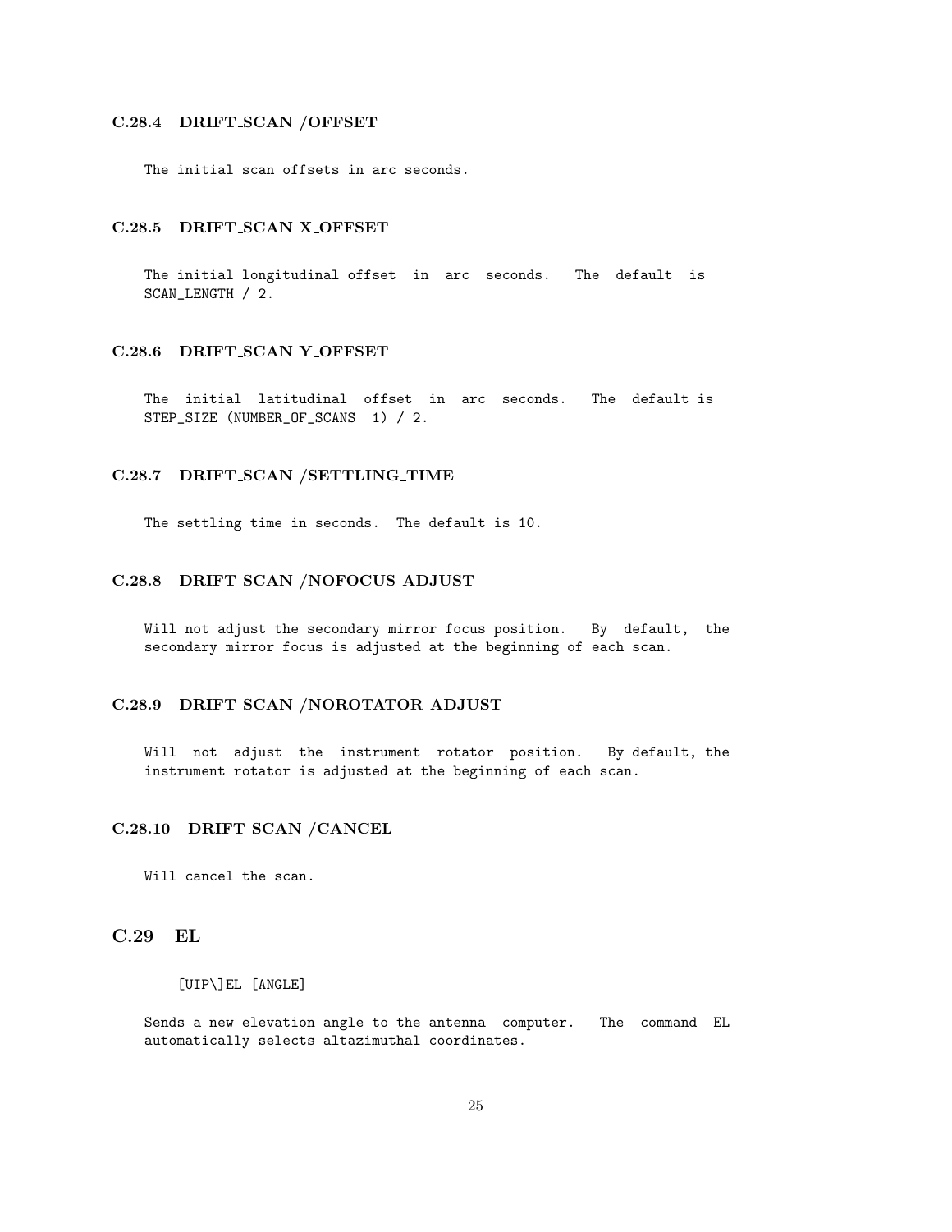### C.28.4 DRIFT_SCAN /OFFSET

The initial scan offsets in arc seconds.

### C.28.5 DRIFT_SCAN X_OFFSET

The initial longitudinal offset in arc seconds. The default is SCAN_LENGTH / 2.

### C.28.6 DRIFT_SCAN Y_OFFSET

The initial latitudinal offset in arc seconds. The default is STEP_SIZE (NUMBER_OF_SCANS 1) / 2.

### C.28.7 DRIFT_SCAN /SETTLING_TIME

The settling time in seconds. The default is 10.

### C.28.8 DRIFT_SCAN /NOFOCUS_ADJUST

Will not adjust the secondary mirror focus position. By default, the secondary mirror focus is adjusted at the beginning of each scan.

### C.28.9 DRIFT_SCAN /NOROTATOR_ADJUST

Will not adjust the instrument rotator position. By default, the instrument rotator is adjusted at the beginning of each scan.

### C.28.10 DRIFT_SCAN /CANCEL

Will cancel the scan.

## C.29 EL

```
[UIP\]EL [ANGLE]
```

Sends a new elevation angle to the antenna computer. The command EL automatically selects altazimuthal coordinates.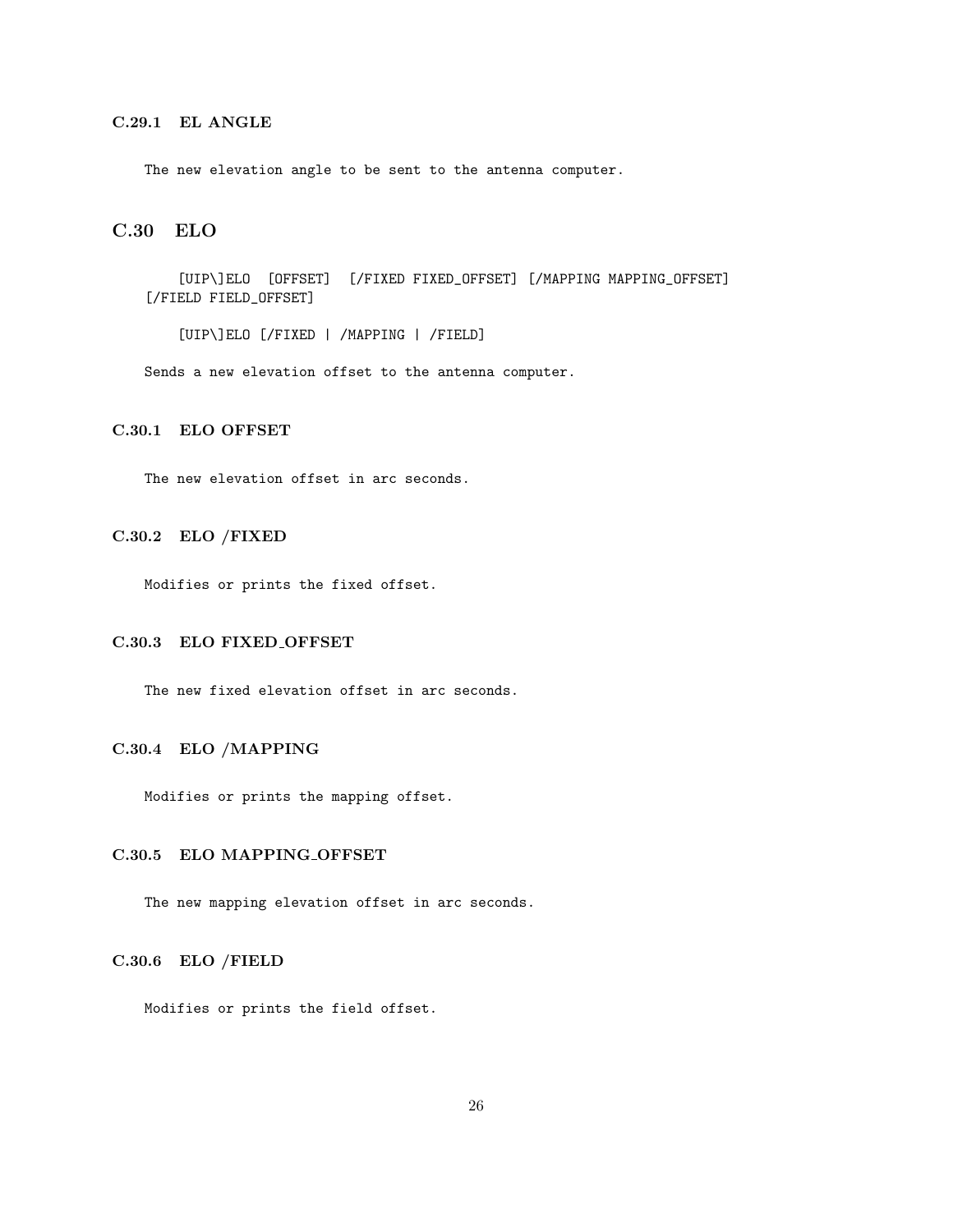### C.29.1 EL ANGLE

The new elevation angle to be sent to the antenna computer.

## C.30 ELO

```
[UIP\]ELO  [OFFSET]  [/FIXED FIXED_OFFSET] [/MAPPING MAPPING_OFFSET]
[/FIELD FIELD_OFFSET]
```

```
[UIP\]ELO [/FIXED | /MAPPING | /FIELD]
```

Sends a new elevation offset to the antenna computer.

### C.30.1 ELO OFFSET

The new elevation offset in arc seconds.

### C.30.2 ELO /FIXED

Modifies or prints the fixed offset.

### C.30.3 ELO FIXED_OFFSET

The new fixed elevation offset in arc seconds.

### C.30.4 ELO /MAPPING

Modifies or prints the mapping offset.

### C.30.5 ELO MAPPING_OFFSET

The new mapping elevation offset in arc seconds.

### C.30.6 ELO /FIELD

Modifies or prints the field offset.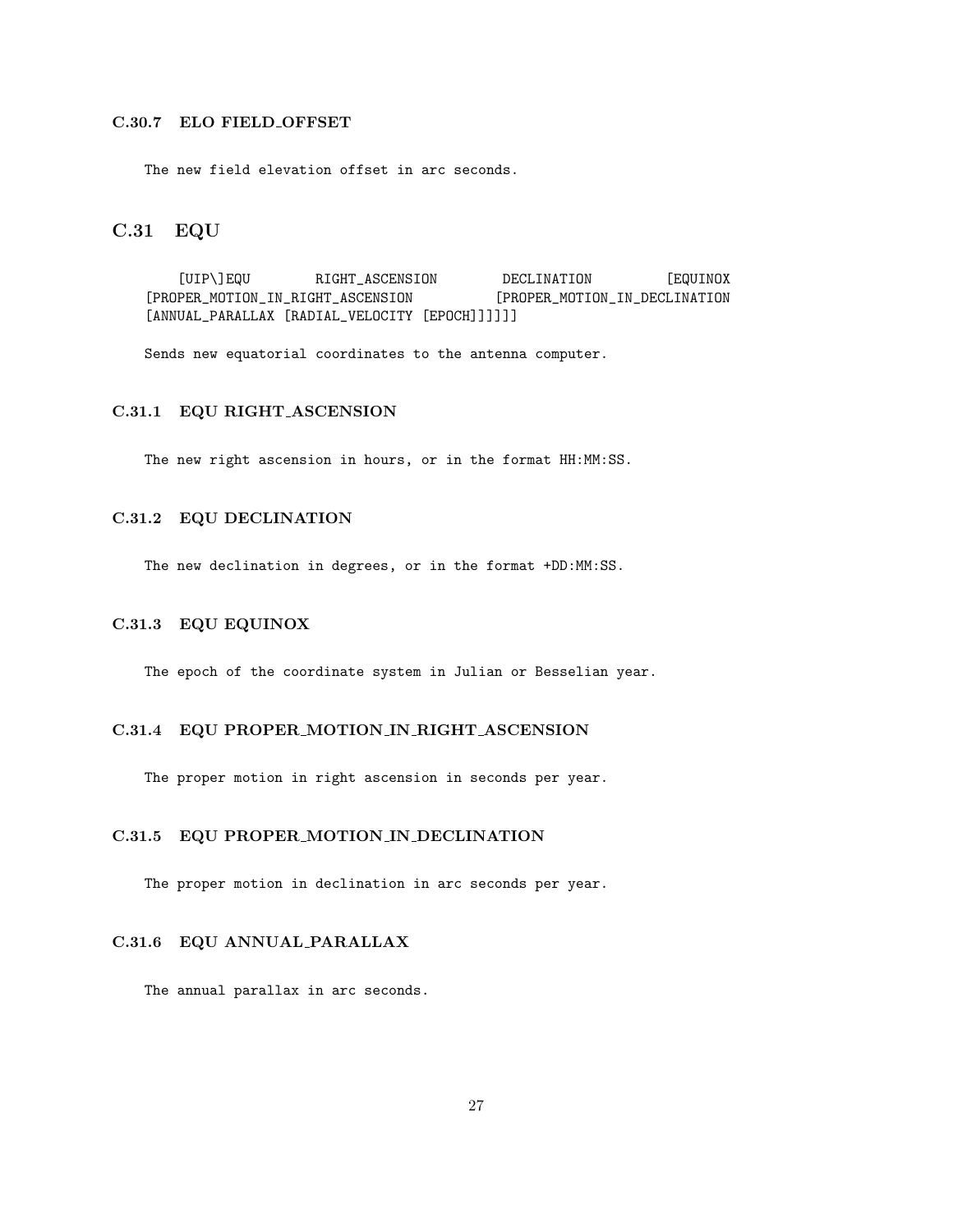### C.30.7 ELO FIELD_OFFSET

The new field elevation offset in arc seconds.

## C.31 EQU

```
[UIP\]EQU RIGHT_ASCENSION DECLINATION [EQUINOX
[PROPER_MOTION_IN_RIGHT_ASCENSION [PROPER_MOTION_IN_DECLINATION
[ANNUAL_PARALLAX [RADIAL_VELOCITY [EPOCH]]]]]]
```

Sends new equatorial coordinates to the antenna computer.

### C.31.1 EQU RIGHT_ASCENSION

The new right ascension in hours, or in the format HH:MM:SS.

### C.31.2 EQU DECLINATION

The new declination in degrees, or in the format +DD:MM:SS.

### C.31.3 EQU EQUINOX

The epoch of the coordinate system in Julian or Besselian year.

### C.31.4 EQU PROPER_MOTION_IN_RIGHT_ASCENSION

The proper motion in right ascension in seconds per year.

### C.31.5 EQU PROPER_MOTION_IN_DECLINATION

The proper motion in declination in arc seconds per year.

### C.31.6 EQU ANNUAL_PARALLAX

The annual parallax in arc seconds.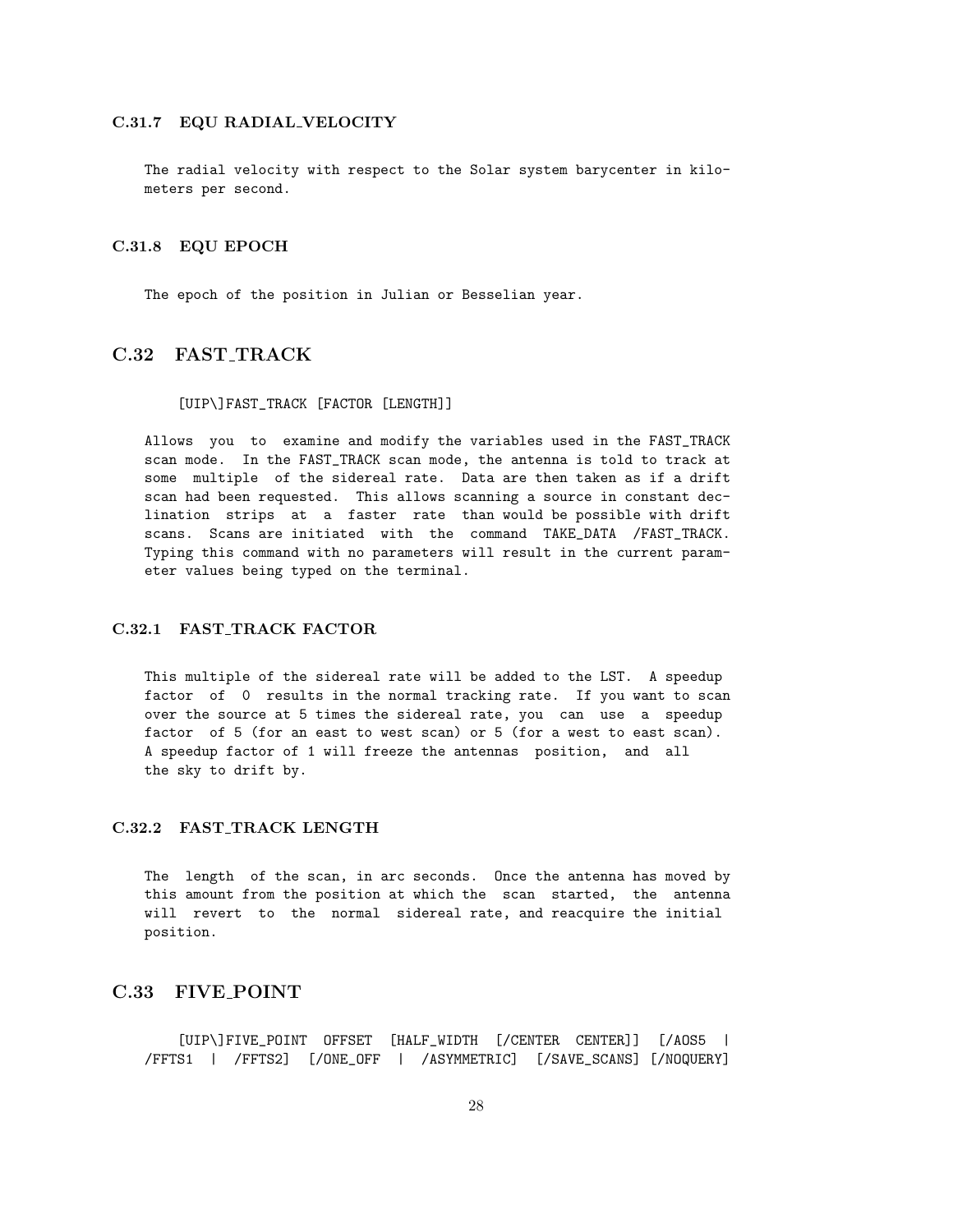#### C.31.7 EQU RADIAL_VELOCITY

The radial velocity with respect to the Solar system barycenter in kilometers per second.

#### C.31.8 EQU EPOCH

The epoch of the position in Julian or Besselian year.

### C.32 FAST_TRACK

```
[UIP\]FAST_TRACK [FACTOR [LENGTH]]
```

Allows you to examine and modify the variables used in the FAST_TRACK scan mode. In the FAST_TRACK scan mode, the antenna is told to track at some multiple of the sidereal rate. Data are then taken as if a drift scan had been requested. This allows scanning a source in constant declination strips at a faster rate than would be possible with drift scans. Scans are initiated with the command TAKE_DATA /FAST_TRACK. Typing this command with no parameters will result in the current parameter values being typed on the terminal.

#### C.32.1 FAST_TRACK FACTOR

This multiple of the sidereal rate will be added to the LST. A speedup factor of 0 results in the normal tracking rate. If you want to scan over the source at 5 times the sidereal rate, you can use a speedup factor of 5 (for an east to west scan) or 5 (for a west to east scan). A speedup factor of 1 will freeze the antennas position, and all the sky to drift by.

#### C.32.2 FAST_TRACK LENGTH

The length of the scan, in arc seconds. Once the antenna has moved by this amount from the position at which the scan started, the antenna will revert to the normal sidereal rate, and reacquire the initial position.

### C.33 FIVE_POINT

```
[UIP\]FIVE_POINT OFFSET [HALF_WIDTH [/CENTER CENTER]] [/AOS5 |
/FFTS1 | /FFTS2] [/ONE_OFF | /ASYMMETRIC] [/SAVE_SCANS] [/NOQUERY]
```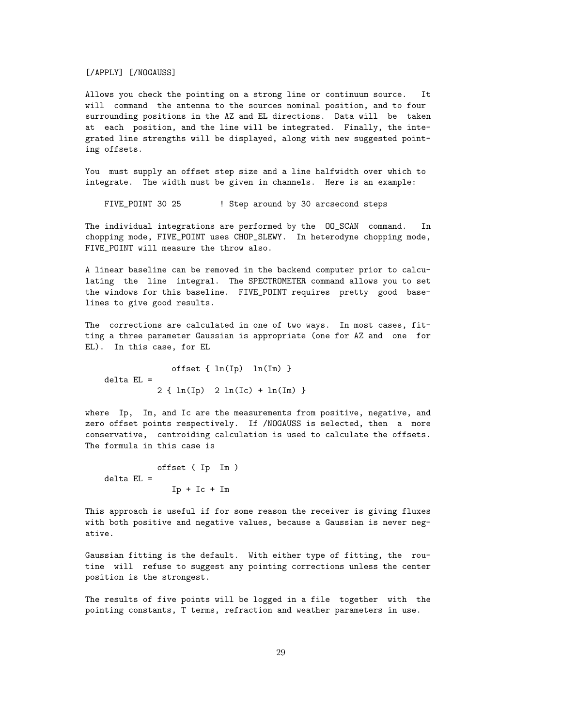[/APPLY] [/NOGAUSS]

Allows you check the pointing on a strong line or continuum source. It will command the antenna to the sources nominal position, and to four surrounding positions in the AZ and EL directions. Data will be taken at each position, and the line will be integrated. Finally, the integrated line strengths will be displayed, along with new suggested pointing offsets.

You must supply an offset step size and a line halfwidth over which to integrate. The width must be given in channels. Here is an example:

```
FIVE_POINT 30 25        ! Step around by 30 arcsecond steps
```

The individual integrations are performed by the OO_SCAN command. In chopping mode, FIVE_POINT uses CHOP_SLEWY. In heterodyne chopping mode, FIVE_POINT will measure the throw also.

A linear baseline can be removed in the backend computer prior to calculating the line integral. The SPECTROMETER command allows you to set the windows for this baseline. FIVE_POINT requires pretty good baselines to give good results.

The corrections are calculated in one of two ways. In most cases, fitting a three parameter Gaussian is appropriate (one for AZ and one for EL). In this case, for EL

$$\text{delta EL} = \frac{\text{offset} \{ \ln(Ip) \;\; \ln(Im) \}}{2 \{ \ln(Ip) \;\; 2 \ln(Ic) + \ln(Im) \}}$$

where Ip, Im, and Ic are the measurements from positive, negative, and zero offset points respectively. If /NOGAUSS is selected, then a more conservative, centroiding calculation is used to calculate the offsets. The formula in this case is

$$\text{delta EL} = \frac{\text{offset} ( Ip \;\; Im )}{Ip + Ic + Im}$$

This approach is useful if for some reason the receiver is giving fluxes with both positive and negative values, because a Gaussian is never negative.

Gaussian fitting is the default. With either type of fitting, the routine will refuse to suggest any pointing corrections unless the center position is the strongest.

The results of five points will be logged in a file together with the pointing constants, T terms, refraction and weather parameters in use.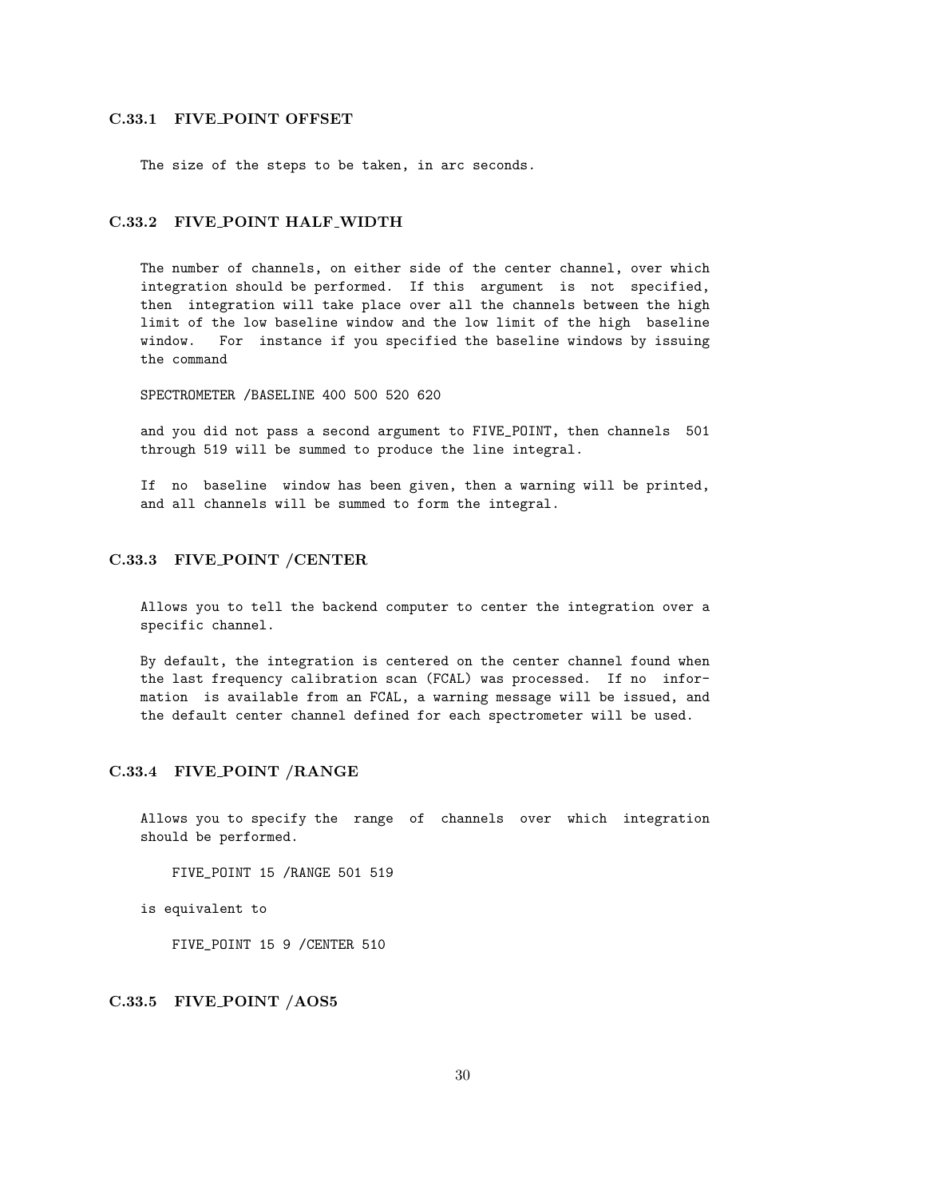### C.33.1 FIVE_POINT OFFSET

The size of the steps to be taken, in arc seconds.

### C.33.2 FIVE_POINT HALF_WIDTH

The number of channels, on either side of the center channel, over which integration should be performed. If this argument is not specified, then integration will take place over all the channels between the high limit of the low baseline window and the low limit of the high baseline window. For instance if you specified the baseline windows by issuing the command

```
SPECTROMETER /BASELINE 400 500 520 620
```

and you did not pass a second argument to FIVE_POINT, then channels 501 through 519 will be summed to produce the line integral.

If no baseline window has been given, then a warning will be printed, and all channels will be summed to form the integral.

### C.33.3 FIVE_POINT /CENTER

Allows you to tell the backend computer to center the integration over a specific channel.

By default, the integration is centered on the center channel found when the last frequency calibration scan (FCAL) was processed. If no information is available from an FCAL, a warning message will be issued, and the default center channel defined for each spectrometer will be used.

### C.33.4 FIVE_POINT /RANGE

Allows you to specify the range of channels over which integration should be performed.

```
FIVE_POINT 15 /RANGE 501 519
```

is equivalent to

```
FIVE_POINT 15 9 /CENTER 510
```

### C.33.5 FIVE_POINT /AOS5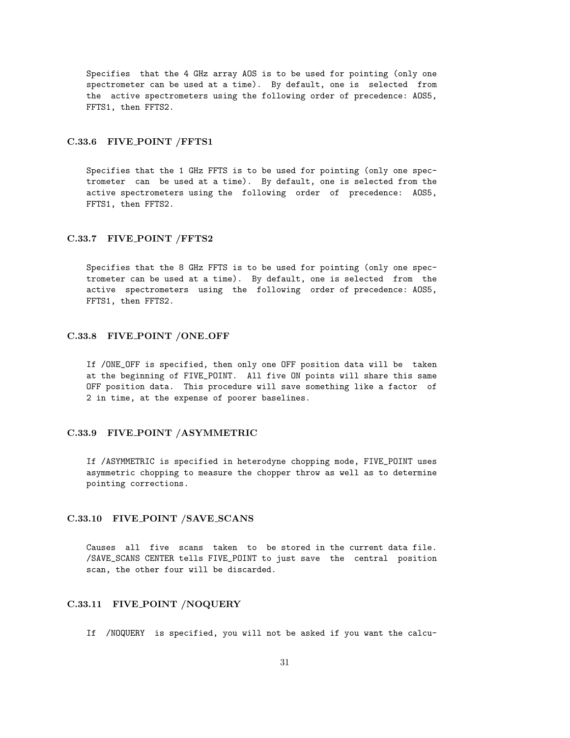Specifies that the 4 GHz array AOS is to be used for pointing (only one spectrometer can be used at a time). By default, one is selected from the active spectrometers using the following order of precedence: AOS5, FFTS1, then FFTS2.

### C.33.6 FIVE_POINT /FFTS1

Specifies that the 1 GHz FFTS is to be used for pointing (only one spectrometer can be used at a time). By default, one is selected from the active spectrometers using the following order of precedence: AOS5, FFTS1, then FFTS2.

### C.33.7 FIVE_POINT /FFTS2

Specifies that the 8 GHz FFTS is to be used for pointing (only one spectrometer can be used at a time). By default, one is selected from the active spectrometers using the following order of precedence: AOS5, FFTS1, then FFTS2.

### C.33.8 FIVE_POINT /ONE_OFF

If /ONE_OFF is specified, then only one OFF position data will be taken at the beginning of FIVE_POINT. All five ON points will share this same OFF position data. This procedure will save something like a factor of 2 in time, at the expense of poorer baselines.

### C.33.9 FIVE_POINT /ASYMMETRIC

If /ASYMMETRIC is specified in heterodyne chopping mode, FIVE_POINT uses asymmetric chopping to measure the chopper throw as well as to determine pointing corrections.

### C.33.10 FIVE_POINT /SAVE_SCANS

Causes all five scans taken to be stored in the current data file. /SAVE_SCANS CENTER tells FIVE_POINT to just save the central position scan, the other four will be discarded.

### C.33.11 FIVE_POINT /NOQUERY

If /NOQUERY is specified, you will not be asked if you want the calcu-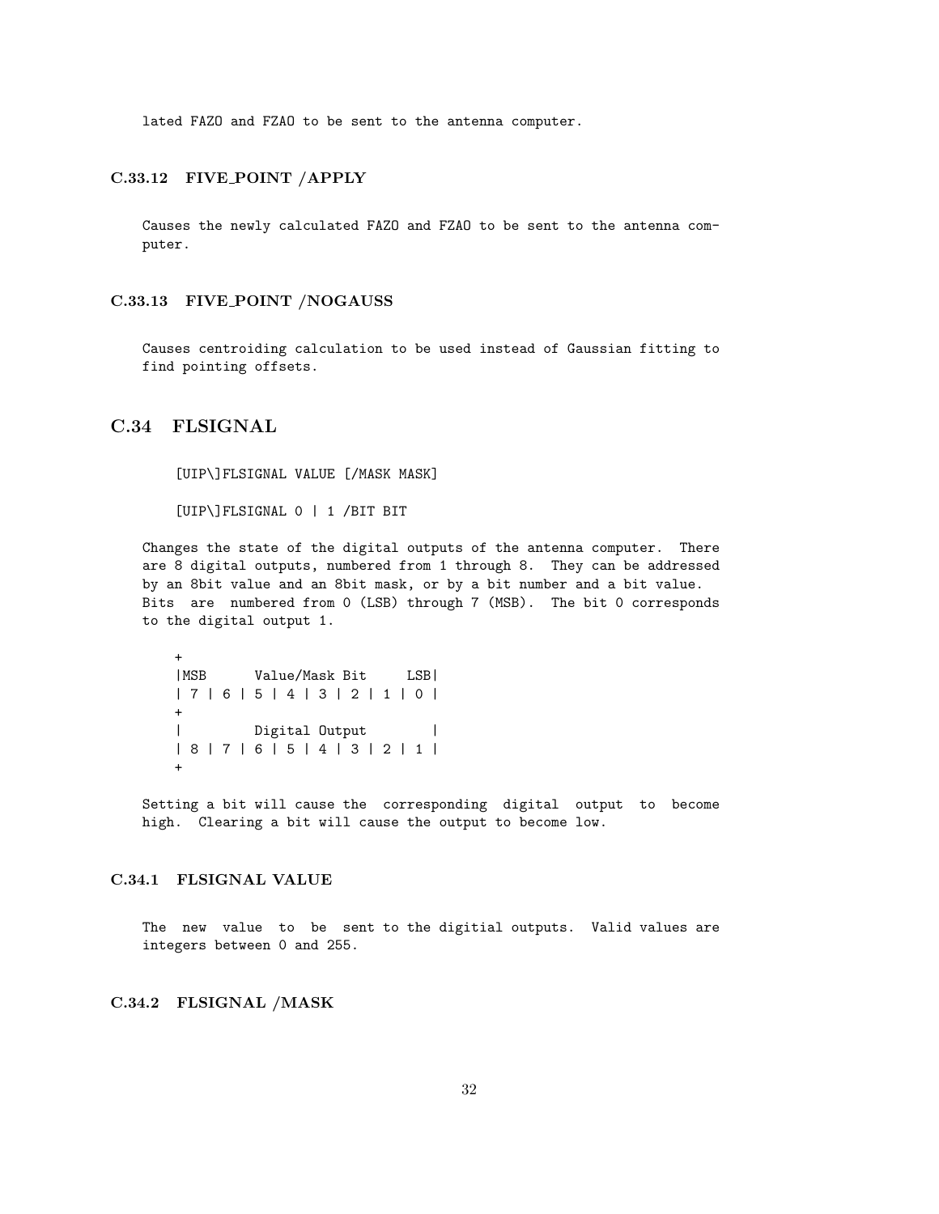lated FAZO and FZAO to be sent to the antenna computer.

### C.33.12 FIVE_POINT /APPLY

Causes the newly calculated FAZO and FZAO to be sent to the antenna computer.

### C.33.13 FIVE_POINT /NOGAUSS

Causes centroiding calculation to be used instead of Gaussian fitting to find pointing offsets.

## C.34 FLSIGNAL

```
[UIP\]FLSIGNAL VALUE [/MASK MASK]

[UIP\]FLSIGNAL 0 | 1 /BIT BIT
```

Changes the state of the digital outputs of the antenna computer. There are 8 digital outputs, numbered from 1 through 8. They can be addressed by an 8bit value and an 8bit mask, or by a bit number and a bit value. Bits are numbered from 0 (LSB) through 7 (MSB). The bit 0 corresponds to the digital output 1.

```
+
|MSB      Value/Mask Bit     LSB|
| 7 | 6 | 5 | 4 | 3 | 2 | 1 | 0 |
+
|         Digital Output        |
| 8 | 7 | 6 | 5 | 4 | 3 | 2 | 1 |
+
```

Setting a bit will cause the corresponding digital output to become high. Clearing a bit will cause the output to become low.

### C.34.1 FLSIGNAL VALUE

The new value to be sent to the digitial outputs. Valid values are integers between 0 and 255.

### C.34.2 FLSIGNAL /MASK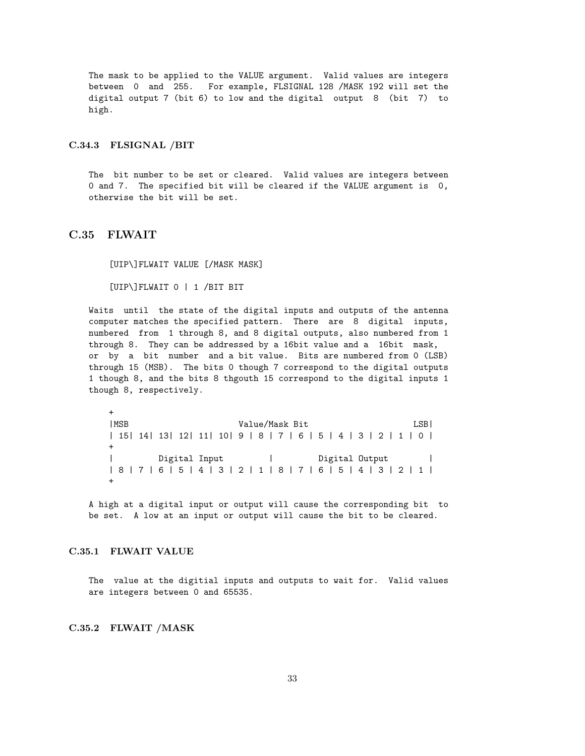The mask to be applied to the VALUE argument. Valid values are integers between 0 and 255. For example, FLSIGNAL 128 /MASK 192 will set the digital output 7 (bit 6) to low and the digital output 8 (bit 7) to high.

### C.34.3 FLSIGNAL /BIT

The bit number to be set or cleared. Valid values are integers between 0 and 7. The specified bit will be cleared if the VALUE argument is 0, otherwise the bit will be set.

## C.35 FLWAIT

```
[UIP\]FLWAIT VALUE [/MASK MASK]

[UIP\]FLWAIT 0 | 1 /BIT BIT
```

Waits until the state of the digital inputs and outputs of the antenna computer matches the specified pattern. There are 8 digital inputs, numbered from 1 through 8, and 8 digital outputs, also numbered from 1 through 8. They can be addressed by a 16bit value and a 16bit mask, or by a bit number and a bit value. Bits are numbered from 0 (LSB) through 15 (MSB). The bits 0 though 7 correspond to the digital outputs 1 though 8, and the bits 8 thgouth 15 correspond to the digital inputs 1 though 8, respectively.

```
+
|MSB                    Value/Mask Bit                      LSB|
| 15| 14| 13| 12| 11| 10| 9 | 8 | 7 | 6 | 5 | 4 | 3 | 2 | 1 | 0 |
+
|         Digital Input         |         Digital Output        |
| 8 | 7 | 6 | 5 | 4 | 3 | 2 | 1 | 8 | 7 | 6 | 5 | 4 | 3 | 2 | 1 |
+
```

A high at a digital input or output will cause the corresponding bit to be set. A low at an input or output will cause the bit to be cleared.

### C.35.1 FLWAIT VALUE

The value at the digitial inputs and outputs to wait for. Valid values are integers between 0 and 65535.

### C.35.2 FLWAIT /MASK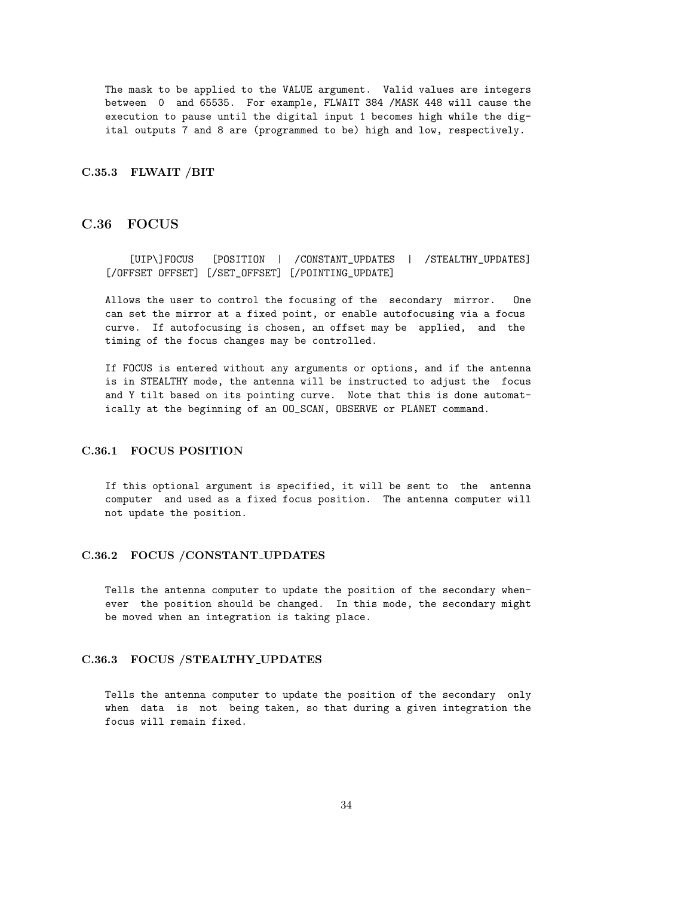The mask to be applied to the VALUE argument. Valid values are integers between 0 and 65535. For example, FLWAIT 384 /MASK 448 will cause the execution to pause until the digital input 1 becomes high while the digital outputs 7 and 8 are (programmed to be) high and low, respectively.

### C.35.3 FLWAIT /BIT

## C.36 FOCUS

```
    [UIP\]FOCUS   [POSITION  |  /CONSTANT_UPDATES  |  /STEALTHY_UPDATES]
[/OFFSET OFFSET] [/SET_OFFSET] [/POINTING_UPDATE]
```

Allows the user to control the focusing of the secondary mirror. One can set the mirror at a fixed point, or enable autofocusing via a focus curve. If autofocusing is chosen, an offset may be applied, and the timing of the focus changes may be controlled.

If FOCUS is entered without any arguments or options, and if the antenna is in STEALTHY mode, the antenna will be instructed to adjust the focus and Y tilt based on its pointing curve. Note that this is done automatically at the beginning of an OO_SCAN, OBSERVE or PLANET command.

### C.36.1 FOCUS POSITION

If this optional argument is specified, it will be sent to the antenna computer and used as a fixed focus position. The antenna computer will not update the position.

### C.36.2 FOCUS /CONSTANT_UPDATES

Tells the antenna computer to update the position of the secondary whenever the position should be changed. In this mode, the secondary might be moved when an integration is taking place.

### C.36.3 FOCUS /STEALTHY_UPDATES

Tells the antenna computer to update the position of the secondary only when data is not being taken, so that during a given integration the focus will remain fixed.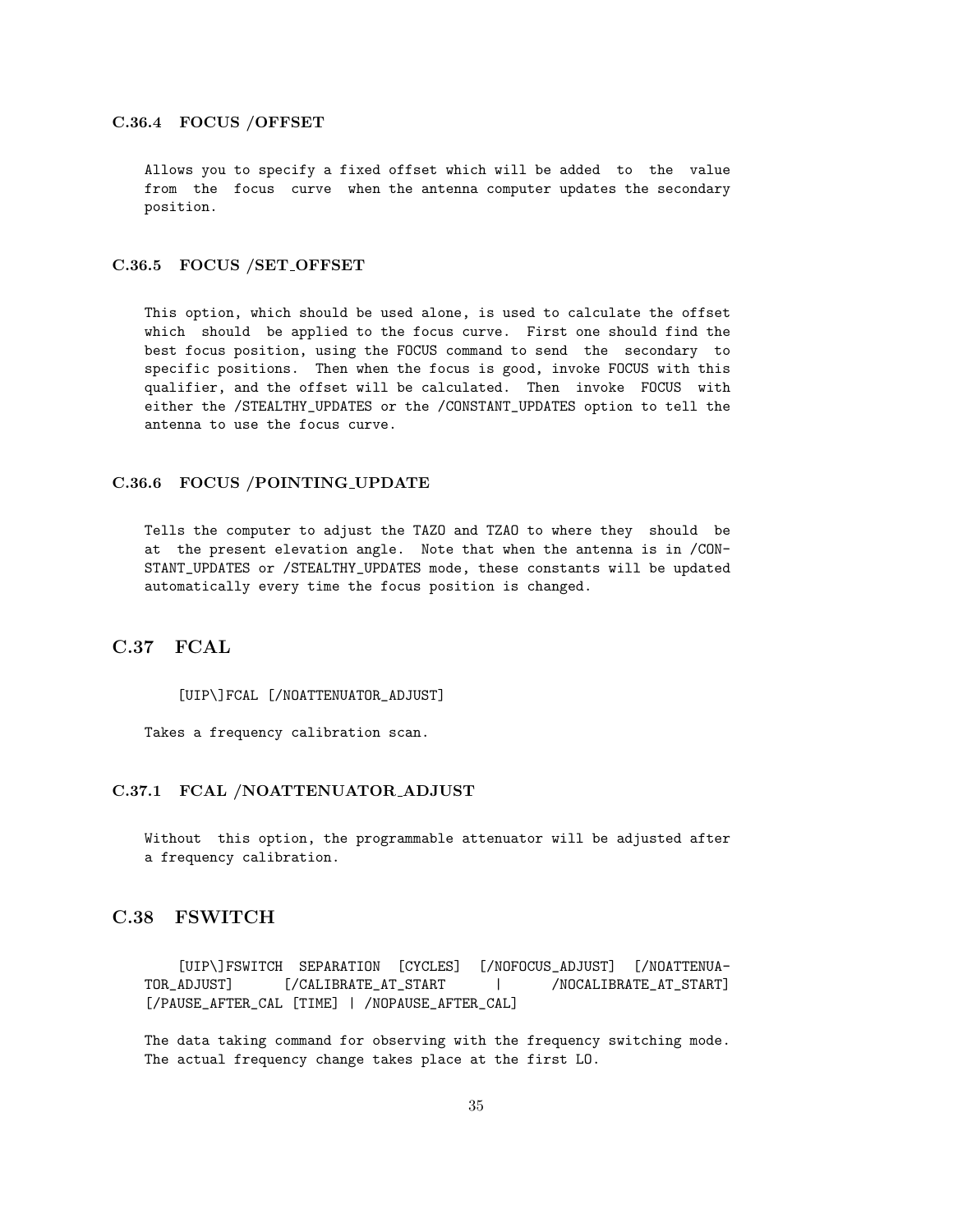### C.36.4 FOCUS /OFFSET

Allows you to specify a fixed offset which will be added to the value from the focus curve when the antenna computer updates the secondary position.

### C.36.5 FOCUS /SET_OFFSET

This option, which should be used alone, is used to calculate the offset which should be applied to the focus curve. First one should find the best focus position, using the FOCUS command to send the secondary to specific positions. Then when the focus is good, invoke FOCUS with this qualifier, and the offset will be calculated. Then invoke FOCUS with either the /STEALTHY_UPDATES or the /CONSTANT_UPDATES option to tell the antenna to use the focus curve.

### C.36.6 FOCUS /POINTING_UPDATE

Tells the computer to adjust the TAZO and TZAO to where they should be at the present elevation angle. Note that when the antenna is in /CONSTANT_UPDATES or /STEALTHY_UPDATES mode, these constants will be updated automatically every time the focus position is changed.

## C.37 FCAL

```
[UIP\]FCAL [/NOATTENUATOR_ADJUST]
```

Takes a frequency calibration scan.

### C.37.1 FCAL /NOATTENUATOR_ADJUST

Without this option, the programmable attenuator will be adjusted after a frequency calibration.

## C.38 FSWITCH

```
[UIP\]FSWITCH SEPARATION [CYCLES] [/NOFOCUS_ADJUST] [/NOATTENUATOR_ADJUST] [/CALIBRATE_AT_START | /NOCALIBRATE_AT_START] [/PAUSE_AFTER_CAL [TIME] | /NOPAUSE_AFTER_CAL]
```

The data taking command for observing with the frequency switching mode. The actual frequency change takes place at the first LO.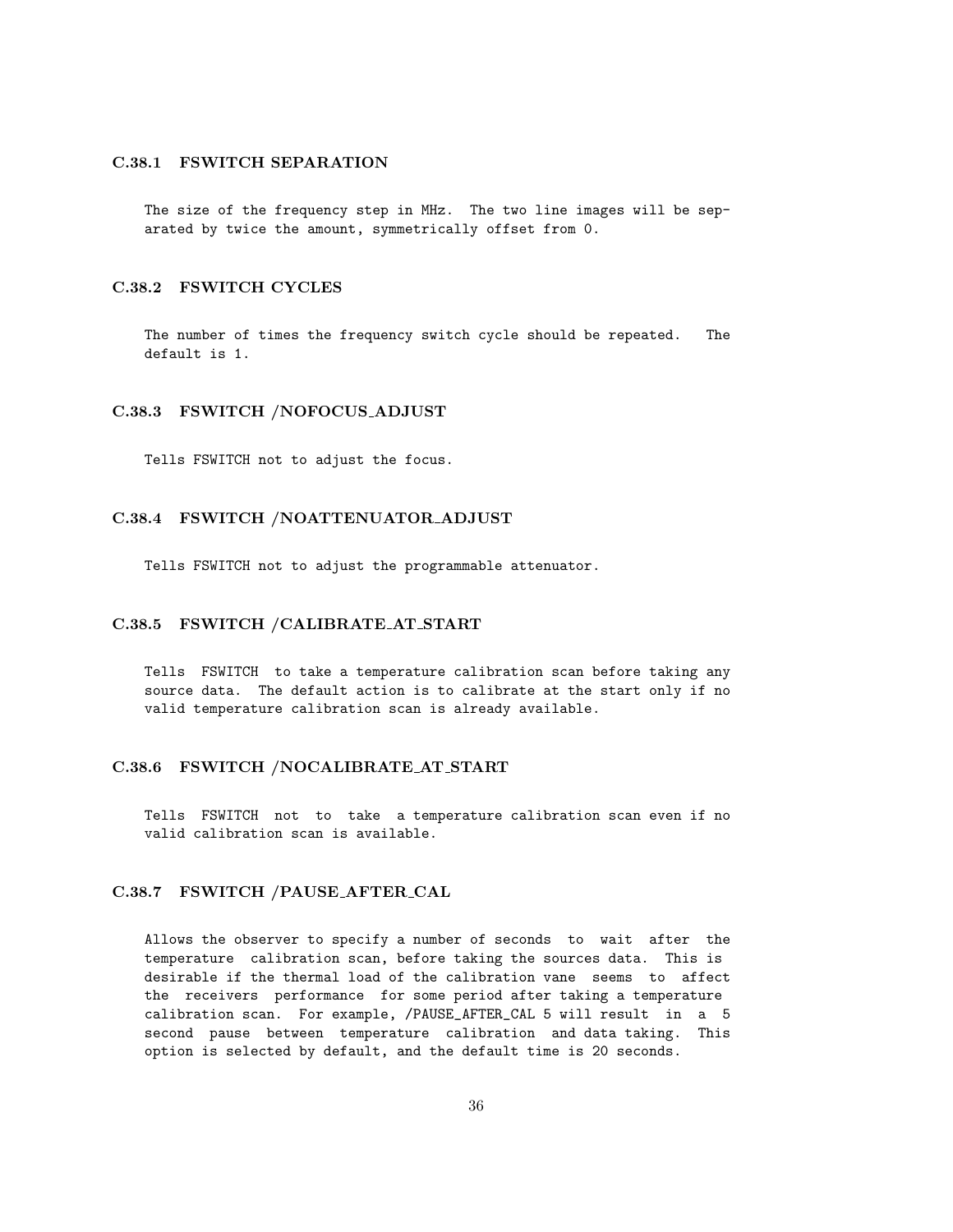### C.38.1 FSWITCH SEPARATION

The size of the frequency step in MHz. The two line images will be separated by twice the amount, symmetrically offset from 0.

### C.38.2 FSWITCH CYCLES

The number of times the frequency switch cycle should be repeated. The default is 1.

### C.38.3 FSWITCH /NOFOCUS_ADJUST

Tells FSWITCH not to adjust the focus.

### C.38.4 FSWITCH /NOATTENUATOR_ADJUST

Tells FSWITCH not to adjust the programmable attenuator.

### C.38.5 FSWITCH /CALIBRATE_AT_START

Tells FSWITCH to take a temperature calibration scan before taking any source data. The default action is to calibrate at the start only if no valid temperature calibration scan is already available.

### C.38.6 FSWITCH /NOCALIBRATE_AT_START

Tells FSWITCH not to take a temperature calibration scan even if no valid calibration scan is available.

### C.38.7 FSWITCH /PAUSE_AFTER_CAL

Allows the observer to specify a number of seconds to wait after the temperature calibration scan, before taking the sources data. This is desirable if the thermal load of the calibration vane seems to affect the receivers performance for some period after taking a temperature calibration scan. For example, /PAUSE_AFTER_CAL 5 will result in a 5 second pause between temperature calibration and data taking. This option is selected by default, and the default time is 20 seconds.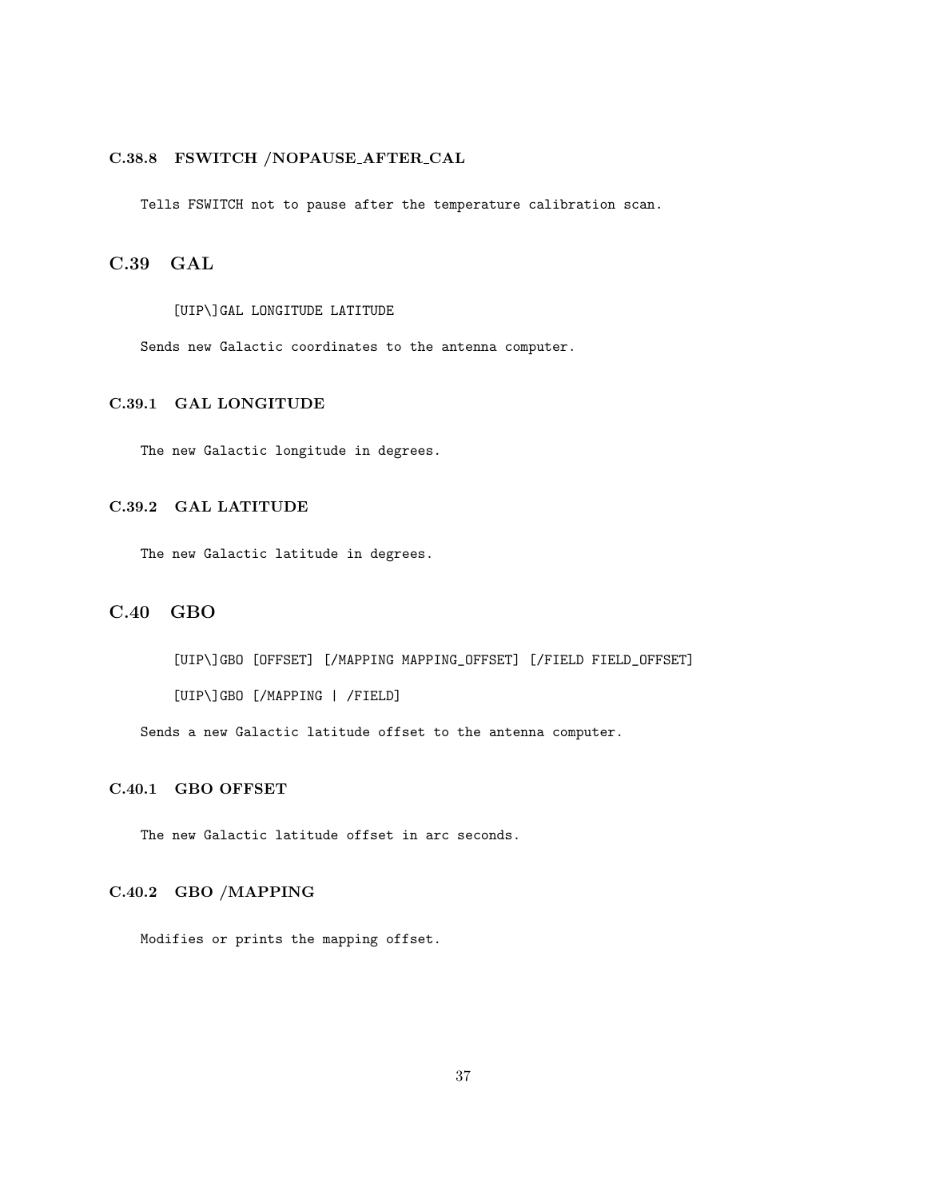#### C.38.8 FSWITCH /NOPAUSE_AFTER_CAL

Tells FSWITCH not to pause after the temperature calibration scan.

### C.39 GAL

```
[UIP\]GAL LONGITUDE LATITUDE
```

Sends new Galactic coordinates to the antenna computer.

#### C.39.1 GAL LONGITUDE

The new Galactic longitude in degrees.

#### C.39.2 GAL LATITUDE

The new Galactic latitude in degrees.

### C.40 GBO

```
[UIP\]GBO [OFFSET] [/MAPPING MAPPING_OFFSET] [/FIELD FIELD_OFFSET]

[UIP\]GBO [/MAPPING | /FIELD]
```

Sends a new Galactic latitude offset to the antenna computer.

#### C.40.1 GBO OFFSET

The new Galactic latitude offset in arc seconds.

#### C.40.2 GBO /MAPPING

Modifies or prints the mapping offset.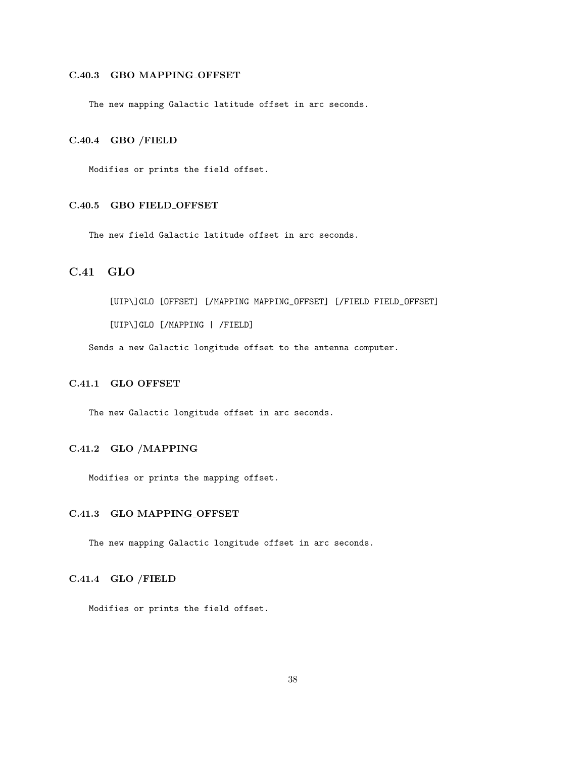### C.40.3 GBO MAPPING_OFFSET

The new mapping Galactic latitude offset in arc seconds.

### C.40.4 GBO /FIELD

Modifies or prints the field offset.

### C.40.5 GBO FIELD_OFFSET

The new field Galactic latitude offset in arc seconds.

## C.41 GLO

```
[UIP\]GLO [OFFSET] [/MAPPING MAPPING_OFFSET] [/FIELD FIELD_OFFSET]

[UIP\]GLO [/MAPPING | /FIELD]
```

Sends a new Galactic longitude offset to the antenna computer.

### C.41.1 GLO OFFSET

The new Galactic longitude offset in arc seconds.

### C.41.2 GLO /MAPPING

Modifies or prints the mapping offset.

### C.41.3 GLO MAPPING_OFFSET

The new mapping Galactic longitude offset in arc seconds.

### C.41.4 GLO /FIELD

Modifies or prints the field offset.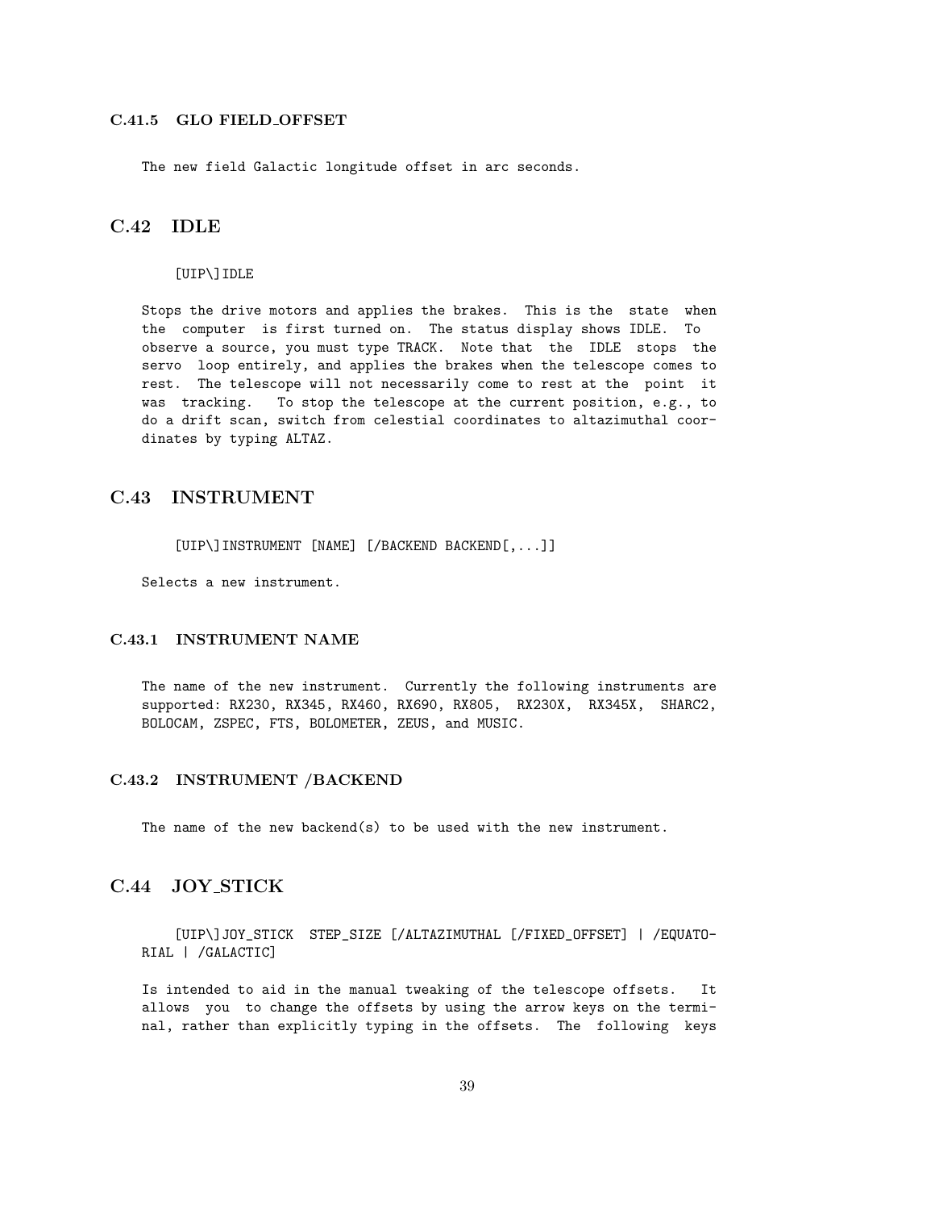### C.41.5 GLO FIELD_OFFSET

The new field Galactic longitude offset in arc seconds.

## C.42 IDLE

```
[UIP\]IDLE
```

Stops the drive motors and applies the brakes. This is the state when the computer is first turned on. The status display shows IDLE. To observe a source, you must type TRACK. Note that the IDLE stops the servo loop entirely, and applies the brakes when the telescope comes to rest. The telescope will not necessarily come to rest at the point it was tracking. To stop the telescope at the current position, e.g., to do a drift scan, switch from celestial coordinates to altazimuthal coordinates by typing ALTAZ.

## C.43 INSTRUMENT

```
[UIP\]INSTRUMENT [NAME] [/BACKEND BACKEND[,...]]
```

Selects a new instrument.

### C.43.1 INSTRUMENT NAME

The name of the new instrument. Currently the following instruments are supported: RX230, RX345, RX460, RX690, RX805, RX230X, RX345X, SHARC2, BOLOCAM, ZSPEC, FTS, BOLOMETER, ZEUS, and MUSIC.

### C.43.2 INSTRUMENT /BACKEND

The name of the new backend(s) to be used with the new instrument.

## C.44 JOY_STICK

```
[UIP\]JOY_STICK  STEP_SIZE [/ALTAZIMUTHAL [/FIXED_OFFSET] | /EQUATO-
RIAL | /GALACTIC]
```

Is intended to aid in the manual tweaking of the telescope offsets. It allows you to change the offsets by using the arrow keys on the terminal, rather than explicitly typing in the offsets. The following keys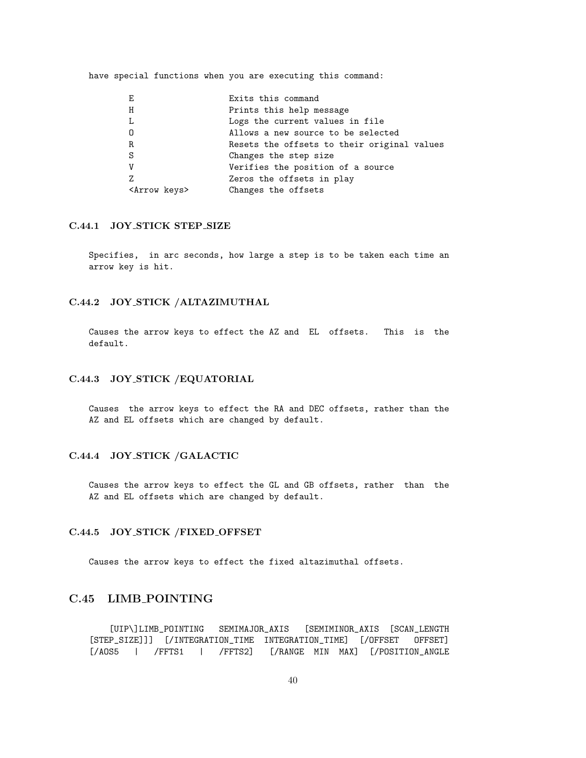have special functions when you are executing this command:

```
E                  Exits this command
H                  Prints this help message
L                  Logs the current values in file
O                  Allows a new source to be selected
R                  Resets the offsets to their original values
S                  Changes the step size
V                  Verifies the position of a source
Z                  Zeros the offsets in play
<Arrow keys>       Changes the offsets
```

### C.44.1 JOY_STICK STEP_SIZE

Specifies, in arc seconds, how large a step is to be taken each time an arrow key is hit.

### C.44.2 JOY_STICK /ALTAZIMUTHAL

Causes the arrow keys to effect the AZ and EL offsets. This is the default.

### C.44.3 JOY_STICK /EQUATORIAL

Causes the arrow keys to effect the RA and DEC offsets, rather than the AZ and EL offsets which are changed by default.

### C.44.4 JOY_STICK /GALACTIC

Causes the arrow keys to effect the GL and GB offsets, rather than the AZ and EL offsets which are changed by default.

### C.44.5 JOY_STICK /FIXED_OFFSET

Causes the arrow keys to effect the fixed altazimuthal offsets.

## C.45 LIMB_POINTING

```
[UIP\]LIMB_POINTING SEMIMAJOR_AXIS [SEMIMINOR_AXIS [SCAN_LENGTH
[STEP_SIZE]]] [/INTEGRATION_TIME INTEGRATION_TIME] [/OFFSET OFFSET]
[/AOS5 | /FFTS1 | /FFTS2] [/RANGE MIN MAX] [/POSITION_ANGLE
```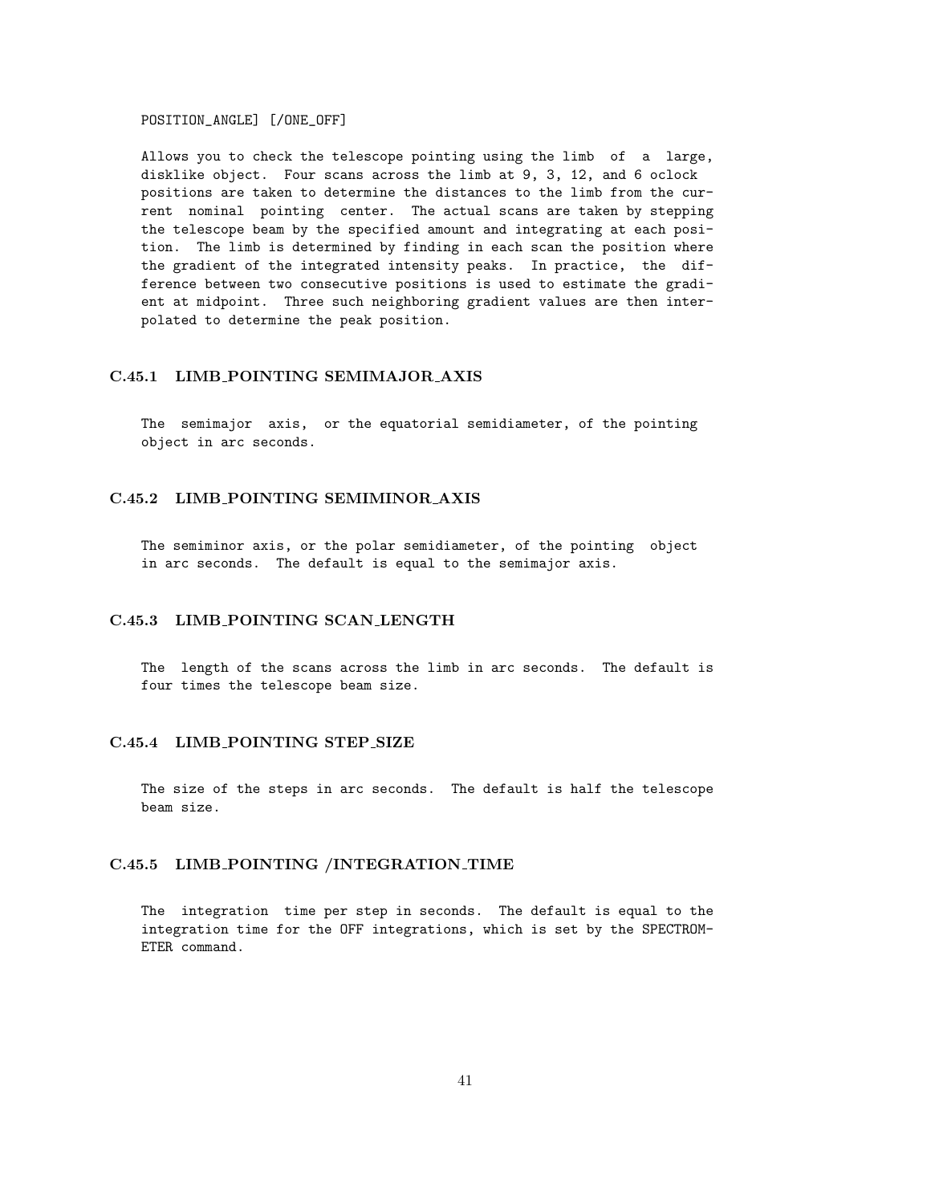POSITION_ANGLE] [/ONE_OFF]

Allows you to check the telescope pointing using the limb of a large, disklike object. Four scans across the limb at 9, 3, 12, and 6 oclock positions are taken to determine the distances to the limb from the current nominal pointing center. The actual scans are taken by stepping the telescope beam by the specified amount and integrating at each position. The limb is determined by finding in each scan the position where the gradient of the integrated intensity peaks. In practice, the difference between two consecutive positions is used to estimate the gradient at midpoint. Three such neighboring gradient values are then interpolated to determine the peak position.

### C.45.1 LIMB_POINTING SEMIMAJOR_AXIS

The semimajor axis, or the equatorial semidiameter, of the pointing object in arc seconds.

### C.45.2 LIMB_POINTING SEMIMINOR_AXIS

The semiminor axis, or the polar semidiameter, of the pointing object in arc seconds. The default is equal to the semimajor axis.

### C.45.3 LIMB_POINTING SCAN_LENGTH

The length of the scans across the limb in arc seconds. The default is four times the telescope beam size.

### C.45.4 LIMB_POINTING STEP_SIZE

The size of the steps in arc seconds. The default is half the telescope beam size.

### C.45.5 LIMB_POINTING /INTEGRATION_TIME

The integration time per step in seconds. The default is equal to the integration time for the OFF integrations, which is set by the SPECTROMETER command.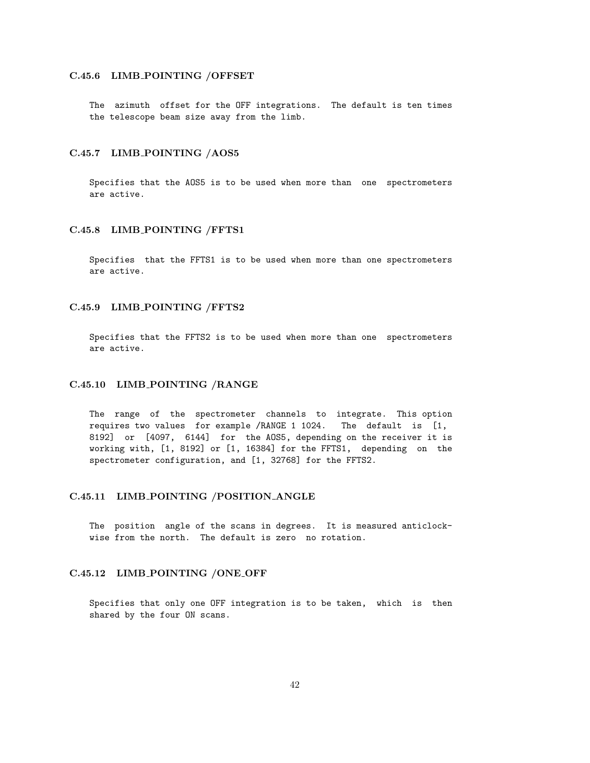### C.45.6 LIMB_POINTING /OFFSET

The azimuth offset for the OFF integrations. The default is ten times the telescope beam size away from the limb.

### C.45.7 LIMB_POINTING /AOS5

Specifies that the AOS5 is to be used when more than one spectrometers are active.

### C.45.8 LIMB_POINTING /FFTS1

Specifies that the FFTS1 is to be used when more than one spectrometers are active.

### C.45.9 LIMB_POINTING /FFTS2

Specifies that the FFTS2 is to be used when more than one spectrometers are active.

### C.45.10 LIMB_POINTING /RANGE

The range of the spectrometer channels to integrate. This option requires two values for example /RANGE 1 1024. The default is [1, 8192] or [4097, 6144] for the AOS5, depending on the receiver it is working with, [1, 8192] or [1, 16384] for the FFTS1, depending on the spectrometer configuration, and [1, 32768] for the FFTS2.

### C.45.11 LIMB_POINTING /POSITION_ANGLE

The position angle of the scans in degrees. It is measured anticlockwise from the north. The default is zero no rotation.

### C.45.12 LIMB_POINTING /ONE_OFF

Specifies that only one OFF integration is to be taken, which is then shared by the four ON scans.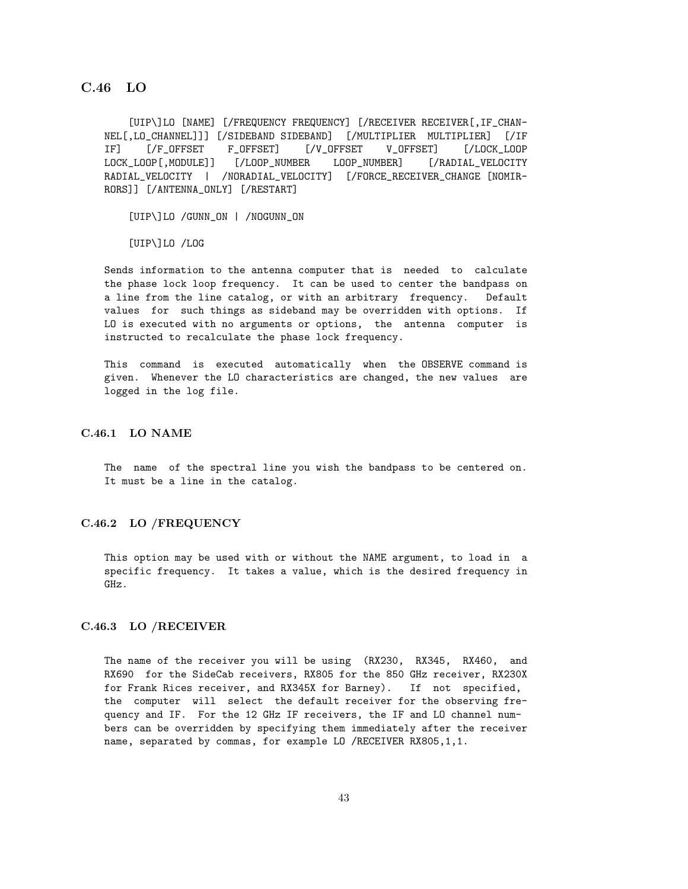## C.46 LO

```
[UIP\]LO [NAME] [/FREQUENCY FREQUENCY] [/RECEIVER RECEIVER[,IF_CHANNEL[,LO_CHANNEL]]] [/SIDEBAND SIDEBAND] [/MULTIPLIER MULTIPLIER] [/IF IF] [/F_OFFSET F_OFFSET] [/V_OFFSET V_OFFSET] [/LOCK_LOOP LOCK_LOOP[,MODULE]] [/LOOP_NUMBER LOOP_NUMBER] [/RADIAL_VELOCITY RADIAL_VELOCITY | /NORADIAL_VELOCITY] [/FORCE_RECEIVER_CHANGE [NOMIRRORS]] [/ANTENNA_ONLY] [/RESTART]
```

```
[UIP\]LO /GUNN_ON | /NOGUNN_ON
```

```
[UIP\]LO /LOG
```

Sends information to the antenna computer that is needed to calculate the phase lock loop frequency. It can be used to center the bandpass on a line from the line catalog, or with an arbitrary frequency. Default values for such things as sideband may be overridden with options. If LO is executed with no arguments or options, the antenna computer is instructed to recalculate the phase lock frequency.

This command is executed automatically when the OBSERVE command is given. Whenever the LO characteristics are changed, the new values are logged in the log file.

### C.46.1 LO NAME

The name of the spectral line you wish the bandpass to be centered on. It must be a line in the catalog.

### C.46.2 LO /FREQUENCY

This option may be used with or without the NAME argument, to load in a specific frequency. It takes a value, which is the desired frequency in GHz.

### C.46.3 LO /RECEIVER

The name of the receiver you will be using (RX230, RX345, RX460, and RX690 for the SideCab receivers, RX805 for the 850 GHz receiver, RX230X for Frank Rices receiver, and RX345X for Barney). If not specified, the computer will select the default receiver for the observing frequency and IF. For the 12 GHz IF receivers, the IF and LO channel numbers can be overridden by specifying them immediately after the receiver name, separated by commas, for example LO /RECEIVER RX805,1,1.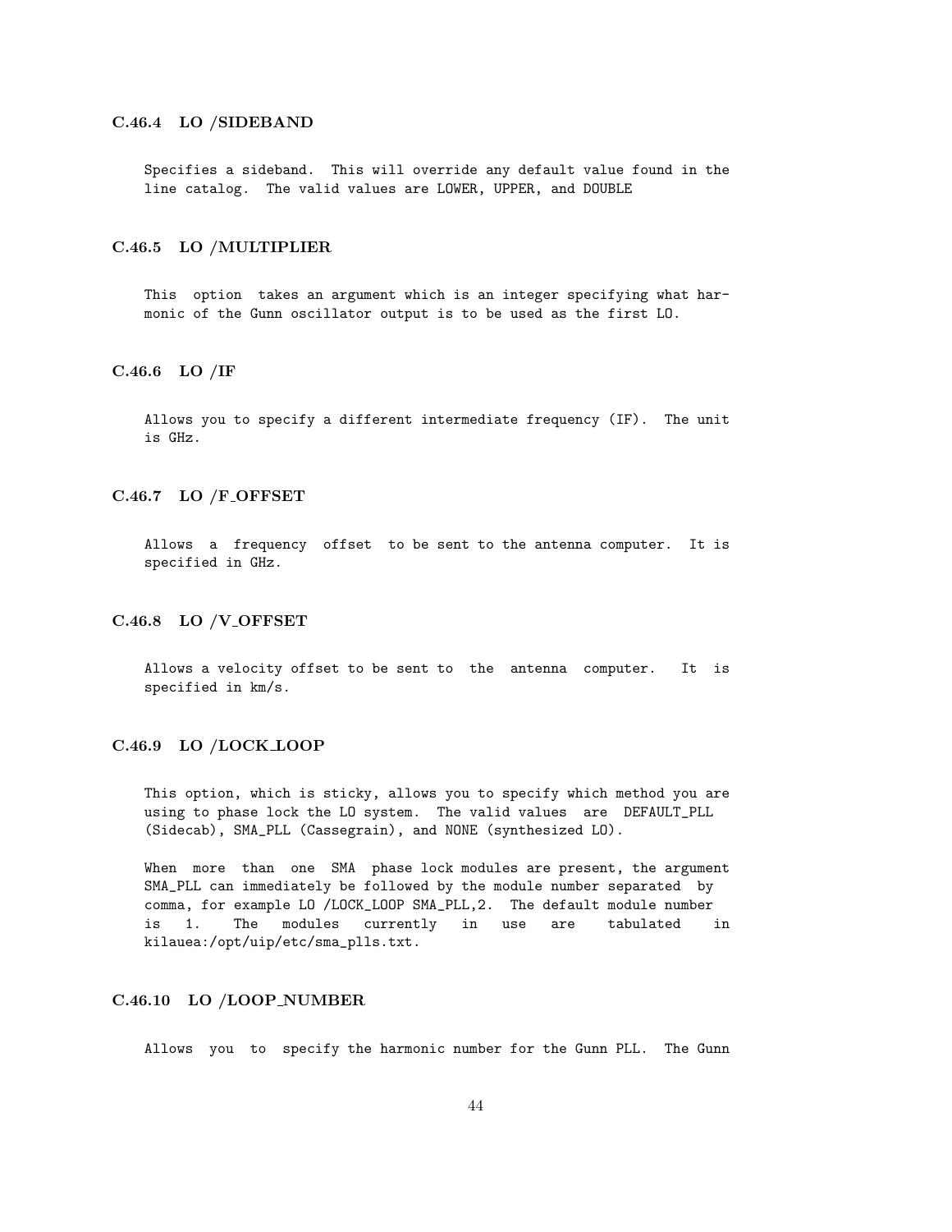### C.46.4 LO /SIDEBAND

Specifies a sideband. This will override any default value found in the line catalog. The valid values are LOWER, UPPER, and DOUBLE

### C.46.5 LO /MULTIPLIER

This option takes an argument which is an integer specifying what harmonic of the Gunn oscillator output is to be used as the first LO.

### C.46.6 LO /IF

Allows you to specify a different intermediate frequency (IF). The unit is GHz.

### C.46.7 LO /F_OFFSET

Allows a frequency offset to be sent to the antenna computer. It is specified in GHz.

### C.46.8 LO /V_OFFSET

Allows a velocity offset to be sent to the antenna computer. It is specified in km/s.

### C.46.9 LO /LOCK_LOOP

This option, which is sticky, allows you to specify which method you are using to phase lock the LO system. The valid values are DEFAULT_PLL (Sidecab), SMA_PLL (Cassegrain), and NONE (synthesized LO).

When more than one SMA phase lock modules are present, the argument SMA_PLL can immediately be followed by the module number separated by comma, for example LO /LOCK_LOOP SMA_PLL,2. The default module number is 1. The modules currently in use are tabulated in kilauea:/opt/uip/etc/sma_plls.txt.

### C.46.10 LO /LOOP_NUMBER

Allows you to specify the harmonic number for the Gunn PLL. The Gunn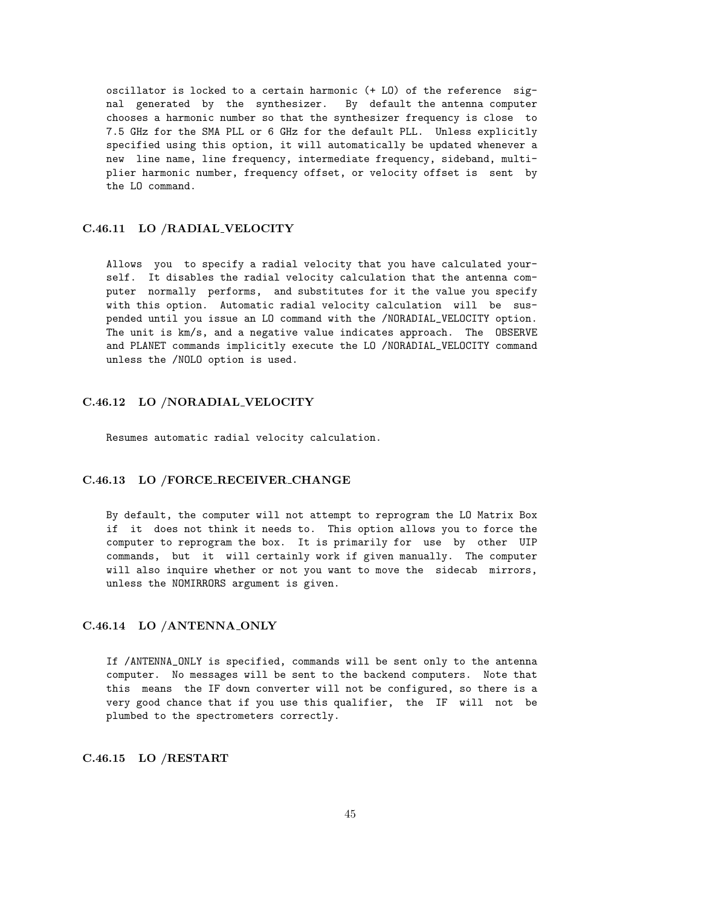oscillator is locked to a certain harmonic (+ LO) of the reference signal generated by the synthesizer. By default the antenna computer chooses a harmonic number so that the synthesizer frequency is close to 7.5 GHz for the SMA PLL or 6 GHz for the default PLL. Unless explicitly specified using this option, it will automatically be updated whenever a new line name, line frequency, intermediate frequency, sideband, multiplier harmonic number, frequency offset, or velocity offset is sent by the LO command.

### C.46.11 LO /RADIAL_VELOCITY

Allows you to specify a radial velocity that you have calculated yourself. It disables the radial velocity calculation that the antenna computer normally performs, and substitutes for it the value you specify with this option. Automatic radial velocity calculation will be suspended until you issue an LO command with the /NORADIAL_VELOCITY option. The unit is km/s, and a negative value indicates approach. The OBSERVE and PLANET commands implicitly execute the LO /NORADIAL_VELOCITY command unless the /NOLO option is used.

### C.46.12 LO /NORADIAL_VELOCITY

Resumes automatic radial velocity calculation.

### C.46.13 LO /FORCE_RECEIVER_CHANGE

By default, the computer will not attempt to reprogram the LO Matrix Box if it does not think it needs to. This option allows you to force the computer to reprogram the box. It is primarily for use by other UIP commands, but it will certainly work if given manually. The computer will also inquire whether or not you want to move the sidecab mirrors, unless the NOMIRRORS argument is given.

### C.46.14 LO /ANTENNA_ONLY

If /ANTENNA_ONLY is specified, commands will be sent only to the antenna computer. No messages will be sent to the backend computers. Note that this means the IF down converter will not be configured, so there is a very good chance that if you use this qualifier, the IF will not be plumbed to the spectrometers correctly.

### C.46.15 LO /RESTART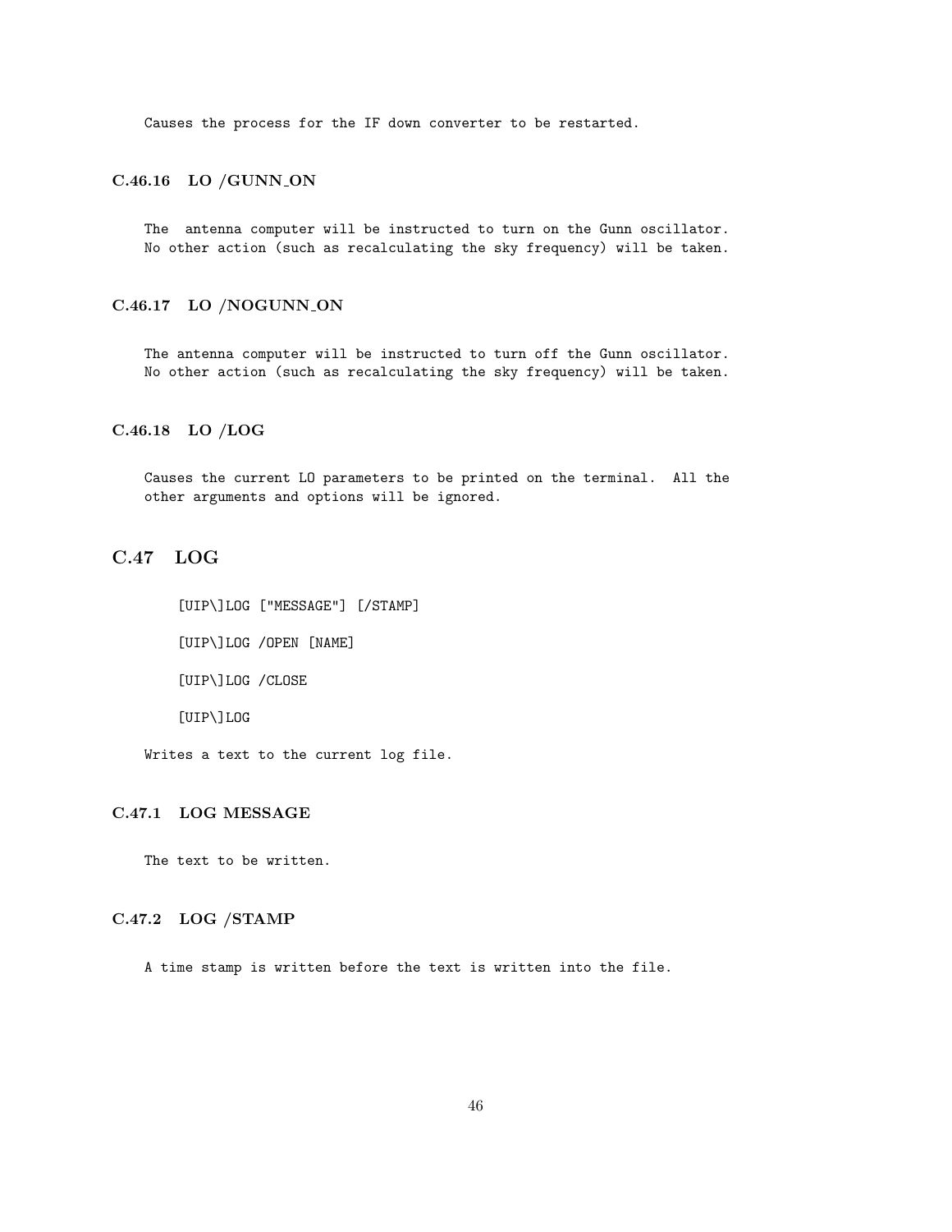Causes the process for the IF down converter to be restarted.

### C.46.16 LO /GUNN_ON

The antenna computer will be instructed to turn on the Gunn oscillator. No other action (such as recalculating the sky frequency) will be taken.

### C.46.17 LO /NOGUNN_ON

The antenna computer will be instructed to turn off the Gunn oscillator. No other action (such as recalculating the sky frequency) will be taken.

### C.46.18 LO /LOG

Causes the current LO parameters to be printed on the terminal. All the other arguments and options will be ignored.

## C.47 LOG

```
[UIP\]LOG ["MESSAGE"] [/STAMP]

[UIP\]LOG /OPEN [NAME]

[UIP\]LOG /CLOSE

[UIP\]LOG
```

Writes a text to the current log file.

### C.47.1 LOG MESSAGE

The text to be written.

### C.47.2 LOG /STAMP

A time stamp is written before the text is written into the file.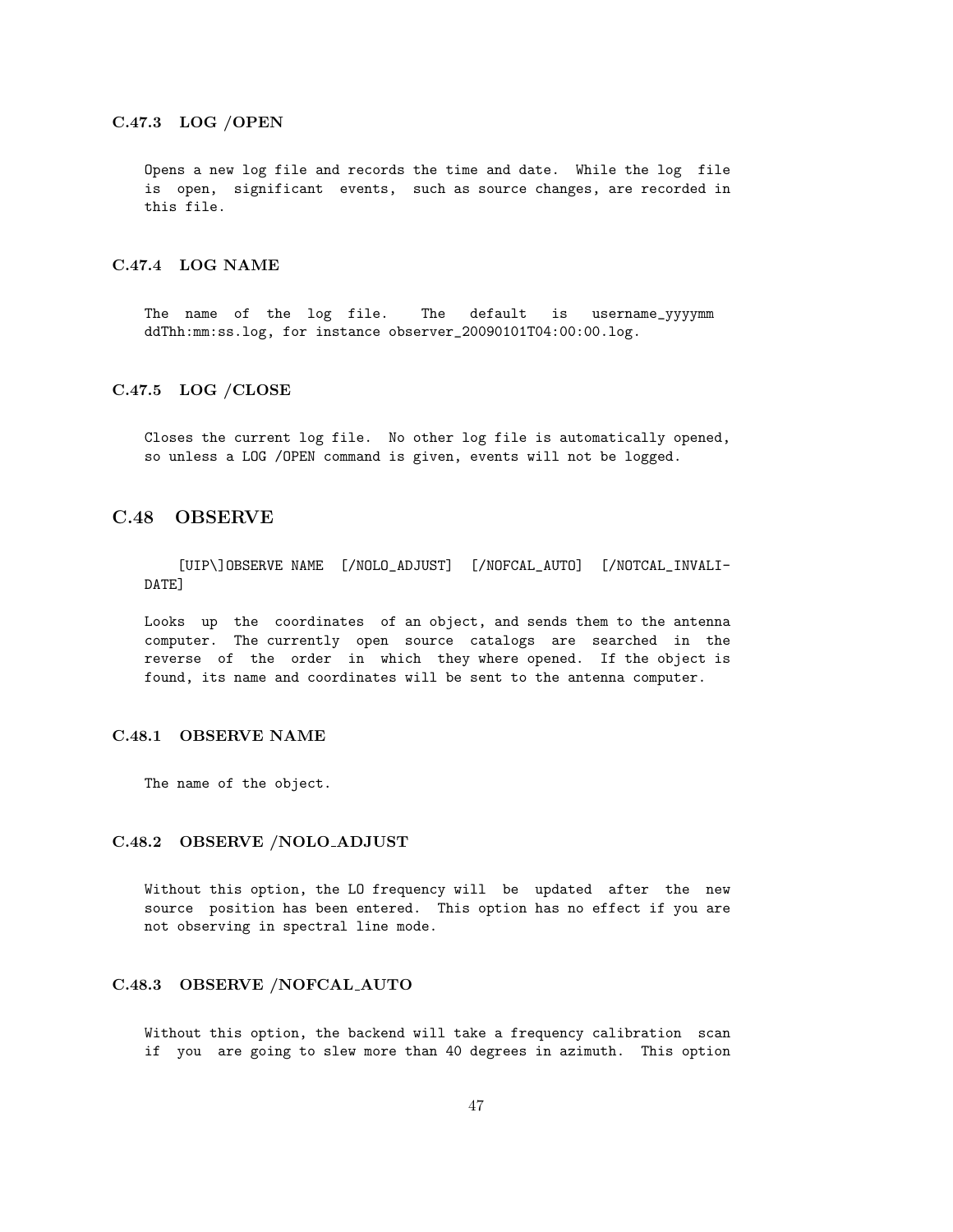### C.47.3 LOG /OPEN

Opens a new log file and records the time and date. While the log file is open, significant events, such as source changes, are recorded in this file.

### C.47.4 LOG NAME

The name of the log file. The default is username_yyyymm ddThh:mm:ss.log, for instance observer_20090101T04:00:00.log.

### C.47.5 LOG /CLOSE

Closes the current log file. No other log file is automatically opened, so unless a LOG /OPEN command is given, events will not be logged.

## C.48 OBSERVE

[UIP\]OBSERVE NAME [/NOLO_ADJUST] [/NOFCAL_AUTO] [/NOTCAL_INVALIDATE]

Looks up the coordinates of an object, and sends them to the antenna computer. The currently open source catalogs are searched in the reverse of the order in which they where opened. If the object is found, its name and coordinates will be sent to the antenna computer.

### C.48.1 OBSERVE NAME

The name of the object.

### C.48.2 OBSERVE /NOLO_ADJUST

Without this option, the LO frequency will be updated after the new source position has been entered. This option has no effect if you are not observing in spectral line mode.

### C.48.3 OBSERVE /NOFCAL_AUTO

Without this option, the backend will take a frequency calibration scan if you are going to slew more than 40 degrees in azimuth. This option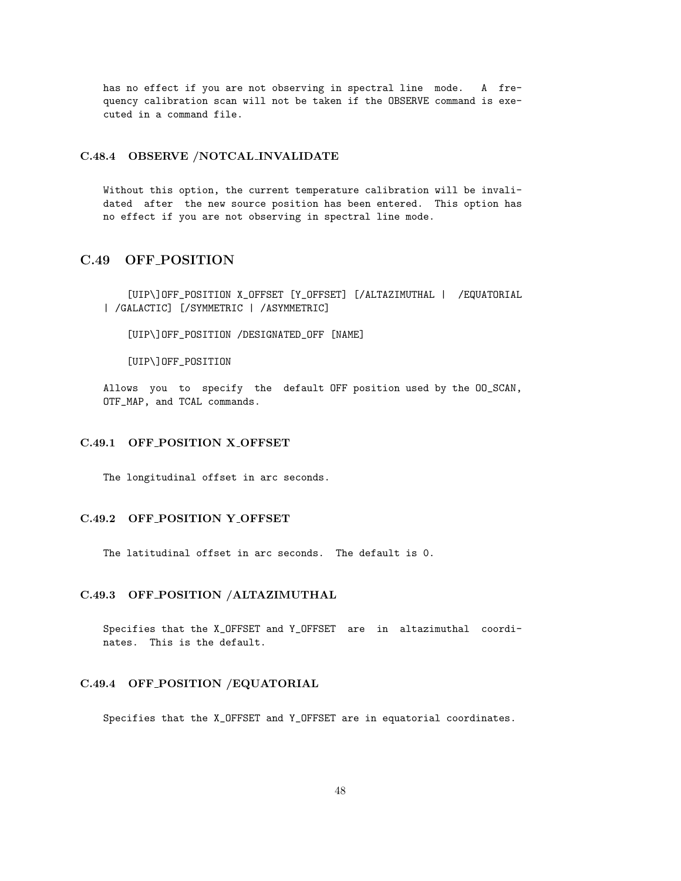has no effect if you are not observing in spectral line mode. A frequency calibration scan will not be taken if the OBSERVE command is executed in a command file.

### C.48.4 OBSERVE /NOTCAL_INVALIDATE

Without this option, the current temperature calibration will be invalidated after the new source position has been entered. This option has no effect if you are not observing in spectral line mode.

## C.49 OFF_POSITION

```
[UIP\]OFF_POSITION X_OFFSET [Y_OFFSET] [/ALTAZIMUTHAL | /EQUATORIAL
| /GALACTIC] [/SYMMETRIC | /ASYMMETRIC]

[UIP\]OFF_POSITION /DESIGNATED_OFF [NAME]

[UIP\]OFF_POSITION
```

Allows you to specify the default OFF position used by the OO_SCAN, OTF_MAP, and TCAL commands.

### C.49.1 OFF_POSITION X_OFFSET

The longitudinal offset in arc seconds.

### C.49.2 OFF_POSITION Y_OFFSET

The latitudinal offset in arc seconds. The default is 0.

### C.49.3 OFF_POSITION /ALTAZIMUTHAL

Specifies that the X_OFFSET and Y_OFFSET are in altazimuthal coordinates. This is the default.

### C.49.4 OFF_POSITION /EQUATORIAL

Specifies that the X_OFFSET and Y_OFFSET are in equatorial coordinates.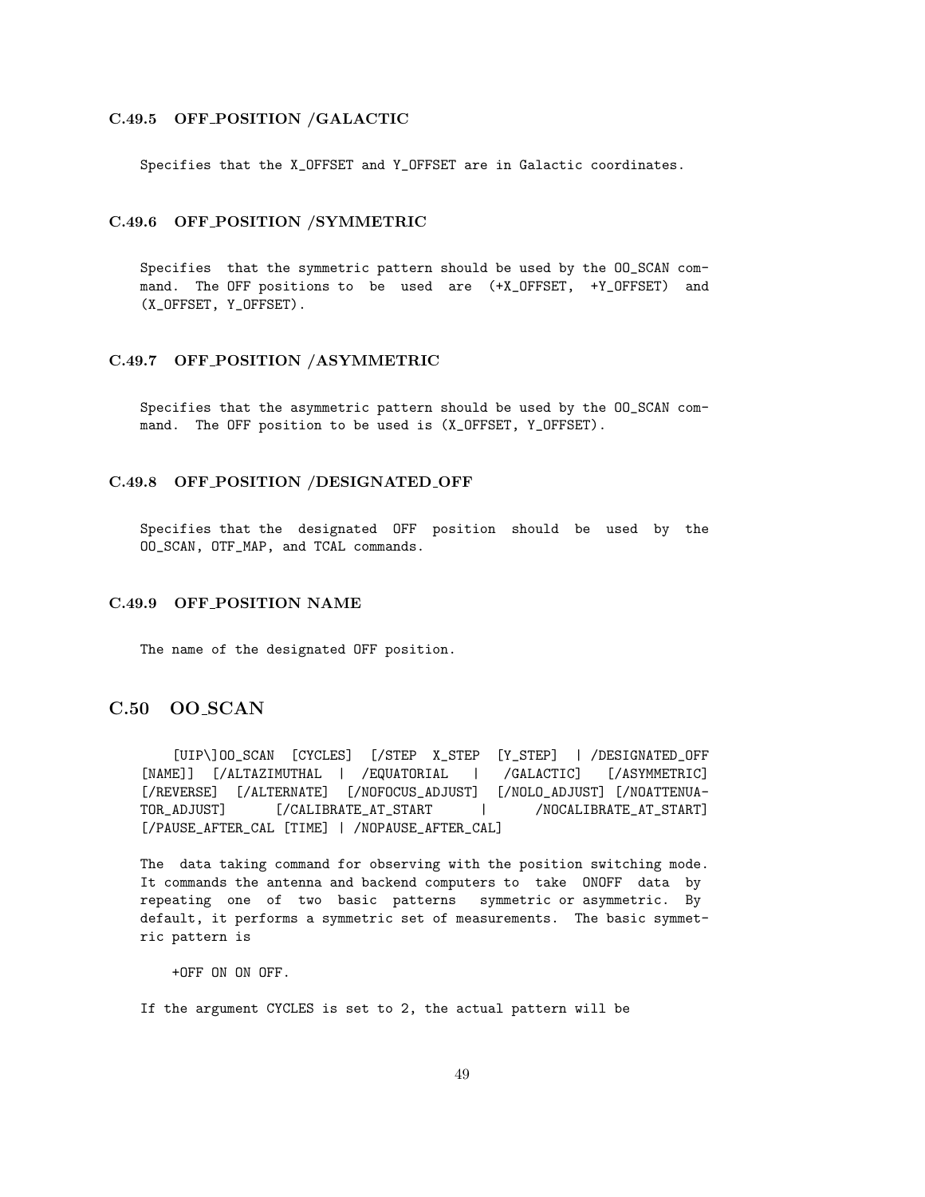### C.49.5 OFF_POSITION /GALACTIC

Specifies that the X_OFFSET and Y_OFFSET are in Galactic coordinates.

### C.49.6 OFF_POSITION /SYMMETRIC

Specifies that the symmetric pattern should be used by the OO_SCAN command. The OFF positions to be used are (+X_OFFSET, +Y_OFFSET) and (X_OFFSET, Y_OFFSET).

### C.49.7 OFF_POSITION /ASYMMETRIC

Specifies that the asymmetric pattern should be used by the OO_SCAN command. The OFF position to be used is (X_OFFSET, Y_OFFSET).

### C.49.8 OFF_POSITION /DESIGNATED_OFF

Specifies that the designated OFF position should be used by the OO_SCAN, OTF_MAP, and TCAL commands.

### C.49.9 OFF_POSITION NAME

The name of the designated OFF position.

## C.50 OO_SCAN

```
[UIP\]OO_SCAN [CYCLES] [/STEP X_STEP [Y_STEP] | /DESIGNATED_OFF
[NAME]] [/ALTAZIMUTHAL | /EQUATORIAL | /GALACTIC] [/ASYMMETRIC]
[/REVERSE] [/ALTERNATE] [/NOFOCUS_ADJUST] [/NOLO_ADJUST] [/NOATTENUATOR_ADJUST] [/CALIBRATE_AT_START | /NOCALIBRATE_AT_START]
[/PAUSE_AFTER_CAL [TIME] | /NOPAUSE_AFTER_CAL]
```

The data taking command for observing with the position switching mode. It commands the antenna and backend computers to take ONOFF data by repeating one of two basic patterns symmetric or asymmetric. By default, it performs a symmetric set of measurements. The basic symmetric pattern is

```
+OFF ON ON OFF.
```

If the argument CYCLES is set to 2, the actual pattern will be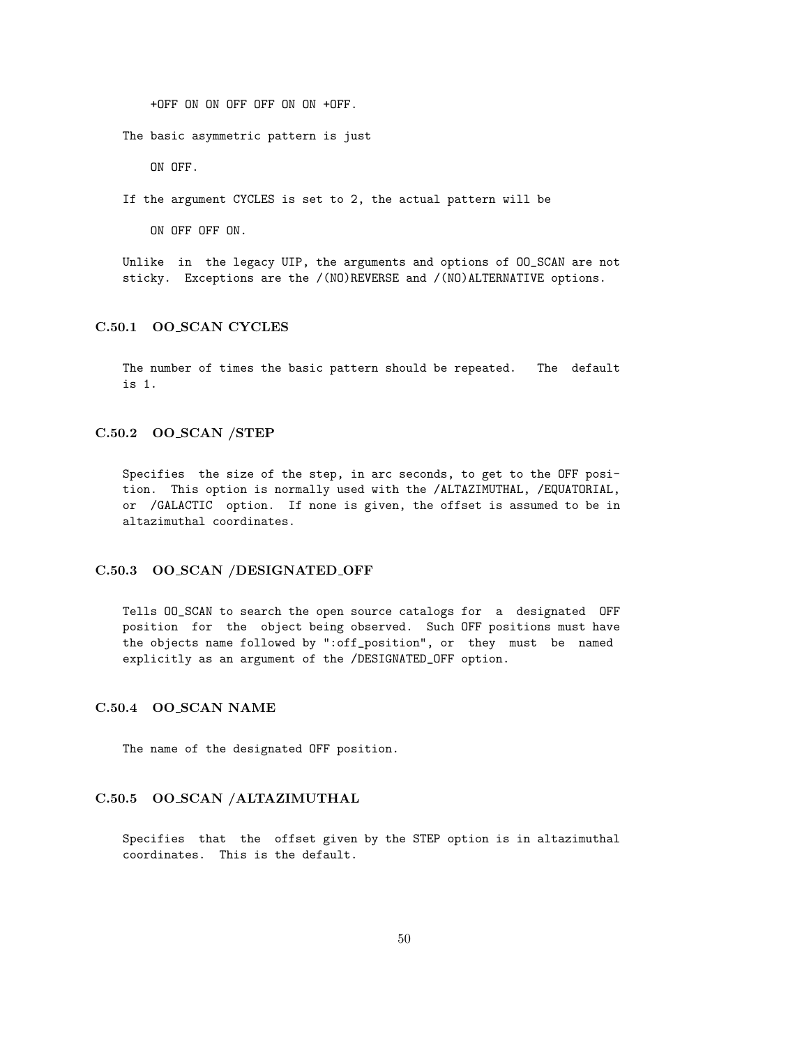```
+OFF ON ON OFF OFF ON ON +OFF.
```

The basic asymmetric pattern is just

```
ON OFF.
```

If the argument CYCLES is set to 2, the actual pattern will be

```
ON OFF OFF ON.
```

Unlike in the legacy UIP, the arguments and options of OO_SCAN are not sticky. Exceptions are the /(NO)REVERSE and /(NO)ALTERNATIVE options.

### C.50.1 OO_SCAN CYCLES

The number of times the basic pattern should be repeated. The default is 1.

### C.50.2 OO_SCAN /STEP

Specifies the size of the step, in arc seconds, to get to the OFF position. This option is normally used with the /ALTAZIMUTHAL, /EQUATORIAL, or /GALACTIC option. If none is given, the offset is assumed to be in altazimuthal coordinates.

### C.50.3 OO_SCAN /DESIGNATED_OFF

Tells OO_SCAN to search the open source catalogs for a designated OFF position for the object being observed. Such OFF positions must have the objects name followed by ":off_position", or they must be named explicitly as an argument of the /DESIGNATED_OFF option.

### C.50.4 OO_SCAN NAME

The name of the designated OFF position.

### C.50.5 OO_SCAN /ALTAZIMUTHAL

Specifies that the offset given by the STEP option is in altazimuthal coordinates. This is the default.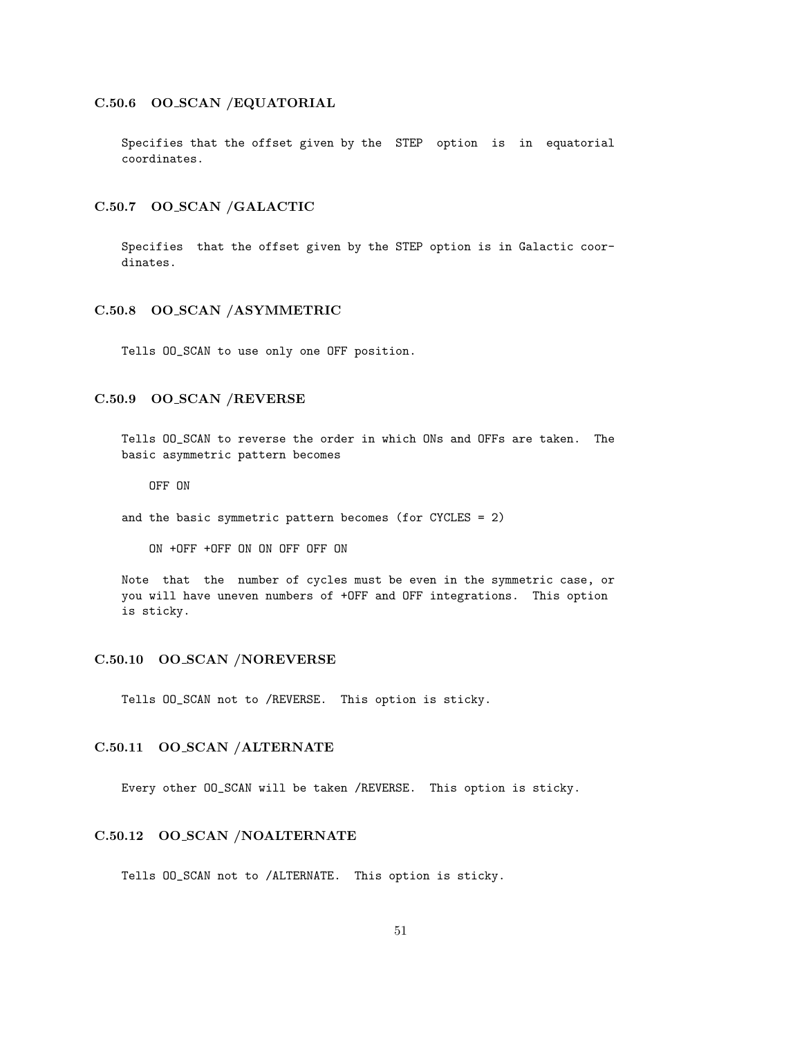### C.50.6 OO_SCAN /EQUATORIAL

Specifies that the offset given by the STEP option is in equatorial coordinates.

### C.50.7 OO_SCAN /GALACTIC

Specifies that the offset given by the STEP option is in Galactic coordinates.

### C.50.8 OO_SCAN /ASYMMETRIC

Tells OO_SCAN to use only one OFF position.

### C.50.9 OO_SCAN /REVERSE

Tells OO_SCAN to reverse the order in which ONs and OFFs are taken. The basic asymmetric pattern becomes

```
OFF ON
```

and the basic symmetric pattern becomes (for CYCLES = 2)

```
ON +OFF +OFF ON ON OFF OFF ON
```

Note that the number of cycles must be even in the symmetric case, or you will have uneven numbers of +OFF and OFF integrations. This option is sticky.

### C.50.10 OO_SCAN /NOREVERSE

Tells OO_SCAN not to /REVERSE. This option is sticky.

### C.50.11 OO_SCAN /ALTERNATE

Every other OO_SCAN will be taken /REVERSE. This option is sticky.

### C.50.12 OO_SCAN /NOALTERNATE

Tells OO_SCAN not to /ALTERNATE. This option is sticky.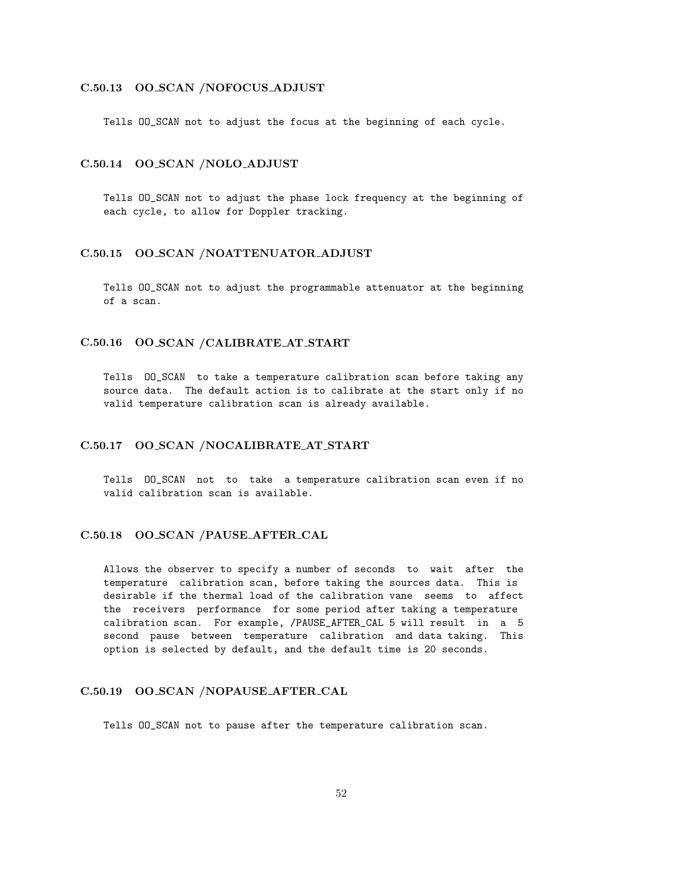### C.50.13 OO_SCAN /NOFOCUS_ADJUST

Tells OO_SCAN not to adjust the focus at the beginning of each cycle.

### C.50.14 OO_SCAN /NOLO_ADJUST

Tells OO_SCAN not to adjust the phase lock frequency at the beginning of each cycle, to allow for Doppler tracking.

### C.50.15 OO_SCAN /NOATTENUATOR_ADJUST

Tells OO_SCAN not to adjust the programmable attenuator at the beginning of a scan.

### C.50.16 OO_SCAN /CALIBRATE_AT_START

Tells OO_SCAN to take a temperature calibration scan before taking any source data. The default action is to calibrate at the start only if no valid temperature calibration scan is already available.

### C.50.17 OO_SCAN /NOCALIBRATE_AT_START

Tells OO_SCAN not to take a temperature calibration scan even if no valid calibration scan is available.

### C.50.18 OO_SCAN /PAUSE_AFTER_CAL

Allows the observer to specify a number of seconds to wait after the temperature calibration scan, before taking the sources data. This is desirable if the thermal load of the calibration vane seems to affect the receivers performance for some period after taking a temperature calibration scan. For example, /PAUSE_AFTER_CAL 5 will result in a 5 second pause between temperature calibration and data taking. This option is selected by default, and the default time is 20 seconds.

### C.50.19 OO_SCAN /NOPAUSE_AFTER_CAL

Tells OO_SCAN not to pause after the temperature calibration scan.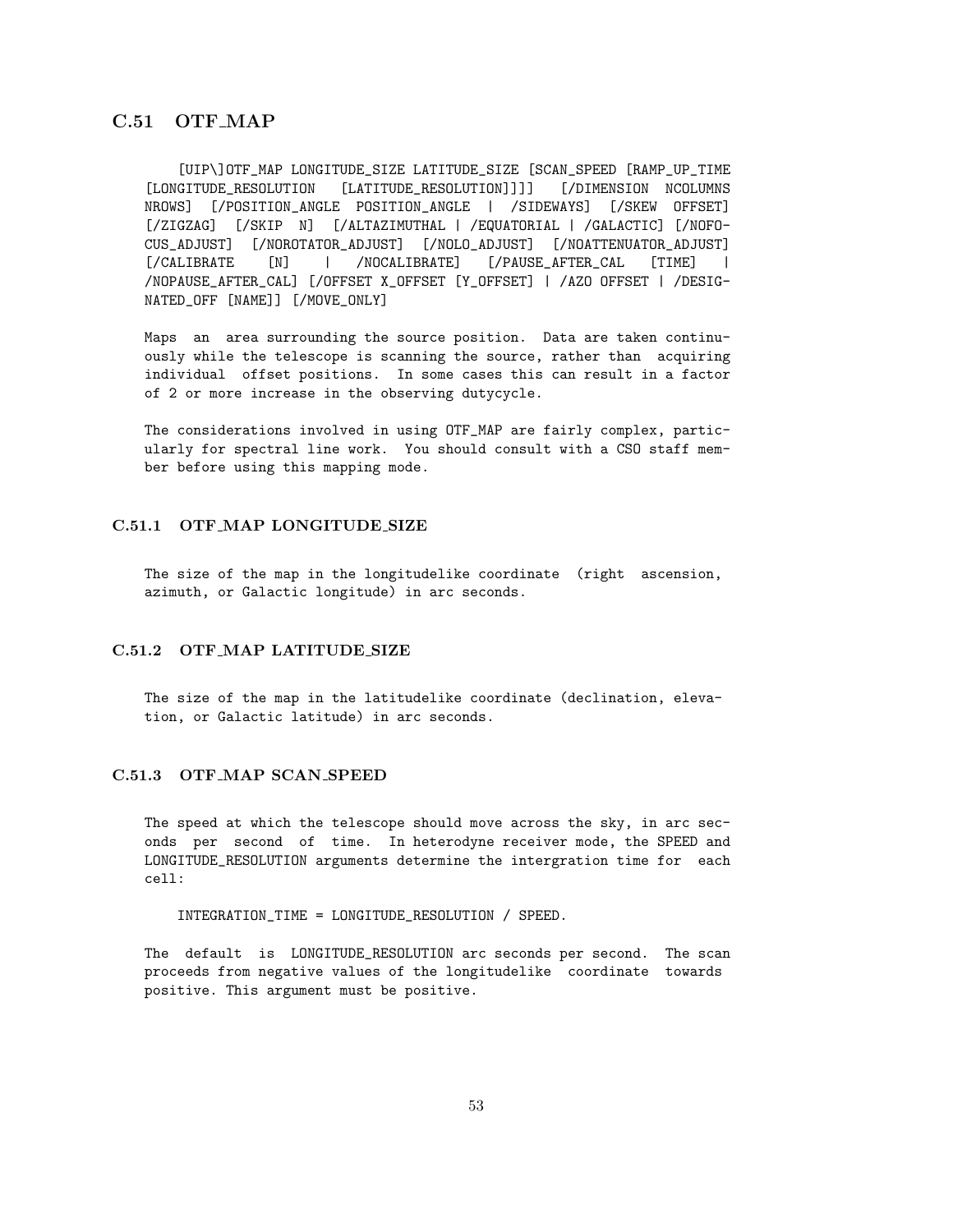## C.51 OTF_MAP

```
[UIP\]OTF_MAP LONGITUDE_SIZE LATITUDE_SIZE [SCAN_SPEED [RAMP_UP_TIME
[LONGITUDE_RESOLUTION [LATITUDE_RESOLUTION]]]] [/DIMENSION NCOLUMNS
NROWS] [/POSITION_ANGLE POSITION_ANGLE | /SIDEWAYS] [/SKEW OFFSET]
[/ZIGZAG] [/SKIP N] [/ALTAZIMUTHAL | /EQUATORIAL | /GALACTIC] [/NOFO-
CUS_ADJUST] [/NOROTATOR_ADJUST] [/NOLO_ADJUST] [/NOATTENUATOR_ADJUST]
[/CALIBRATE [N] | /NOCALIBRATE] [/PAUSE_AFTER_CAL [TIME] |
/NOPAUSE_AFTER_CAL] [/OFFSET X_OFFSET [Y_OFFSET] | /AZO OFFSET | /DESIG-
NATED_OFF [NAME]] [/MOVE_ONLY]
```

Maps an area surrounding the source position. Data are taken continuously while the telescope is scanning the source, rather than acquiring individual offset positions. In some cases this can result in a factor of 2 or more increase in the observing dutycycle.

The considerations involved in using OTF_MAP are fairly complex, particularly for spectral line work. You should consult with a CSO staff member before using this mapping mode.

### C.51.1 OTF_MAP LONGITUDE_SIZE

The size of the map in the longitudelike coordinate (right ascension, azimuth, or Galactic longitude) in arc seconds.

### C.51.2 OTF_MAP LATITUDE_SIZE

The size of the map in the latitudelike coordinate (declination, elevation, or Galactic latitude) in arc seconds.

### C.51.3 OTF_MAP SCAN_SPEED

The speed at which the telescope should move across the sky, in arc seconds per second of time. In heterodyne receiver mode, the SPEED and LONGITUDE_RESOLUTION arguments determine the intergration time for each cell:

```
INTEGRATION_TIME = LONGITUDE_RESOLUTION / SPEED.
```

The default is LONGITUDE_RESOLUTION arc seconds per second. The scan proceeds from negative values of the longitudelike coordinate towards positive. This argument must be positive.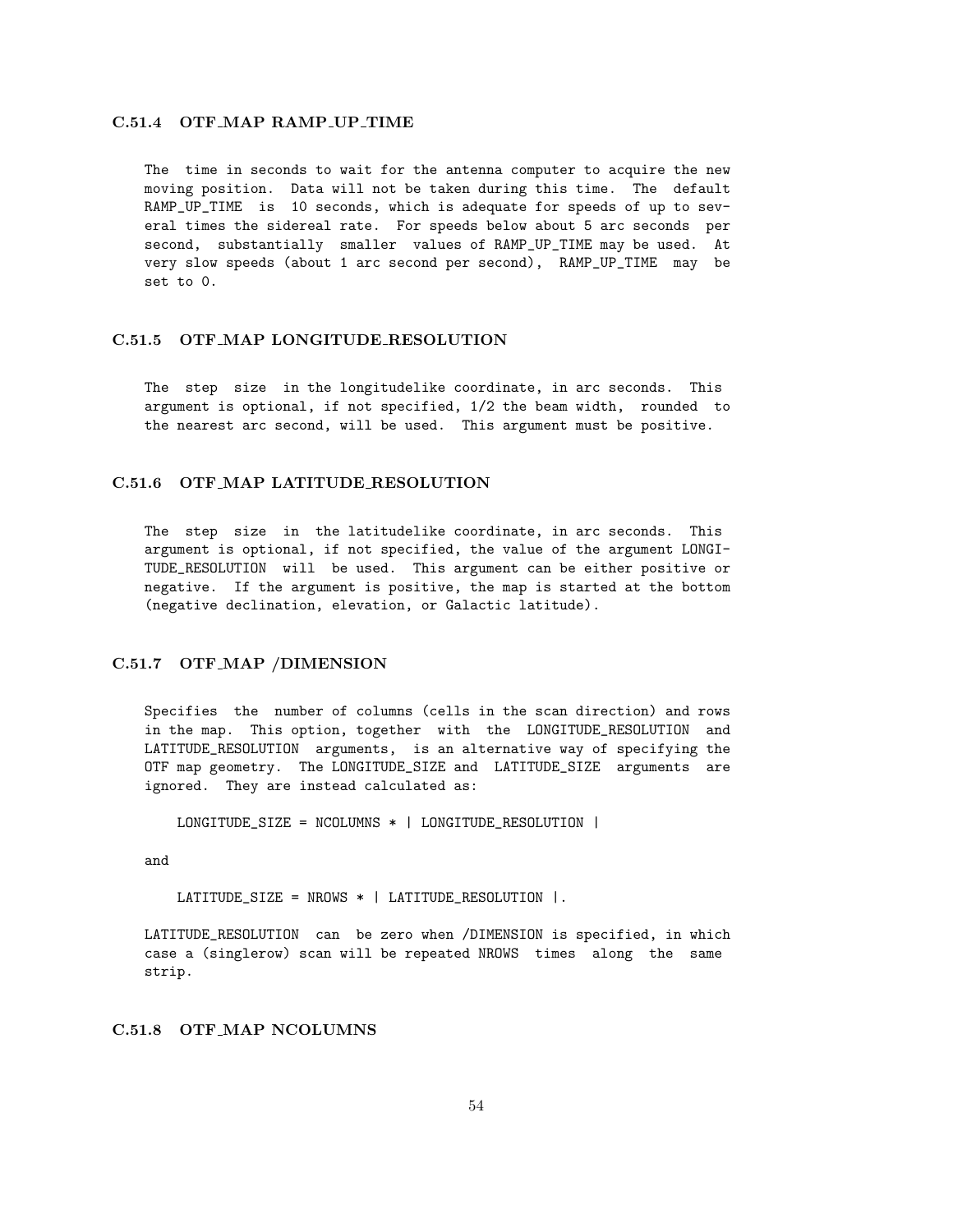### C.51.4 OTF_MAP RAMP_UP_TIME

The time in seconds to wait for the antenna computer to acquire the new moving position. Data will not be taken during this time. The default RAMP_UP_TIME is 10 seconds, which is adequate for speeds of up to several times the sidereal rate. For speeds below about 5 arc seconds per second, substantially smaller values of RAMP_UP_TIME may be used. At very slow speeds (about 1 arc second per second), RAMP_UP_TIME may be set to 0.

### C.51.5 OTF_MAP LONGITUDE_RESOLUTION

The step size in the longitudelike coordinate, in arc seconds. This argument is optional, if not specified, 1/2 the beam width, rounded to the nearest arc second, will be used. This argument must be positive.

### C.51.6 OTF_MAP LATITUDE_RESOLUTION

The step size in the latitudelike coordinate, in arc seconds. This argument is optional, if not specified, the value of the argument LONGITUDE_RESOLUTION will be used. This argument can be either positive or negative. If the argument is positive, the map is started at the bottom (negative declination, elevation, or Galactic latitude).

### C.51.7 OTF_MAP /DIMENSION

Specifies the number of columns (cells in the scan direction) and rows in the map. This option, together with the LONGITUDE_RESOLUTION and LATITUDE_RESOLUTION arguments, is an alternative way of specifying the OTF map geometry. The LONGITUDE_SIZE and LATITUDE_SIZE arguments are ignored. They are instead calculated as:

```
LONGITUDE_SIZE = NCOLUMNS * | LONGITUDE_RESOLUTION |
```

and

```
LATITUDE_SIZE = NROWS * | LATITUDE_RESOLUTION |.
```

LATITUDE_RESOLUTION can be zero when /DIMENSION is specified, in which case a (singlerow) scan will be repeated NROWS times along the same strip.

### C.51.8 OTF_MAP NCOLUMNS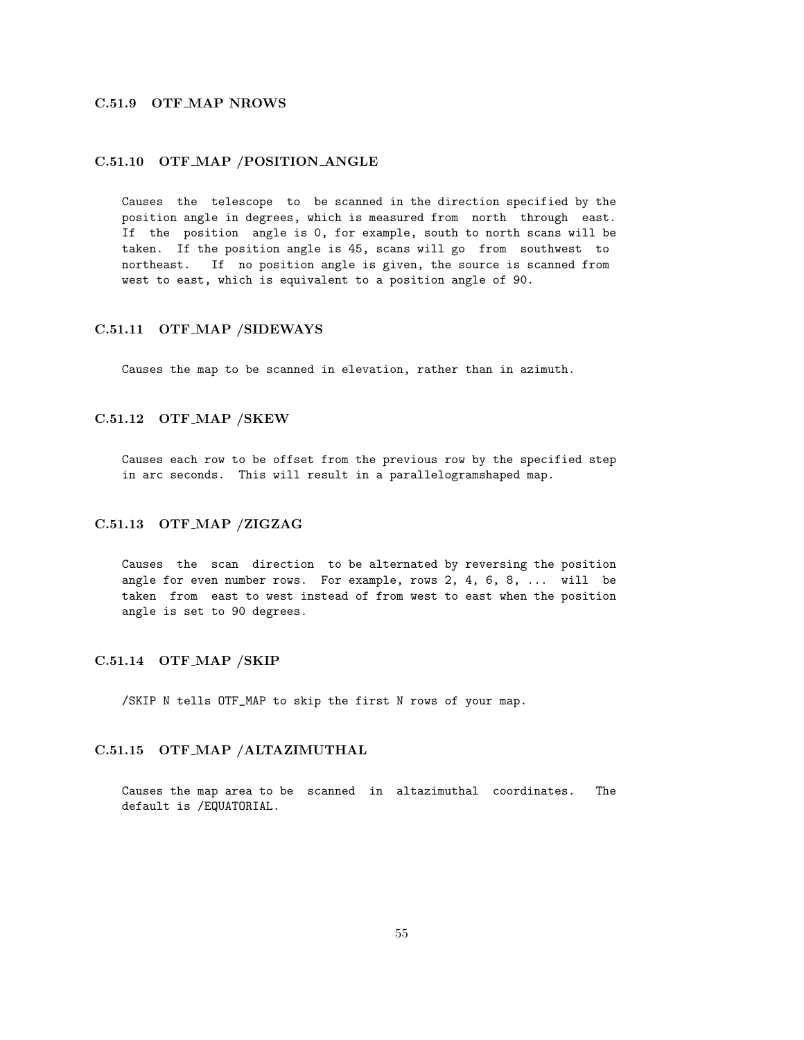### C.51.9 OTF_MAP NROWS

### C.51.10 OTF_MAP /POSITION_ANGLE

Causes the telescope to be scanned in the direction specified by the position angle in degrees, which is measured from north through east. If the position angle is 0, for example, south to north scans will be taken. If the position angle is 45, scans will go from southwest to northeast. If no position angle is given, the source is scanned from west to east, which is equivalent to a position angle of 90.

### C.51.11 OTF_MAP /SIDEWAYS

Causes the map to be scanned in elevation, rather than in azimuth.

### C.51.12 OTF_MAP /SKEW

Causes each row to be offset from the previous row by the specified step in arc seconds. This will result in a parallelogramshaped map.

### C.51.13 OTF_MAP /ZIGZAG

Causes the scan direction to be alternated by reversing the position angle for even number rows. For example, rows 2, 4, 6, 8, ... will be taken from east to west instead of from west to east when the position angle is set to 90 degrees.

### C.51.14 OTF_MAP /SKIP

/SKIP N tells OTF_MAP to skip the first N rows of your map.

### C.51.15 OTF_MAP /ALTAZIMUTHAL

Causes the map area to be scanned in altazimuthal coordinates. The default is /EQUATORIAL.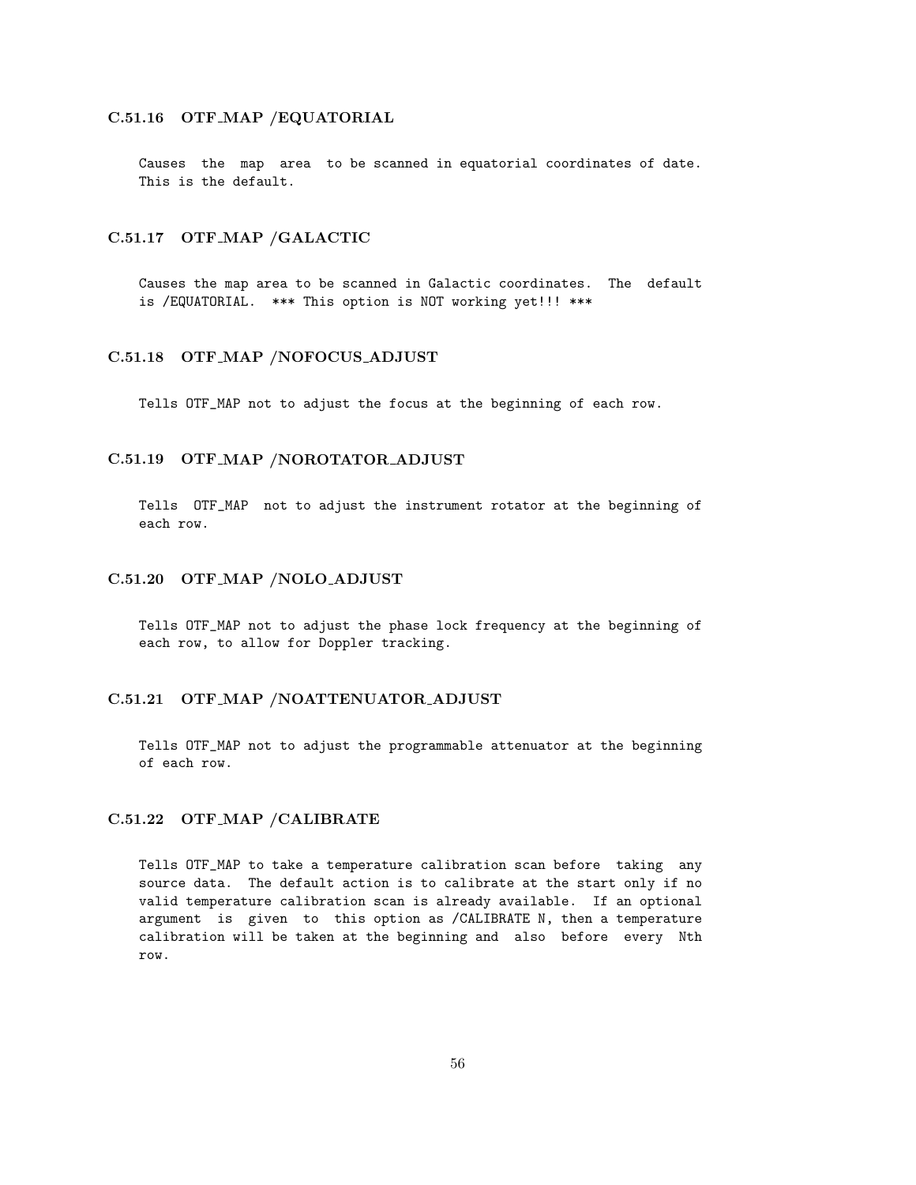### C.51.16 OTF_MAP /EQUATORIAL

Causes the map area to be scanned in equatorial coordinates of date. This is the default.

### C.51.17 OTF_MAP /GALACTIC

Causes the map area to be scanned in Galactic coordinates. The default is /EQUATORIAL. *** This option is NOT working yet!!! ***

### C.51.18 OTF_MAP /NOFOCUS_ADJUST

Tells OTF_MAP not to adjust the focus at the beginning of each row.

### C.51.19 OTF_MAP /NOROTATOR_ADJUST

Tells OTF_MAP not to adjust the instrument rotator at the beginning of each row.

### C.51.20 OTF_MAP /NOLO_ADJUST

Tells OTF_MAP not to adjust the phase lock frequency at the beginning of each row, to allow for Doppler tracking.

### C.51.21 OTF_MAP /NOATTENUATOR_ADJUST

Tells OTF_MAP not to adjust the programmable attenuator at the beginning of each row.

### C.51.22 OTF_MAP /CALIBRATE

Tells OTF_MAP to take a temperature calibration scan before taking any source data. The default action is to calibrate at the start only if no valid temperature calibration scan is already available. If an optional argument is given to this option as /CALIBRATE N, then a temperature calibration will be taken at the beginning and also before every Nth row.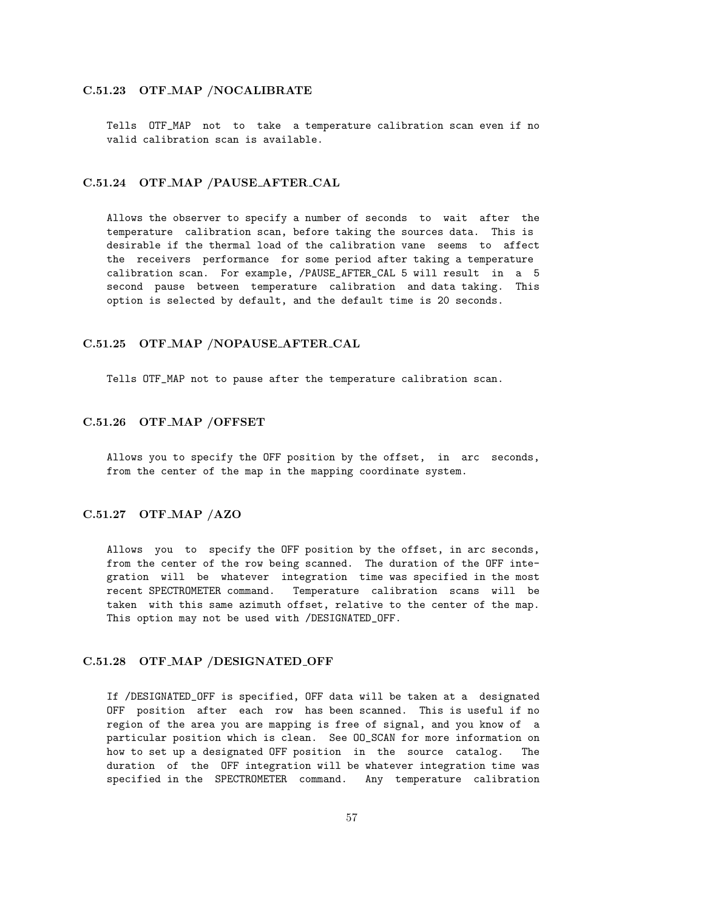### C.51.23 OTF_MAP /NOCALIBRATE

Tells OTF_MAP not to take a temperature calibration scan even if no valid calibration scan is available.

### C.51.24 OTF_MAP /PAUSE_AFTER_CAL

Allows the observer to specify a number of seconds to wait after the temperature calibration scan, before taking the sources data. This is desirable if the thermal load of the calibration vane seems to affect the receivers performance for some period after taking a temperature calibration scan. For example, /PAUSE_AFTER_CAL 5 will result in a 5 second pause between temperature calibration and data taking. This option is selected by default, and the default time is 20 seconds.

### C.51.25 OTF_MAP /NOPAUSE_AFTER_CAL

Tells OTF_MAP not to pause after the temperature calibration scan.

### C.51.26 OTF_MAP /OFFSET

Allows you to specify the OFF position by the offset, in arc seconds, from the center of the map in the mapping coordinate system.

### C.51.27 OTF_MAP /AZO

Allows you to specify the OFF position by the offset, in arc seconds, from the center of the row being scanned. The duration of the OFF integration will be whatever integration time was specified in the most recent SPECTROMETER command. Temperature calibration scans will be taken with this same azimuth offset, relative to the center of the map. This option may not be used with /DESIGNATED_OFF.

### C.51.28 OTF_MAP /DESIGNATED_OFF

If /DESIGNATED_OFF is specified, OFF data will be taken at a designated OFF position after each row has been scanned. This is useful if no region of the area you are mapping is free of signal, and you know of a particular position which is clean. See OO_SCAN for more information on how to set up a designated OFF position in the source catalog. The duration of the OFF integration will be whatever integration time was specified in the SPECTROMETER command. Any temperature calibration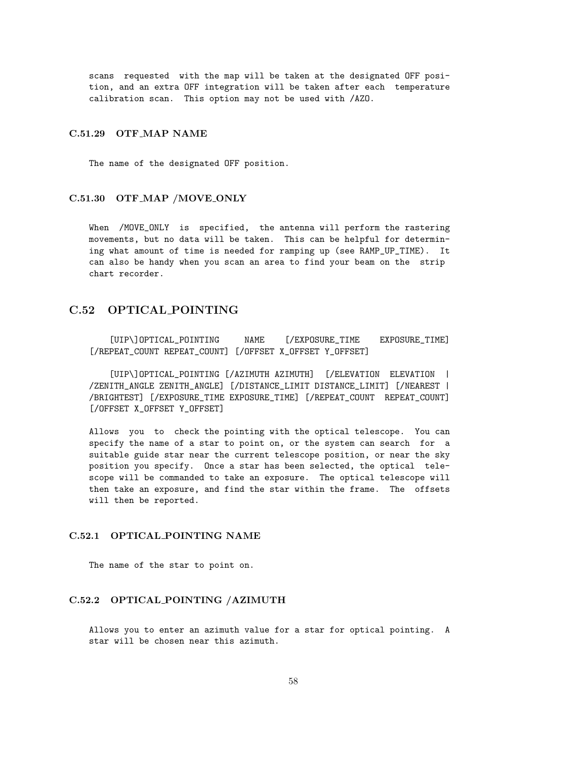scans requested with the map will be taken at the designated OFF position, and an extra OFF integration will be taken after each temperature calibration scan. This option may not be used with /AZO.

### C.51.29 OTF_MAP NAME

The name of the designated OFF position.

### C.51.30 OTF_MAP /MOVE_ONLY

When /MOVE_ONLY is specified, the antenna will perform the rastering movements, but no data will be taken. This can be helpful for determining what amount of time is needed for ramping up (see RAMP_UP_TIME). It can also be handy when you scan an area to find your beam on the strip chart recorder.

## C.52 OPTICAL_POINTING

```
[UIP\]OPTICAL_POINTING NAME [/EXPOSURE_TIME EXPOSURE_TIME]
[/REPEAT_COUNT REPEAT_COUNT] [/OFFSET X_OFFSET Y_OFFSET]
```

```
[UIP\]OPTICAL_POINTING [/AZIMUTH AZIMUTH] [/ELEVATION ELEVATION |
/ZENITH_ANGLE ZENITH_ANGLE] [/DISTANCE_LIMIT DISTANCE_LIMIT] [/NEAREST |
/BRIGHTEST] [/EXPOSURE_TIME EXPOSURE_TIME] [/REPEAT_COUNT REPEAT_COUNT]
[/OFFSET X_OFFSET Y_OFFSET]
```

Allows you to check the pointing with the optical telescope. You can specify the name of a star to point on, or the system can search for a suitable guide star near the current telescope position, or near the sky position you specify. Once a star has been selected, the optical telescope will be commanded to take an exposure. The optical telescope will then take an exposure, and find the star within the frame. The offsets will then be reported.

### C.52.1 OPTICAL_POINTING NAME

The name of the star to point on.

### C.52.2 OPTICAL_POINTING /AZIMUTH

Allows you to enter an azimuth value for a star for optical pointing. A star will be chosen near this azimuth.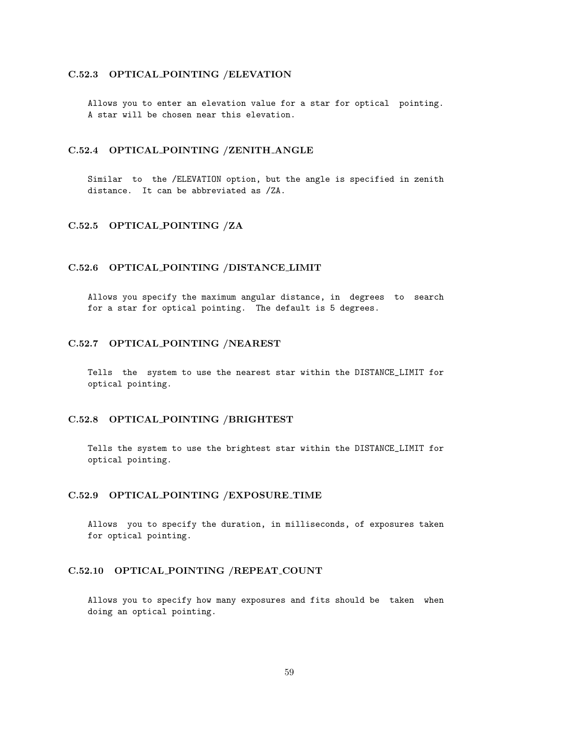### C.52.3 OPTICAL_POINTING /ELEVATION

```
Allows you to enter an elevation value for a star for optical  pointing.
A star will be chosen near this elevation.
```

### C.52.4 OPTICAL_POINTING /ZENITH_ANGLE

```
Similar  to  the /ELEVATION option, but the angle is specified in zenith
distance.  It can be abbreviated as /ZA.
```

### C.52.5 OPTICAL_POINTING /ZA

### C.52.6 OPTICAL_POINTING /DISTANCE_LIMIT

```
Allows you specify the maximum angular distance, in  degrees  to  search
for a star for optical pointing.  The default is 5 degrees.
```

### C.52.7 OPTICAL_POINTING /NEAREST

```
Tells  the  system to use the nearest star within the DISTANCE_LIMIT for
optical pointing.
```

### C.52.8 OPTICAL_POINTING /BRIGHTEST

```
Tells the system to use the brightest star within the DISTANCE_LIMIT for
optical pointing.
```

### C.52.9 OPTICAL_POINTING /EXPOSURE_TIME

```
Allows  you to specify the duration, in milliseconds, of exposures taken
for optical pointing.
```

### C.52.10 OPTICAL_POINTING /REPEAT_COUNT

```
Allows you to specify how many exposures and fits should be  taken  when
doing an optical pointing.
```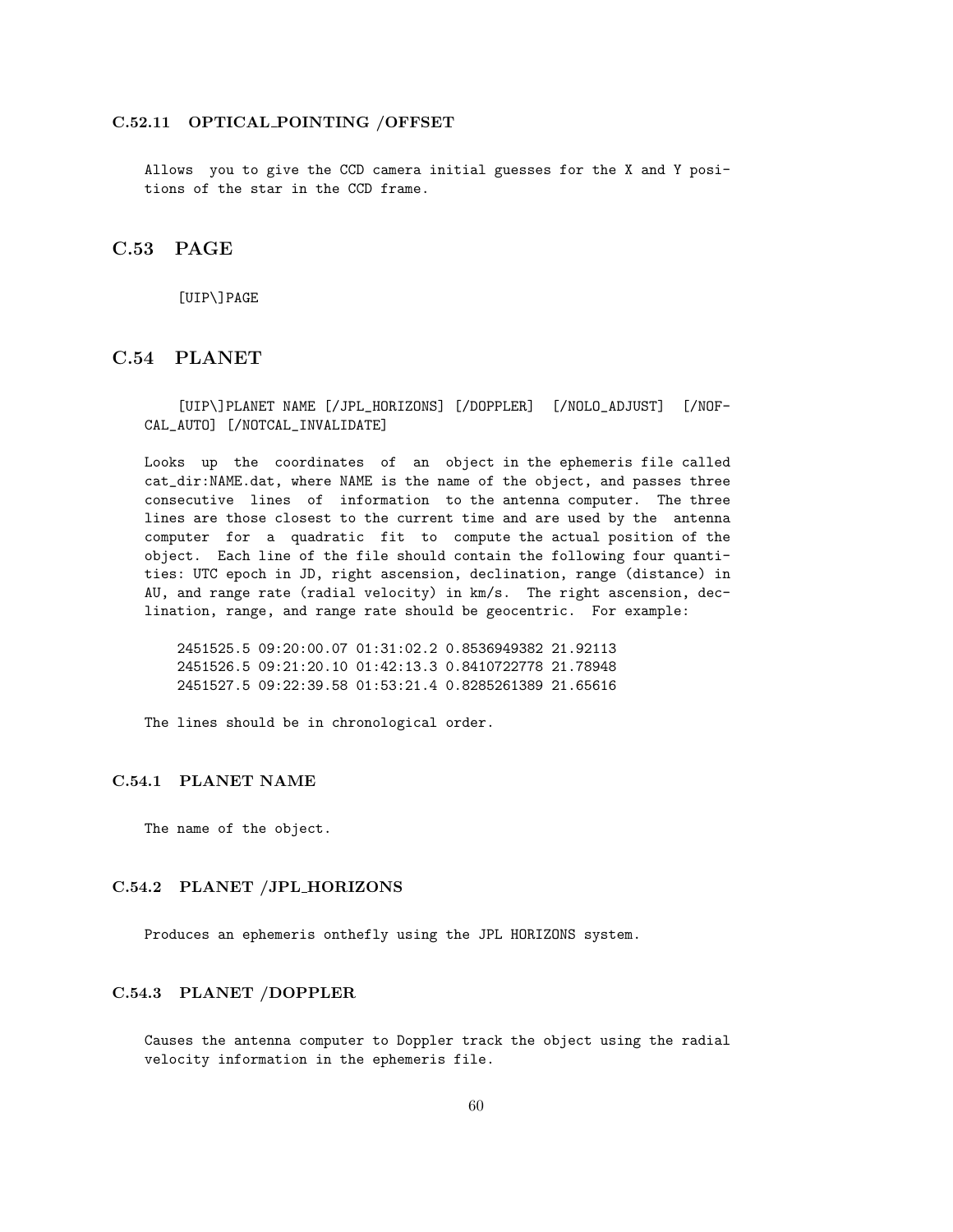#### C.52.11 OPTICAL_POINTING /OFFSET

Allows you to give the CCD camera initial guesses for the X and Y positions of the star in the CCD frame.

## C.53 PAGE

```
[UIP\]PAGE
```

## C.54 PLANET

```
[UIP\]PLANET NAME [/JPL_HORIZONS] [/DOPPLER] [/NOLO_ADJUST] [/NOFCAL_AUTO] [/NOTCAL_INVALIDATE]
```

Looks up the coordinates of an object in the ephemeris file called cat_dir:NAME.dat, where NAME is the name of the object, and passes three consecutive lines of information to the antenna computer. The three lines are those closest to the current time and are used by the antenna computer for a quadratic fit to compute the actual position of the object. Each line of the file should contain the following four quantities: UTC epoch in JD, right ascension, declination, range (distance) in AU, and range rate (radial velocity) in km/s. The right ascension, declination, range, and range rate should be geocentric. For example:

```
2451525.5 09:20:00.07 01:31:02.2 0.8536949382 21.92113
2451526.5 09:21:20.10 01:42:13.3 0.8410722778 21.78948
2451527.5 09:22:39.58 01:53:21.4 0.8285261389 21.65616
```

The lines should be in chronological order.

### C.54.1 PLANET NAME

The name of the object.

### C.54.2 PLANET /JPL_HORIZONS

Produces an ephemeris onthefly using the JPL HORIZONS system.

### C.54.3 PLANET /DOPPLER

Causes the antenna computer to Doppler track the object using the radial velocity information in the ephemeris file.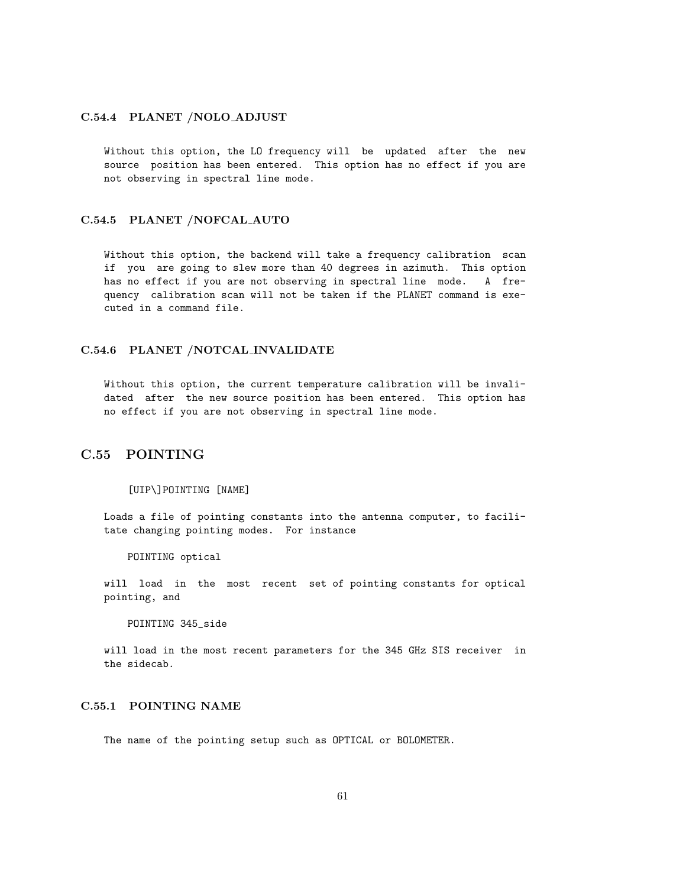#### C.54.4 PLANET /NOLO_ADJUST

Without this option, the LO frequency will be updated after the new source position has been entered. This option has no effect if you are not observing in spectral line mode.

#### C.54.5 PLANET /NOFCAL_AUTO

Without this option, the backend will take a frequency calibration scan if you are going to slew more than 40 degrees in azimuth. This option has no effect if you are not observing in spectral line mode. A frequency calibration scan will not be taken if the PLANET command is executed in a command file.

#### C.54.6 PLANET /NOTCAL_INVALIDATE

Without this option, the current temperature calibration will be invalidated after the new source position has been entered. This option has no effect if you are not observing in spectral line mode.

### C.55 POINTING

```
[UIP\]POINTING [NAME]
```

Loads a file of pointing constants into the antenna computer, to facilitate changing pointing modes. For instance

```
POINTING optical
```

will load in the most recent set of pointing constants for optical pointing, and

```
POINTING 345_side
```

will load in the most recent parameters for the 345 GHz SIS receiver in the sidecab.

#### C.55.1 POINTING NAME

The name of the pointing setup such as OPTICAL or BOLOMETER.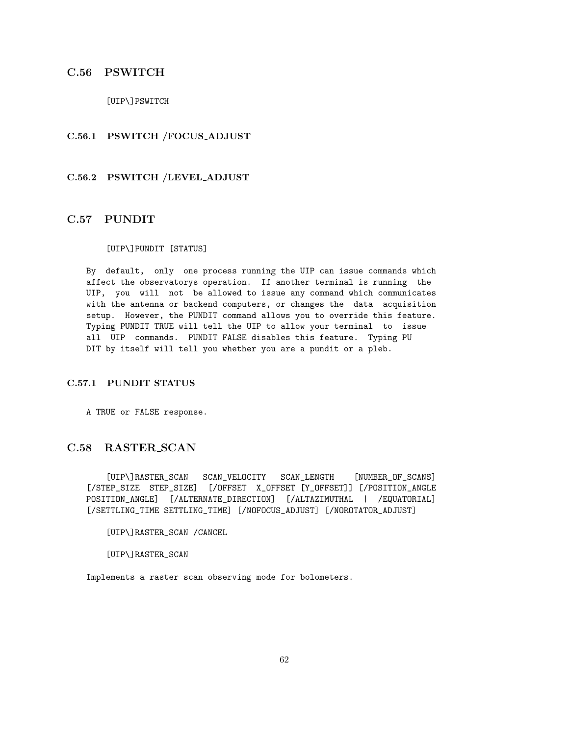## C.56 PSWITCH

```
[UIP\]PSWITCH
```

### C.56.1 PSWITCH /FOCUS_ADJUST

### C.56.2 PSWITCH /LEVEL_ADJUST

## C.57 PUNDIT

```
[UIP\]PUNDIT [STATUS]
```

```
By  default,  only  one process running the UIP can issue commands which
affect the observatorys operation.  If another terminal is running  the
UIP,  you  will  not  be allowed to issue any command which communicates
with the antenna or backend computers, or changes the  data  acquisition
setup.  However, the PUNDIT command allows you to override this feature.
Typing PUNDIT TRUE will tell the UIP to allow your terminal  to  issue
all  UIP  commands.  PUNDIT FALSE disables this feature.  Typing PU
DIT by itself will tell you whether you are a pundit or a pleb.
```

### C.57.1 PUNDIT STATUS

```
A TRUE or FALSE response.
```

## C.58 RASTER_SCAN

```
[UIP\]RASTER_SCAN   SCAN_VELOCITY   SCAN_LENGTH    [NUMBER_OF_SCANS]
[/STEP_SIZE  STEP_SIZE]  [/OFFSET  X_OFFSET [Y_OFFSET]] [/POSITION_ANGLE
POSITION_ANGLE]  [/ALTERNATE_DIRECTION]  [/ALTAZIMUTHAL  |  /EQUATORIAL]
[/SETTLING_TIME SETTLING_TIME] [/NOFOCUS_ADJUST] [/NOROTATOR_ADJUST]
```

```
[UIP\]RASTER_SCAN /CANCEL
```

```
[UIP\]RASTER_SCAN
```

```
Implements a raster scan observing mode for bolometers.
```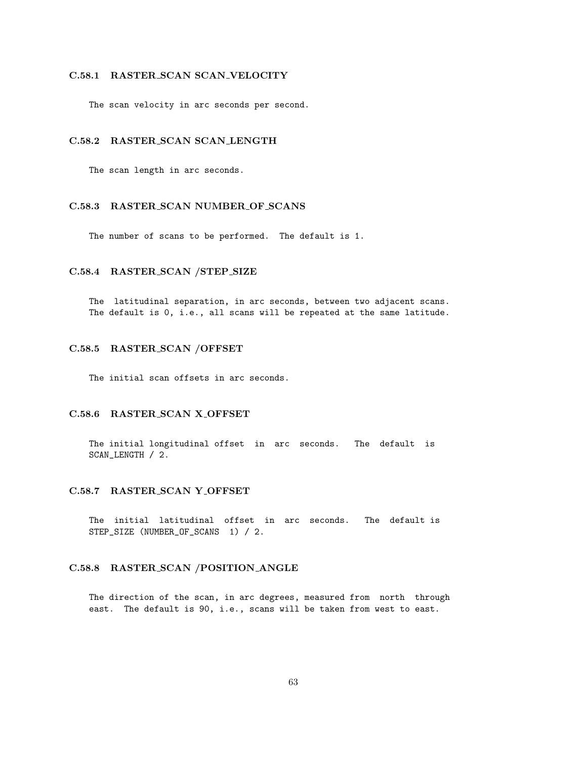### C.58.1 RASTER_SCAN SCAN_VELOCITY

```
The scan velocity in arc seconds per second.
```

### C.58.2 RASTER_SCAN SCAN_LENGTH

```
The scan length in arc seconds.
```

### C.58.3 RASTER_SCAN NUMBER_OF_SCANS

```
The number of scans to be performed.  The default is 1.
```

### C.58.4 RASTER_SCAN /STEP_SIZE

```
The  latitudinal separation, in arc seconds, between two adjacent scans.
The default is 0, i.e., all scans will be repeated at the same latitude.
```

### C.58.5 RASTER_SCAN /OFFSET

```
The initial scan offsets in arc seconds.
```

### C.58.6 RASTER_SCAN X_OFFSET

```
The initial longitudinal offset  in  arc  seconds.   The  default  is
SCAN_LENGTH / 2.
```

### C.58.7 RASTER_SCAN Y_OFFSET

```
The  initial  latitudinal  offset  in  arc  seconds.   The  default is
STEP_SIZE (NUMBER_OF_SCANS  1) / 2.
```

### C.58.8 RASTER_SCAN /POSITION_ANGLE

```
The direction of the scan, in arc degrees, measured from  north  through
east.  The default is 90, i.e., scans will be taken from west to east.
```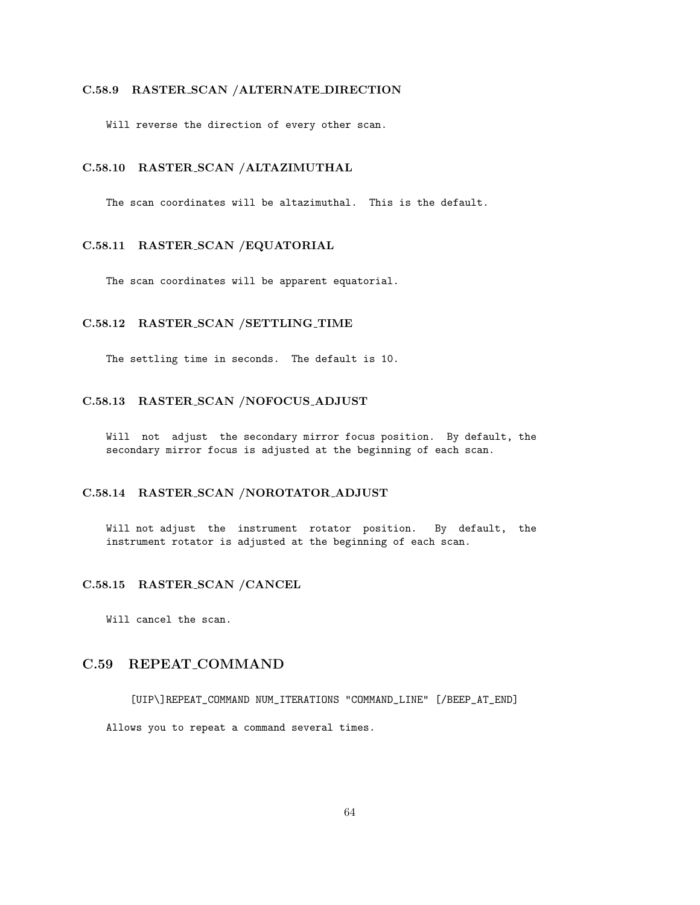### C.58.9 RASTER_SCAN /ALTERNATE_DIRECTION

```
Will reverse the direction of every other scan.
```

### C.58.10 RASTER_SCAN /ALTAZIMUTHAL

```
The scan coordinates will be altazimuthal.  This is the default.
```

### C.58.11 RASTER_SCAN /EQUATORIAL

```
The scan coordinates will be apparent equatorial.
```

### C.58.12 RASTER_SCAN /SETTLING_TIME

```
The settling time in seconds.  The default is 10.
```

### C.58.13 RASTER_SCAN /NOFOCUS_ADJUST

```
Will  not  adjust  the secondary mirror focus position.  By default, the
secondary mirror focus is adjusted at the beginning of each scan.
```

### C.58.14 RASTER_SCAN /NOROTATOR_ADJUST

```
Will not adjust  the  instrument  rotator  position.   By  default,  the
instrument rotator is adjusted at the beginning of each scan.
```

### C.58.15 RASTER_SCAN /CANCEL

```
Will cancel the scan.
```

## C.59 REPEAT_COMMAND

```
[UIP\]REPEAT_COMMAND NUM_ITERATIONS "COMMAND_LINE" [/BEEP_AT_END]
```

```
Allows you to repeat a command several times.
```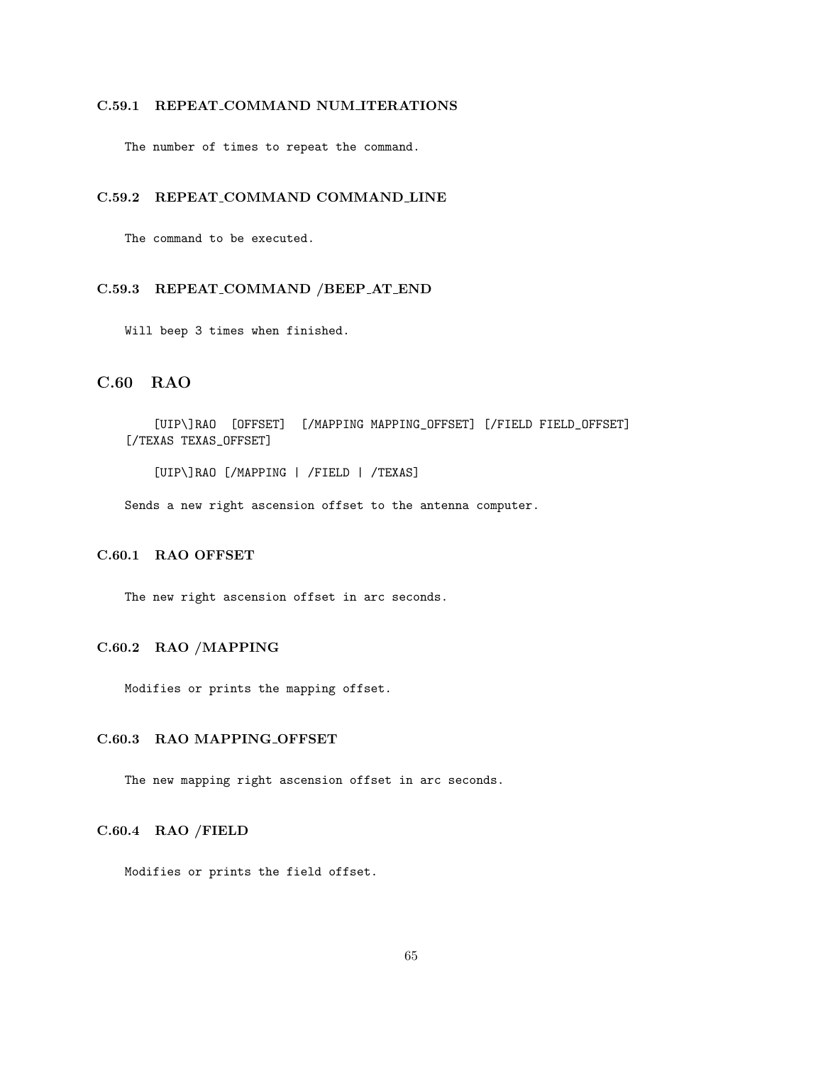### C.59.1 REPEAT_COMMAND NUM_ITERATIONS

The number of times to repeat the command.

### C.59.2 REPEAT_COMMAND COMMAND_LINE

The command to be executed.

### C.59.3 REPEAT_COMMAND /BEEP_AT_END

Will beep 3 times when finished.

## C.60 RAO

```
    [UIP\]RAO  [OFFSET]  [/MAPPING MAPPING_OFFSET] [/FIELD FIELD_OFFSET]
[/TEXAS TEXAS_OFFSET]

    [UIP\]RAO [/MAPPING | /FIELD | /TEXAS]
```

Sends a new right ascension offset to the antenna computer.

### C.60.1 RAO OFFSET

The new right ascension offset in arc seconds.

### C.60.2 RAO /MAPPING

Modifies or prints the mapping offset.

### C.60.3 RAO MAPPING_OFFSET

The new mapping right ascension offset in arc seconds.

### C.60.4 RAO /FIELD

Modifies or prints the field offset.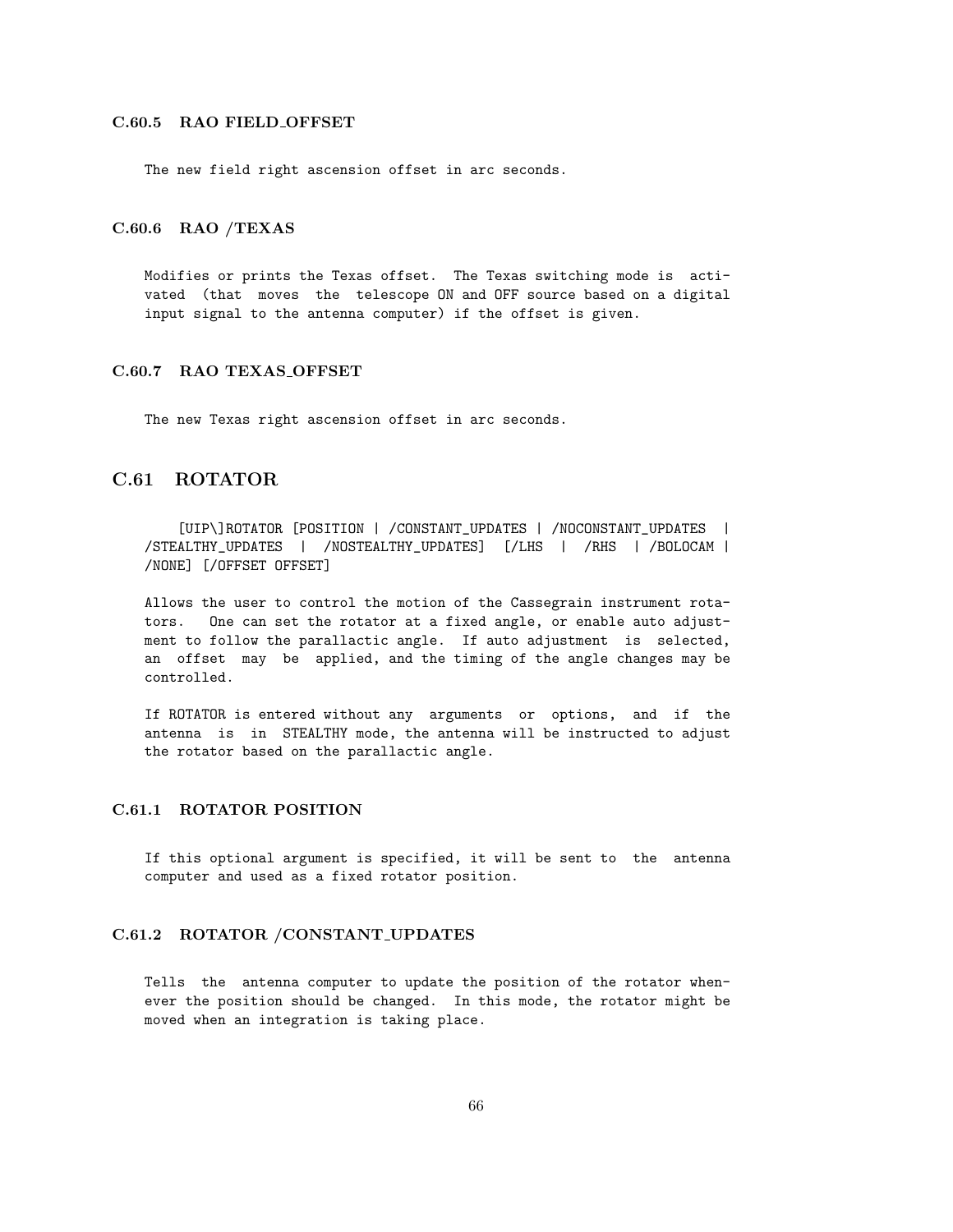### C.60.5 RAO FIELD_OFFSET

The new field right ascension offset in arc seconds.

### C.60.6 RAO /TEXAS

Modifies or prints the Texas offset. The Texas switching mode is activated (that moves the telescope ON and OFF source based on a digital input signal to the antenna computer) if the offset is given.

### C.60.7 RAO TEXAS_OFFSET

The new Texas right ascension offset in arc seconds.

## C.61 ROTATOR

```
[UIP\]ROTATOR [POSITION | /CONSTANT_UPDATES | /NOCONSTANT_UPDATES | /STEALTHY_UPDATES | /NOSTEALTHY_UPDATES] [/LHS | /RHS | /BOLOCAM | /NONE] [/OFFSET OFFSET]
```

Allows the user to control the motion of the Cassegrain instrument rotators. One can set the rotator at a fixed angle, or enable auto adjustment to follow the parallactic angle. If auto adjustment is selected, an offset may be applied, and the timing of the angle changes may be controlled.

If ROTATOR is entered without any arguments or options, and if the antenna is in STEALTHY mode, the antenna will be instructed to adjust the rotator based on the parallactic angle.

### C.61.1 ROTATOR POSITION

If this optional argument is specified, it will be sent to the antenna computer and used as a fixed rotator position.

### C.61.2 ROTATOR /CONSTANT_UPDATES

Tells the antenna computer to update the position of the rotator whenever the position should be changed. In this mode, the rotator might be moved when an integration is taking place.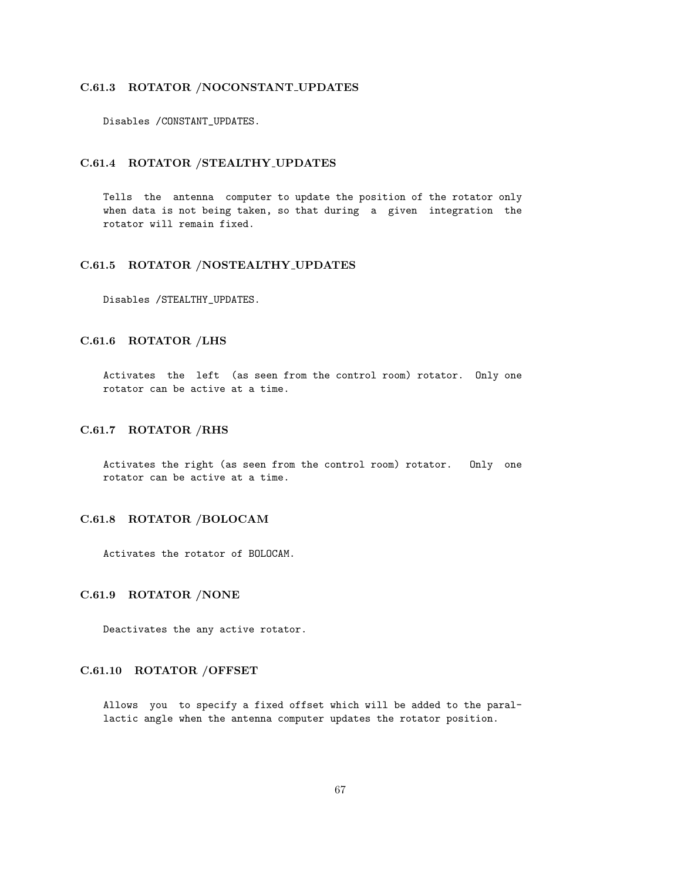### C.61.3 ROTATOR /NOCONSTANT_UPDATES

Disables /CONSTANT_UPDATES.

### C.61.4 ROTATOR /STEALTHY_UPDATES

Tells the antenna computer to update the position of the rotator only when data is not being taken, so that during a given integration the rotator will remain fixed.

### C.61.5 ROTATOR /NOSTEALTHY_UPDATES

Disables /STEALTHY_UPDATES.

### C.61.6 ROTATOR /LHS

Activates the left (as seen from the control room) rotator. Only one rotator can be active at a time.

### C.61.7 ROTATOR /RHS

Activates the right (as seen from the control room) rotator. Only one rotator can be active at a time.

### C.61.8 ROTATOR /BOLOCAM

Activates the rotator of BOLOCAM.

### C.61.9 ROTATOR /NONE

Deactivates the any active rotator.

### C.61.10 ROTATOR /OFFSET

Allows you to specify a fixed offset which will be added to the parallactic angle when the antenna computer updates the rotator position.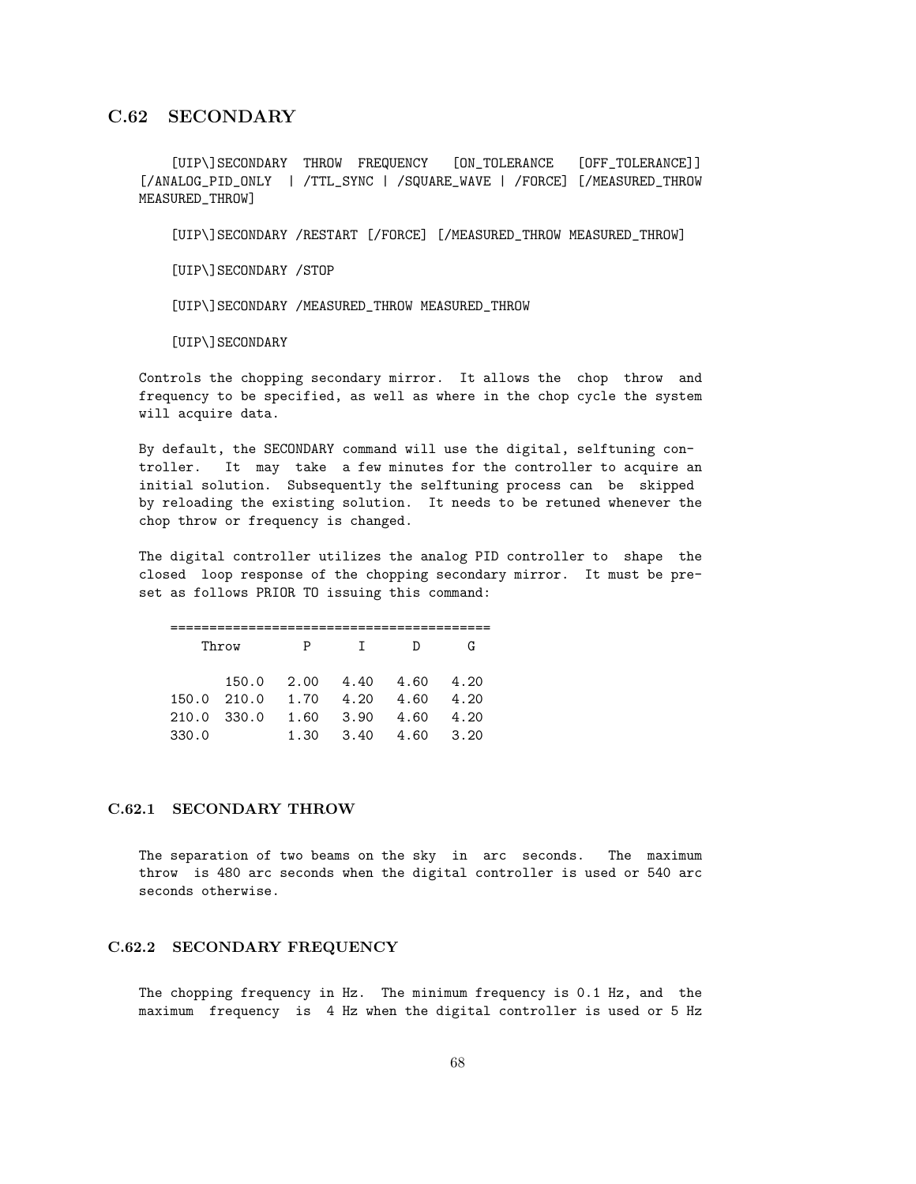## C.62 SECONDARY

```
[UIP\]SECONDARY THROW FREQUENCY [ON_TOLERANCE [OFF_TOLERANCE]]
[/ANALOG_PID_ONLY | /TTL_SYNC | /SQUARE_WAVE | /FORCE] [/MEASURED_THROW
MEASURED_THROW]

[UIP\]SECONDARY /RESTART [/FORCE] [/MEASURED_THROW MEASURED_THROW]

[UIP\]SECONDARY /STOP

[UIP\]SECONDARY /MEASURED_THROW MEASURED_THROW

[UIP\]SECONDARY
```

Controls the chopping secondary mirror. It allows the chop throw and frequency to be specified, as well as where in the chop cycle the system will acquire data.

By default, the SECONDARY command will use the digital, selftuning controller. It may take a few minutes for the controller to acquire an initial solution. Subsequently the selftuning process can be skipped by reloading the existing solution. It needs to be retuned whenever the chop throw or frequency is changed.

The digital controller utilizes the analog PID controller to shape the closed loop response of the chopping secondary mirror. It must be preset as follows PRIOR TO issuing this command:

| Throw | | P | I | D | G |
|---|---|---|---|---|---|
| | 150.0 | 2.00 | 4.40 | 4.60 | 4.20 |
| 150.0 | 210.0 | 1.70 | 4.20 | 4.60 | 4.20 |
| 210.0 | 330.0 | 1.60 | 3.90 | 4.60 | 4.20 |
| 330.0 | | 1.30 | 3.40 | 4.60 | 3.20 |

### C.62.1 SECONDARY THROW

The separation of two beams on the sky in arc seconds. The maximum throw is 480 arc seconds when the digital controller is used or 540 arc seconds otherwise.

### C.62.2 SECONDARY FREQUENCY

The chopping frequency in Hz. The minimum frequency is 0.1 Hz, and the maximum frequency is 4 Hz when the digital controller is used or 5 Hz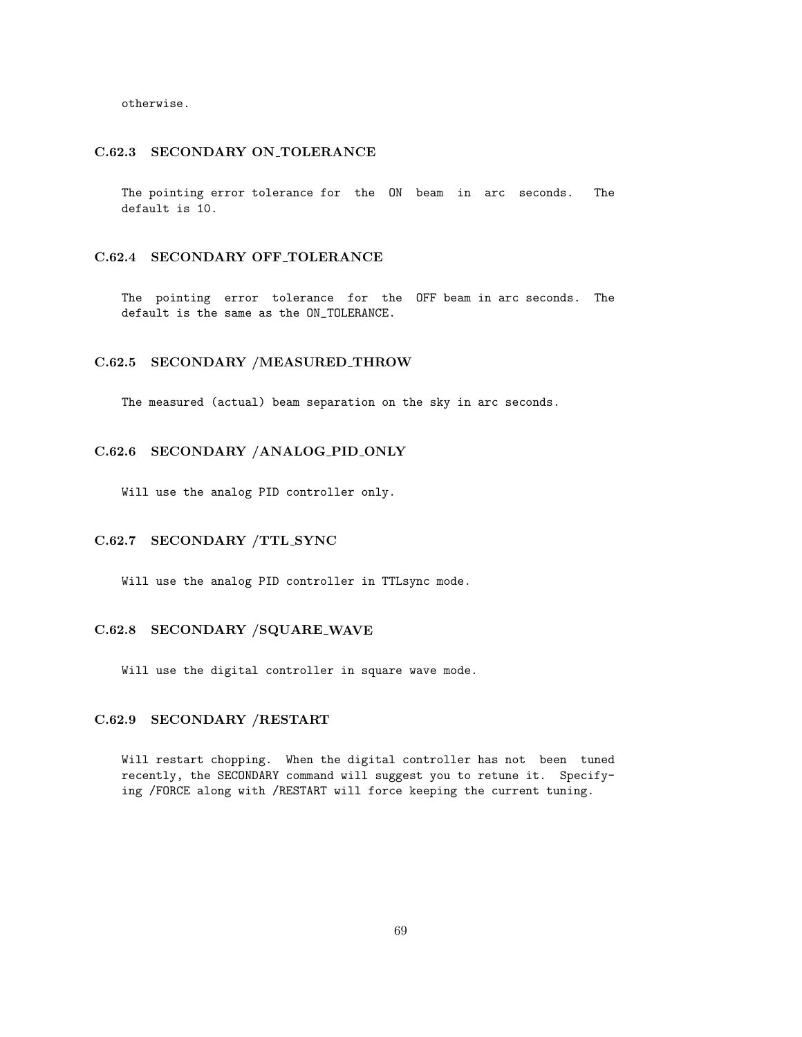otherwise.

### C.62.3 SECONDARY ON_TOLERANCE

The pointing error tolerance for the ON beam in arc seconds. The default is 10.

### C.62.4 SECONDARY OFF_TOLERANCE

The pointing error tolerance for the OFF beam in arc seconds. The default is the same as the ON_TOLERANCE.

### C.62.5 SECONDARY /MEASURED_THROW

The measured (actual) beam separation on the sky in arc seconds.

### C.62.6 SECONDARY /ANALOG_PID_ONLY

Will use the analog PID controller only.

### C.62.7 SECONDARY /TTL_SYNC

Will use the analog PID controller in TTLsync mode.

### C.62.8 SECONDARY /SQUARE_WAVE

Will use the digital controller in square wave mode.

### C.62.9 SECONDARY /RESTART

Will restart chopping. When the digital controller has not been tuned recently, the SECONDARY command will suggest you to retune it. Specifying /FORCE along with /RESTART will force keeping the current tuning.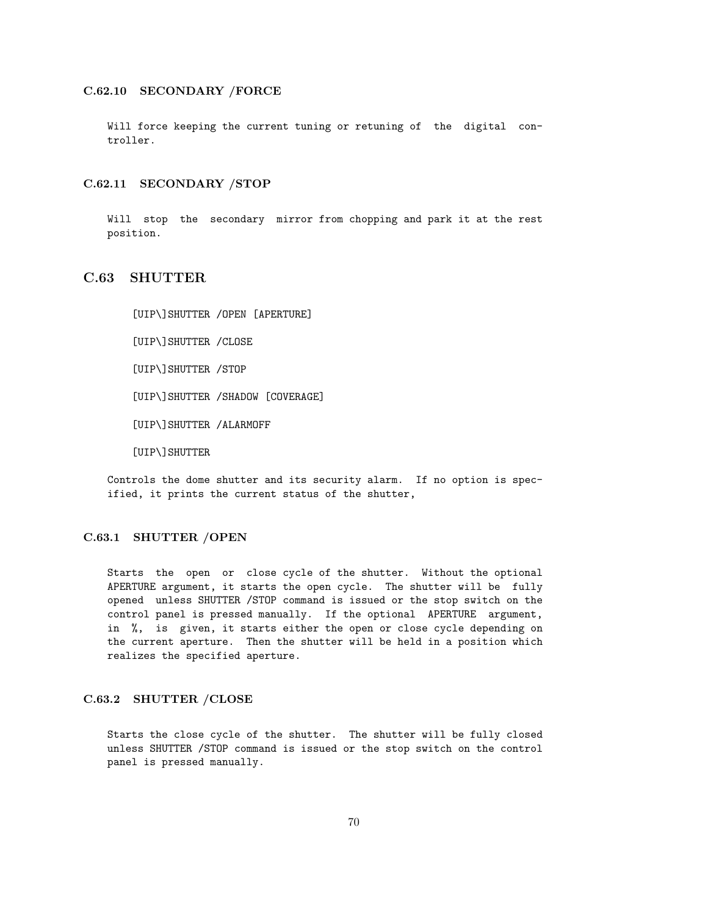### C.62.10 SECONDARY /FORCE

Will force keeping the current tuning or retuning of the digital controller.

### C.62.11 SECONDARY /STOP

Will stop the secondary mirror from chopping and park it at the rest position.

## C.63 SHUTTER

```
[UIP\]SHUTTER /OPEN [APERTURE]

[UIP\]SHUTTER /CLOSE

[UIP\]SHUTTER /STOP

[UIP\]SHUTTER /SHADOW [COVERAGE]

[UIP\]SHUTTER /ALARMOFF

[UIP\]SHUTTER
```

Controls the dome shutter and its security alarm. If no option is specified, it prints the current status of the shutter,

### C.63.1 SHUTTER /OPEN

Starts the open or close cycle of the shutter. Without the optional APERTURE argument, it starts the open cycle. The shutter will be fully opened unless SHUTTER /STOP command is issued or the stop switch on the control panel is pressed manually. If the optional APERTURE argument, in %, is given, it starts either the open or close cycle depending on the current aperture. Then the shutter will be held in a position which realizes the specified aperture.

### C.63.2 SHUTTER /CLOSE

Starts the close cycle of the shutter. The shutter will be fully closed unless SHUTTER /STOP command is issued or the stop switch on the control panel is pressed manually.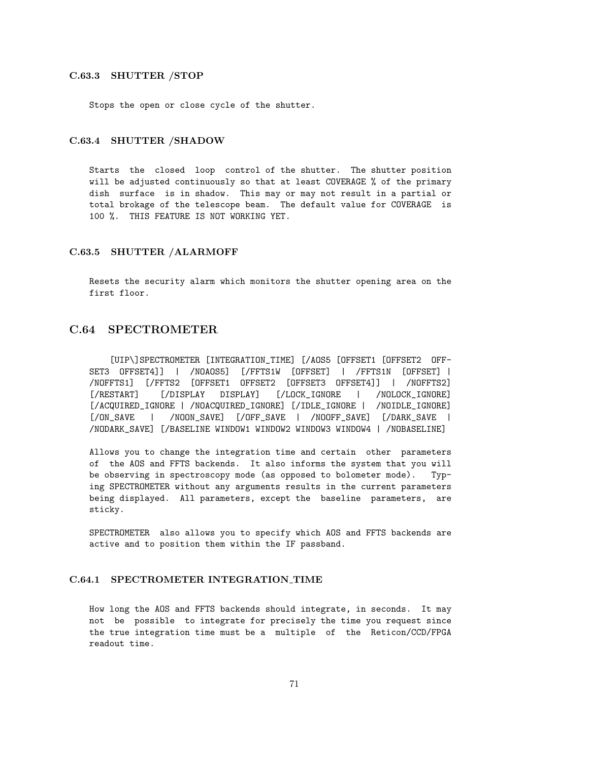### C.63.3 SHUTTER /STOP

Stops the open or close cycle of the shutter.

### C.63.4 SHUTTER /SHADOW

Starts the closed loop control of the shutter. The shutter position will be adjusted continuously so that at least COVERAGE % of the primary dish surface is in shadow. This may or may not result in a partial or total brokage of the telescope beam. The default value for COVERAGE is 100 %. THIS FEATURE IS NOT WORKING YET.

### C.63.5 SHUTTER /ALARMOFF

Resets the security alarm which monitors the shutter opening area on the first floor.

## C.64 SPECTROMETER

[UIP\]SPECTROMETER [INTEGRATION_TIME] [/AOS5 [OFFSET1 [OFFSET2 OFFSET3 OFFSET4]] | /NOAOS5] [/FFTS1W [OFFSET] | /FFTS1N [OFFSET] | /NOFFTS1] [/FFTS2 [OFFSET1 OFFSET2 [OFFSET3 OFFSET4]] | /NOFFTS2] [/RESTART] [/DISPLAY DISPLAY] [/LOCK_IGNORE | /NOLOCK_IGNORE] [/ACQUIRED_IGNORE | /NOACQUIRED_IGNORE] [/IDLE_IGNORE | /NOIDLE_IGNORE] [/ON_SAVE | /NOON_SAVE] [/OFF_SAVE | /NOOFF_SAVE] [/DARK_SAVE | /NODARK_SAVE] [/BASELINE WINDOW1 WINDOW2 WINDOW3 WINDOW4 | /NOBASELINE]

Allows you to change the integration time and certain other parameters of the AOS and FFTS backends. It also informs the system that you will be observing in spectroscopy mode (as opposed to bolometer mode). Typing SPECTROMETER without any arguments results in the current parameters being displayed. All parameters, except the baseline parameters, are sticky.

SPECTROMETER also allows you to specify which AOS and FFTS backends are active and to position them within the IF passband.

### C.64.1 SPECTROMETER INTEGRATION_TIME

How long the AOS and FFTS backends should integrate, in seconds. It may not be possible to integrate for precisely the time you request since the true integration time must be a multiple of the Reticon/CCD/FPGA readout time.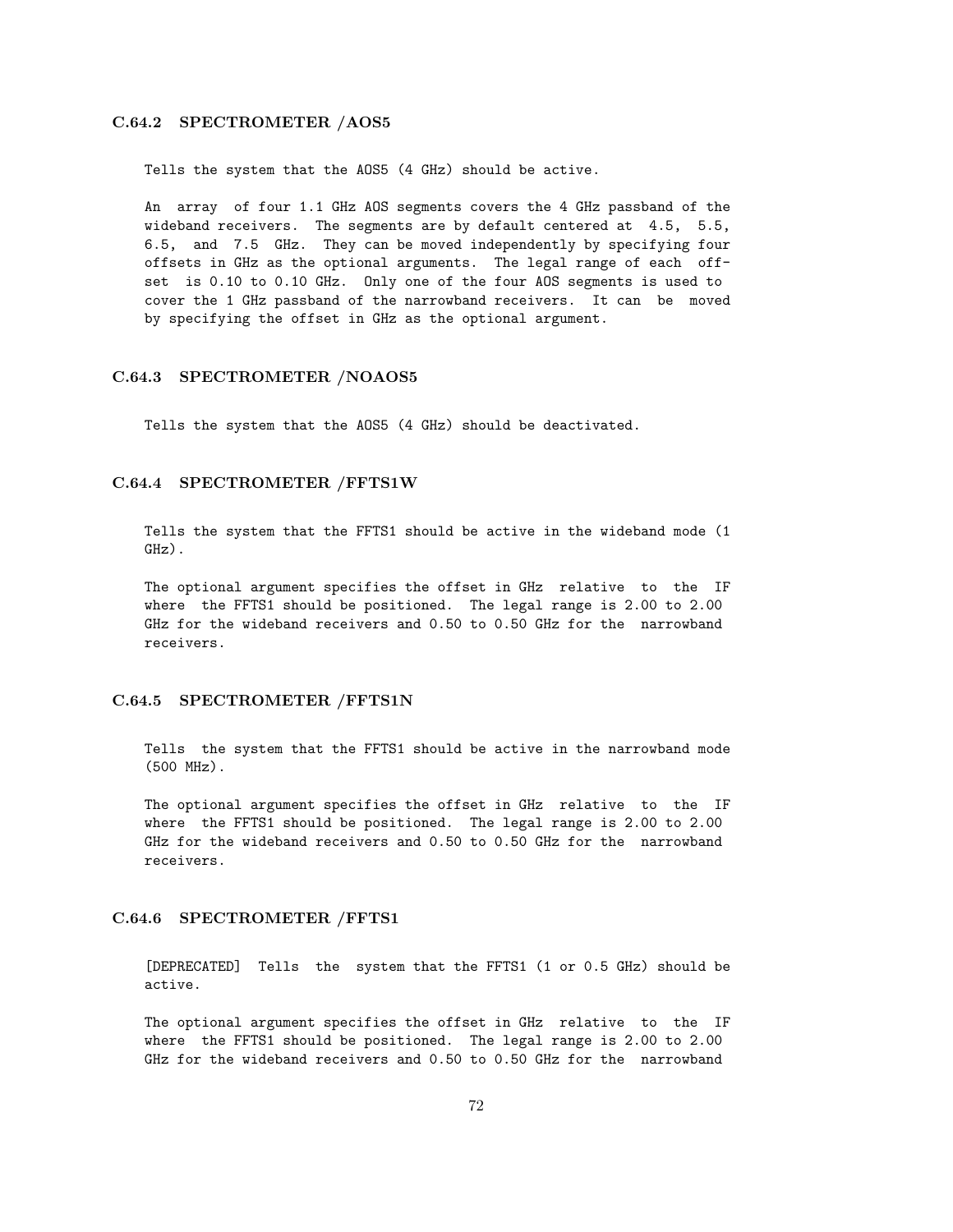### C.64.2 SPECTROMETER /AOS5

Tells the system that the AOS5 (4 GHz) should be active.

An array of four 1.1 GHz AOS segments covers the 4 GHz passband of the wideband receivers. The segments are by default centered at 4.5, 5.5, 6.5, and 7.5 GHz. They can be moved independently by specifying four offsets in GHz as the optional arguments. The legal range of each offset is 0.10 to 0.10 GHz. Only one of the four AOS segments is used to cover the 1 GHz passband of the narrowband receivers. It can be moved by specifying the offset in GHz as the optional argument.

### C.64.3 SPECTROMETER /NOAOS5

Tells the system that the AOS5 (4 GHz) should be deactivated.

### C.64.4 SPECTROMETER /FFTS1W

Tells the system that the FFTS1 should be active in the wideband mode (1 GHz).

The optional argument specifies the offset in GHz relative to the IF where the FFTS1 should be positioned. The legal range is 2.00 to 2.00 GHz for the wideband receivers and 0.50 to 0.50 GHz for the narrowband receivers.

### C.64.5 SPECTROMETER /FFTS1N

Tells the system that the FFTS1 should be active in the narrowband mode (500 MHz).

The optional argument specifies the offset in GHz relative to the IF where the FFTS1 should be positioned. The legal range is 2.00 to 2.00 GHz for the wideband receivers and 0.50 to 0.50 GHz for the narrowband receivers.

### C.64.6 SPECTROMETER /FFTS1

[DEPRECATED] Tells the system that the FFTS1 (1 or 0.5 GHz) should be active.

The optional argument specifies the offset in GHz relative to the IF where the FFTS1 should be positioned. The legal range is 2.00 to 2.00 GHz for the wideband receivers and 0.50 to 0.50 GHz for the narrowband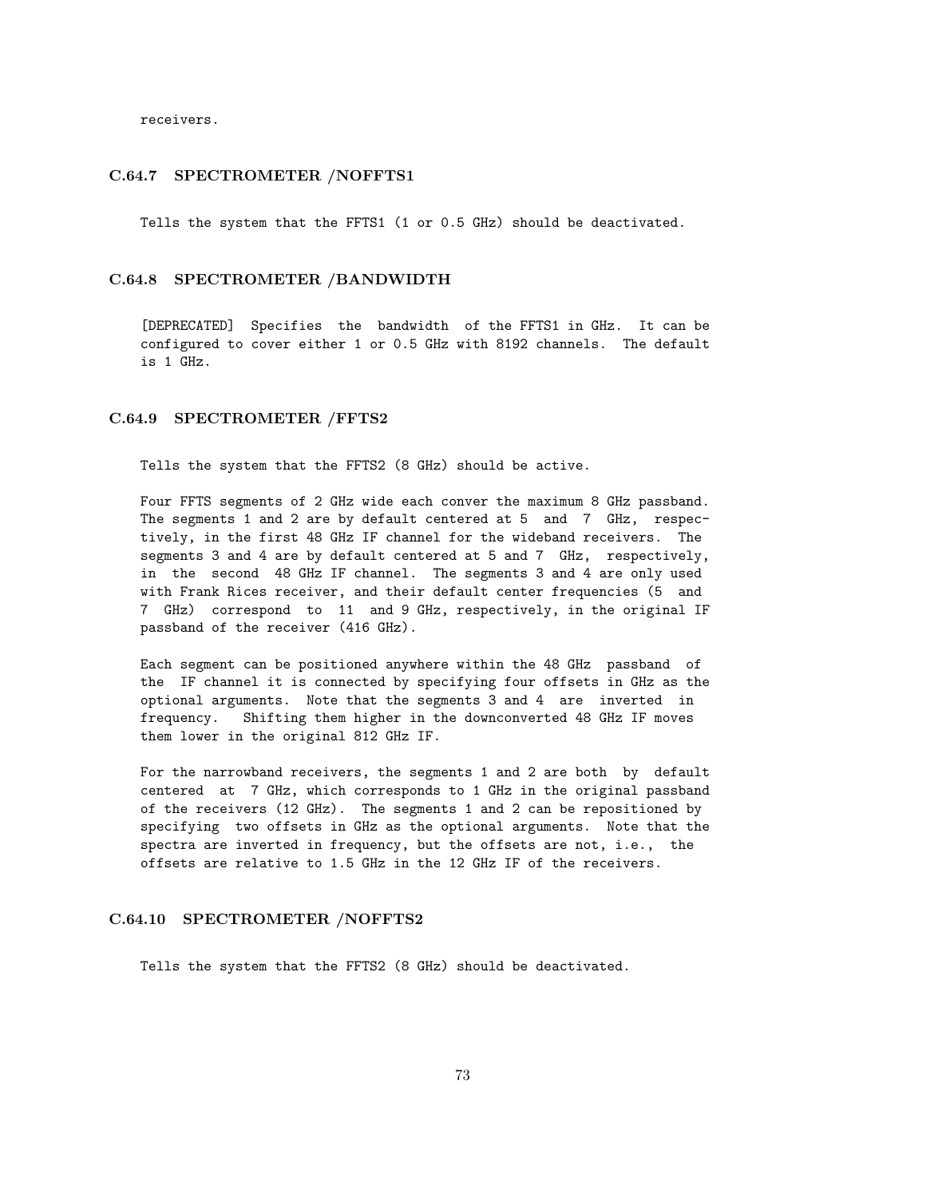receivers.

### C.64.7 SPECTROMETER /NOFFTS1

Tells the system that the FFTS1 (1 or 0.5 GHz) should be deactivated.

### C.64.8 SPECTROMETER /BANDWIDTH

[DEPRECATED] Specifies the bandwidth of the FFTS1 in GHz. It can be configured to cover either 1 or 0.5 GHz with 8192 channels. The default is 1 GHz.

### C.64.9 SPECTROMETER /FFTS2

Tells the system that the FFTS2 (8 GHz) should be active.

Four FFTS segments of 2 GHz wide each conver the maximum 8 GHz passband. The segments 1 and 2 are by default centered at 5 and 7 GHz, respectively, in the first 48 GHz IF channel for the wideband receivers. The segments 3 and 4 are by default centered at 5 and 7 GHz, respectively, in the second 48 GHz IF channel. The segments 3 and 4 are only used with Frank Rices receiver, and their default center frequencies (5 and 7 GHz) correspond to 11 and 9 GHz, respectively, in the original IF passband of the receiver (416 GHz).

Each segment can be positioned anywhere within the 48 GHz passband of the IF channel it is connected by specifying four offsets in GHz as the optional arguments. Note that the segments 3 and 4 are inverted in frequency. Shifting them higher in the downconverted 48 GHz IF moves them lower in the original 812 GHz IF.

For the narrowband receivers, the segments 1 and 2 are both by default centered at 7 GHz, which corresponds to 1 GHz in the original passband of the receivers (12 GHz). The segments 1 and 2 can be repositioned by specifying two offsets in GHz as the optional arguments. Note that the spectra are inverted in frequency, but the offsets are not, i.e., the offsets are relative to 1.5 GHz in the 12 GHz IF of the receivers.

### C.64.10 SPECTROMETER /NOFFTS2

Tells the system that the FFTS2 (8 GHz) should be deactivated.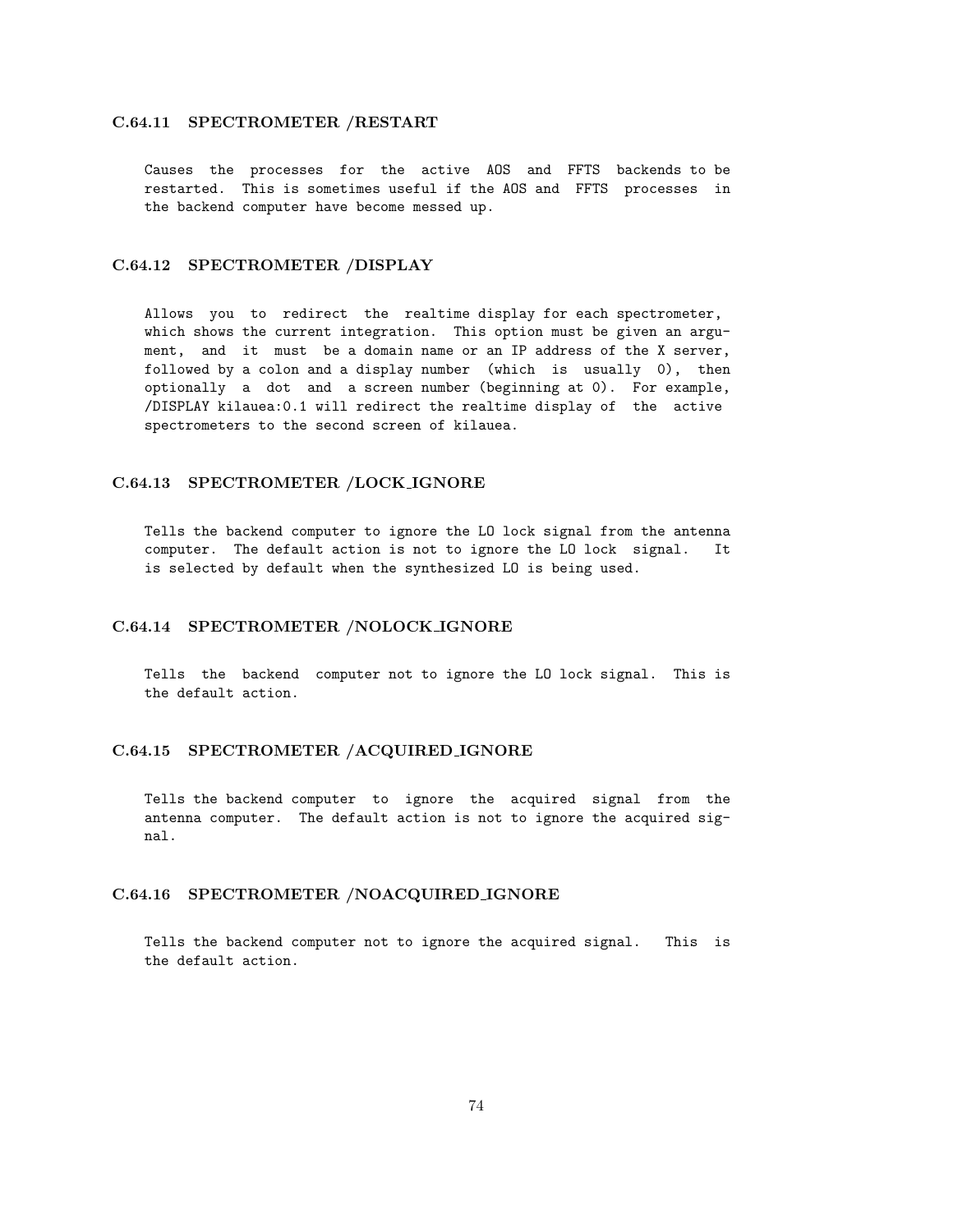### C.64.11 SPECTROMETER /RESTART

Causes the processes for the active AOS and FFTS backends to be restarted. This is sometimes useful if the AOS and FFTS processes in the backend computer have become messed up.

### C.64.12 SPECTROMETER /DISPLAY

Allows you to redirect the realtime display for each spectrometer, which shows the current integration. This option must be given an argument, and it must be a domain name or an IP address of the X server, followed by a colon and a display number (which is usually 0), then optionally a dot and a screen number (beginning at 0). For example, /DISPLAY kilauea:0.1 will redirect the realtime display of the active spectrometers to the second screen of kilauea.

### C.64.13 SPECTROMETER /LOCK_IGNORE

Tells the backend computer to ignore the LO lock signal from the antenna computer. The default action is not to ignore the LO lock signal. It is selected by default when the synthesized LO is being used.

### C.64.14 SPECTROMETER /NOLOCK_IGNORE

Tells the backend computer not to ignore the LO lock signal. This is the default action.

### C.64.15 SPECTROMETER /ACQUIRED_IGNORE

Tells the backend computer to ignore the acquired signal from the antenna computer. The default action is not to ignore the acquired signal.

### C.64.16 SPECTROMETER /NOACQUIRED_IGNORE

Tells the backend computer not to ignore the acquired signal. This is the default action.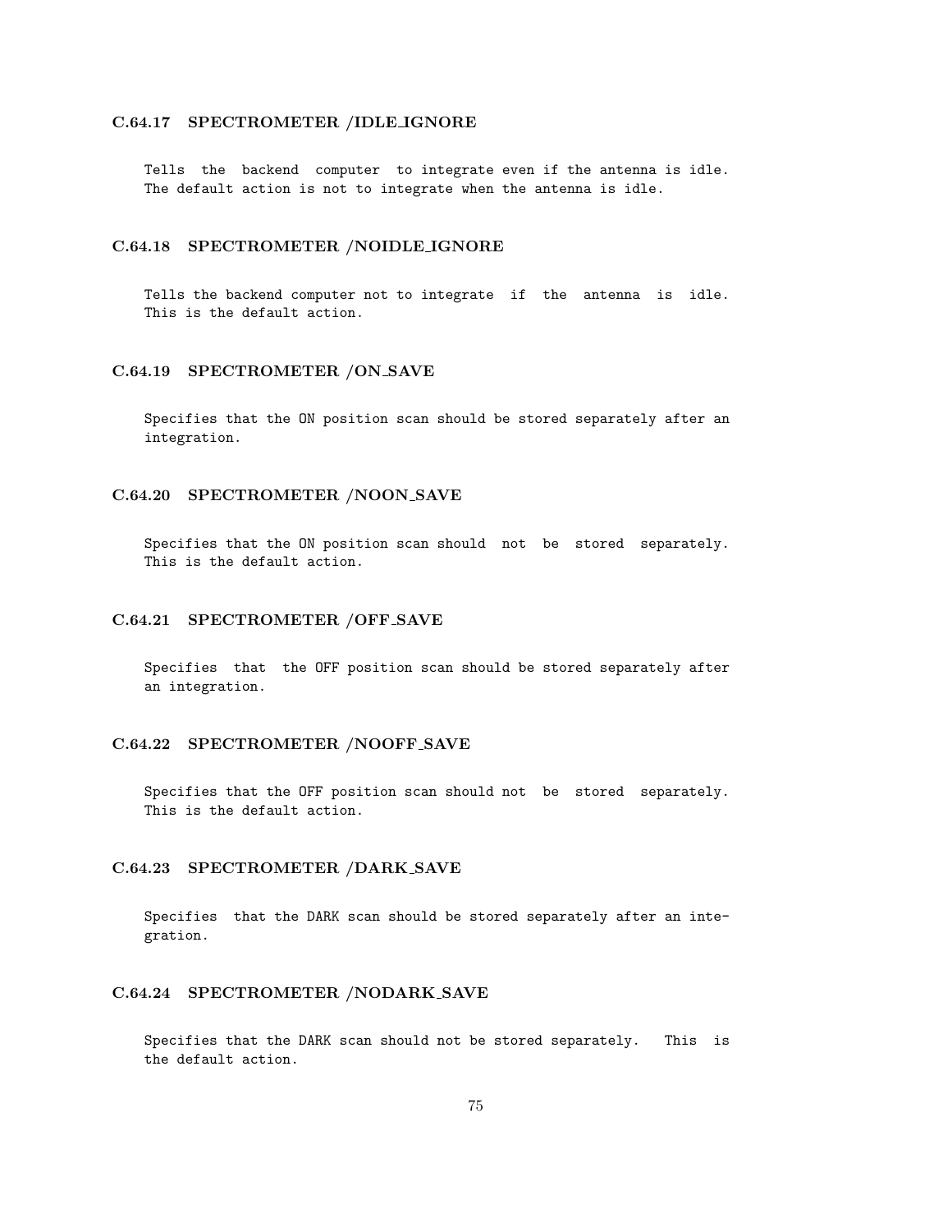### C.64.17 SPECTROMETER /IDLE_IGNORE

Tells the backend computer to integrate even if the antenna is idle. The default action is not to integrate when the antenna is idle.

### C.64.18 SPECTROMETER /NOIDLE_IGNORE

Tells the backend computer not to integrate if the antenna is idle. This is the default action.

### C.64.19 SPECTROMETER /ON_SAVE

Specifies that the ON position scan should be stored separately after an integration.

### C.64.20 SPECTROMETER /NOON_SAVE

Specifies that the ON position scan should not be stored separately. This is the default action.

### C.64.21 SPECTROMETER /OFF_SAVE

Specifies that the OFF position scan should be stored separately after an integration.

### C.64.22 SPECTROMETER /NOOFF_SAVE

Specifies that the OFF position scan should not be stored separately. This is the default action.

### C.64.23 SPECTROMETER /DARK_SAVE

Specifies that the DARK scan should be stored separately after an integration.

### C.64.24 SPECTROMETER /NODARK_SAVE

Specifies that the DARK scan should not be stored separately. This is the default action.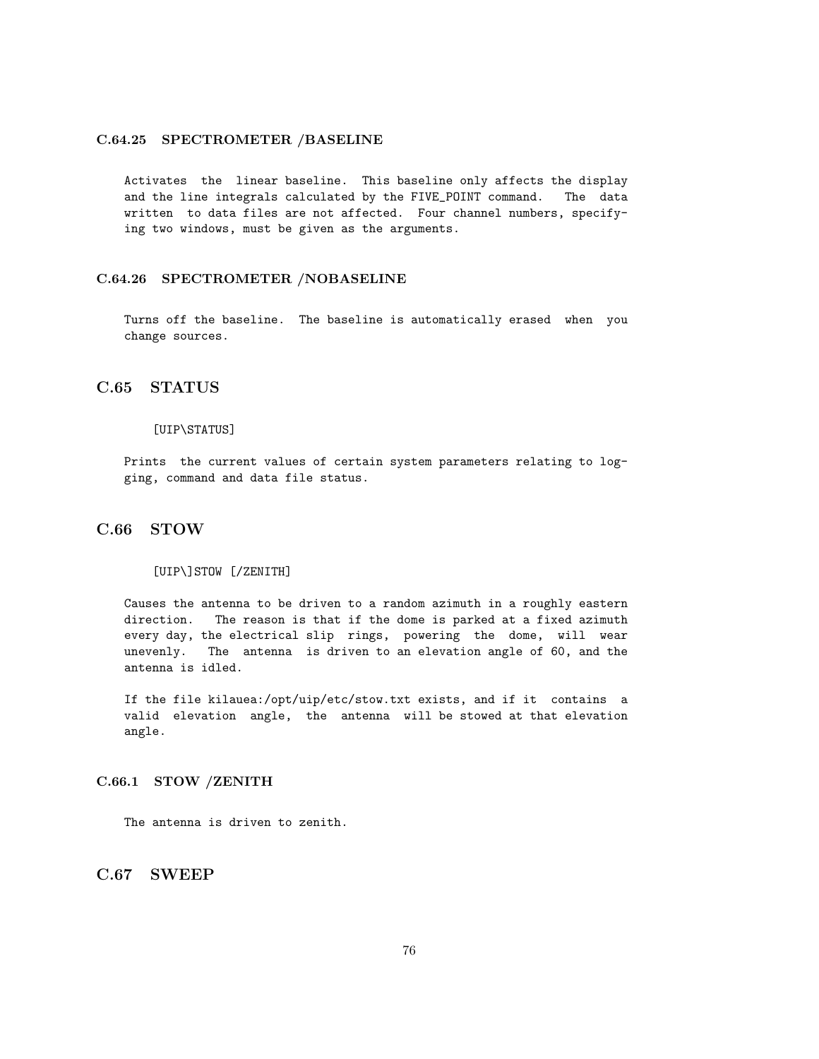#### C.64.25 SPECTROMETER /BASELINE

Activates the linear baseline. This baseline only affects the display and the line integrals calculated by the FIVE_POINT command. The data written to data files are not affected. Four channel numbers, specifying two windows, must be given as the arguments.

#### C.64.26 SPECTROMETER /NOBASELINE

Turns off the baseline. The baseline is automatically erased when you change sources.

## C.65 STATUS

```
[UIP\STATUS]
```

Prints the current values of certain system parameters relating to logging, command and data file status.

## C.66 STOW

```
[UIP\]STOW [/ZENITH]
```

Causes the antenna to be driven to a random azimuth in a roughly eastern direction. The reason is that if the dome is parked at a fixed azimuth every day, the electrical slip rings, powering the dome, will wear unevenly. The antenna is driven to an elevation angle of 60, and the antenna is idled.

If the file kilauea:/opt/uip/etc/stow.txt exists, and if it contains a valid elevation angle, the antenna will be stowed at that elevation angle.

#### C.66.1 STOW /ZENITH

The antenna is driven to zenith.

## C.67 SWEEP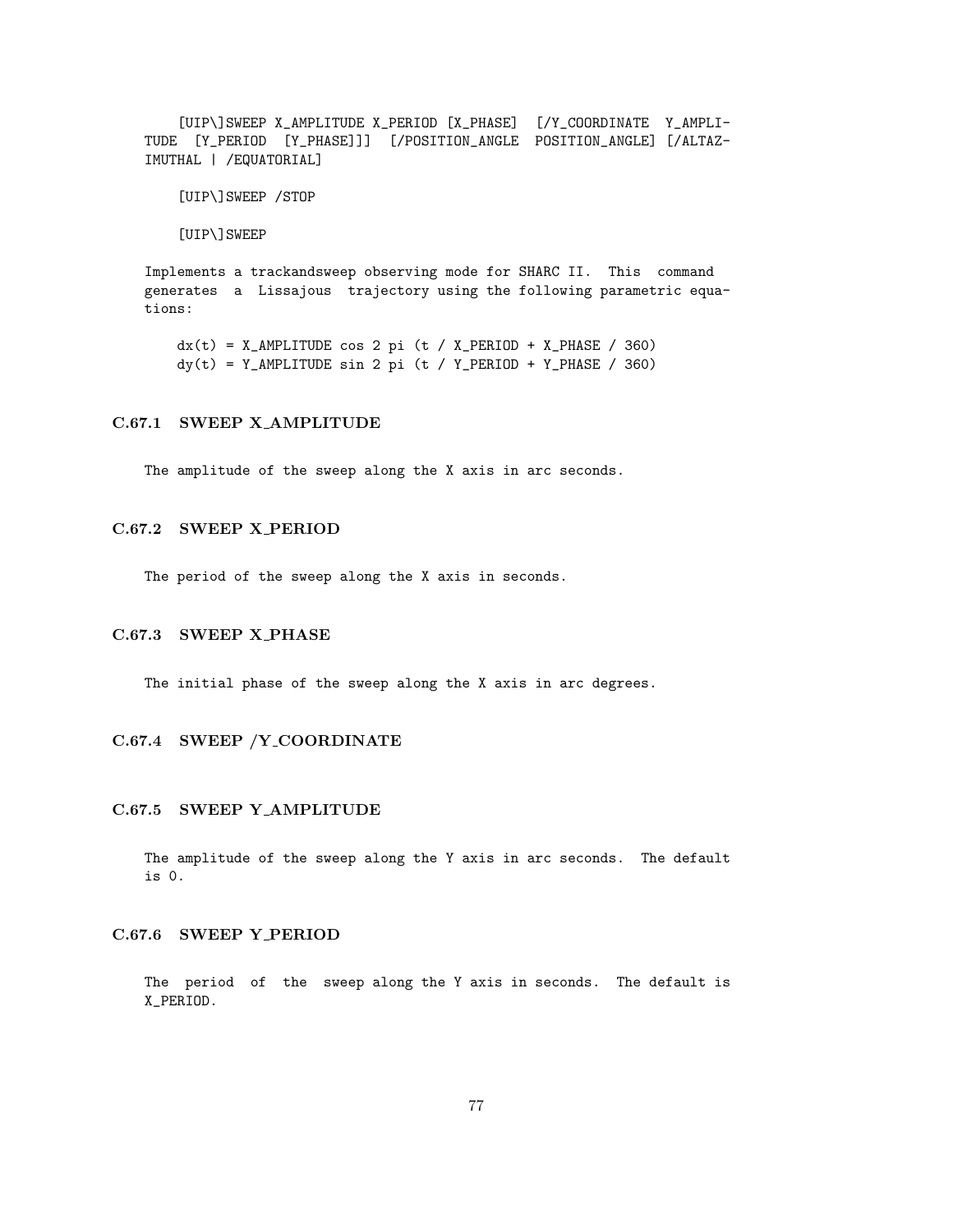```
[UIP\]SWEEP X_AMPLITUDE X_PERIOD [X_PHASE]  [/Y_COORDINATE  Y_AMPLITUDE  [Y_PERIOD  [Y_PHASE]]]  [/POSITION_ANGLE  POSITION_ANGLE] [/ALTAZIMUTHAL | /EQUATORIAL]

[UIP\]SWEEP /STOP

[UIP\]SWEEP
```

Implements a trackandsweep observing mode for SHARC II. This command generates a Lissajous trajectory using the following parametric equations:

```
dx(t) = X_AMPLITUDE cos 2 pi (t / X_PERIOD + X_PHASE / 360)
dy(t) = Y_AMPLITUDE sin 2 pi (t / Y_PERIOD + Y_PHASE / 360)
```

### C.67.1 SWEEP X_AMPLITUDE

The amplitude of the sweep along the X axis in arc seconds.

### C.67.2 SWEEP X_PERIOD

The period of the sweep along the X axis in seconds.

### C.67.3 SWEEP X_PHASE

The initial phase of the sweep along the X axis in arc degrees.

### C.67.4 SWEEP /Y_COORDINATE

### C.67.5 SWEEP Y_AMPLITUDE

The amplitude of the sweep along the Y axis in arc seconds. The default is 0.

### C.67.6 SWEEP Y_PERIOD

The period of the sweep along the Y axis in seconds. The default is X_PERIOD.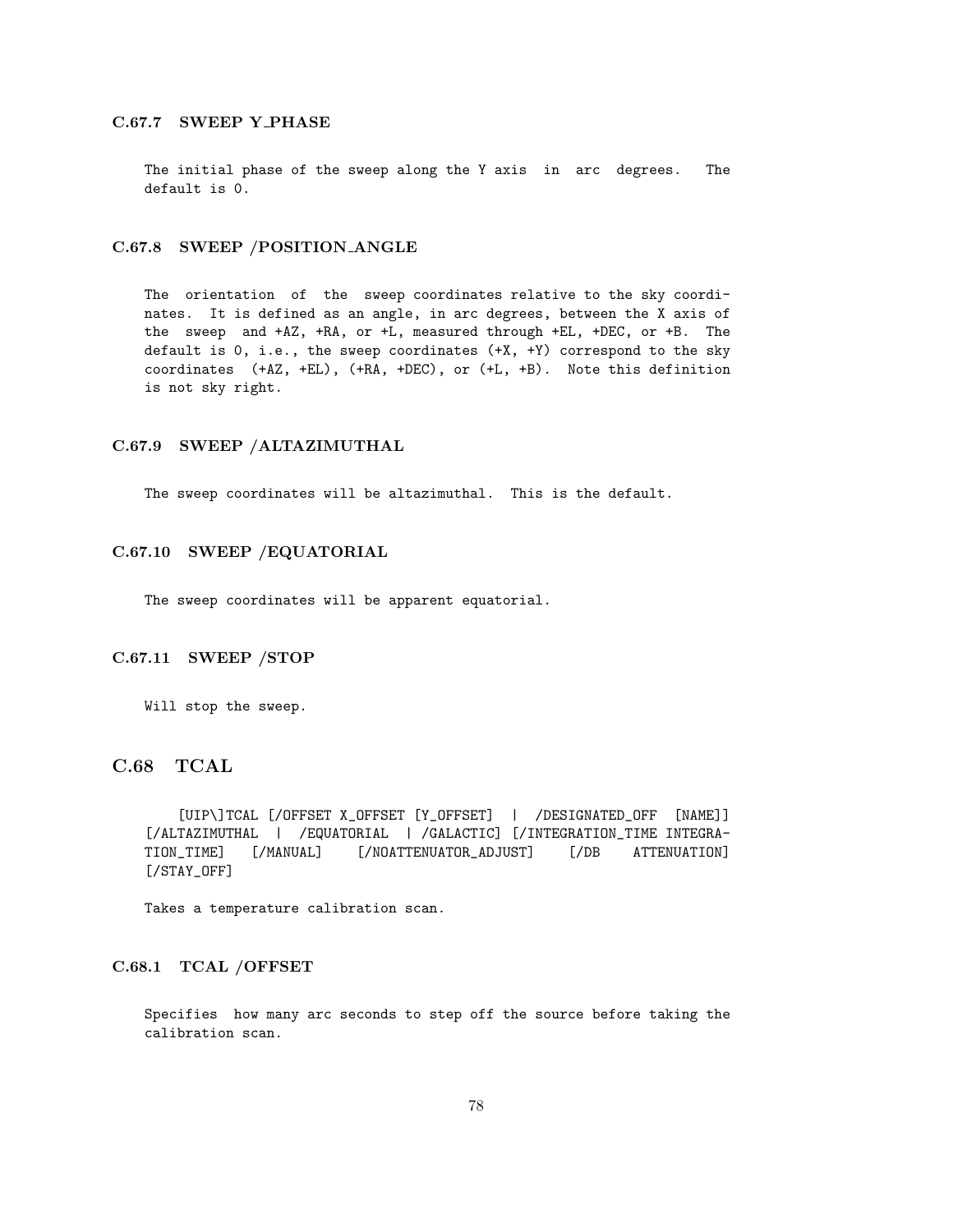### C.67.7 SWEEP Y_PHASE

The initial phase of the sweep along the Y axis in arc degrees. The default is 0.

### C.67.8 SWEEP /POSITION_ANGLE

The orientation of the sweep coordinates relative to the sky coordinates. It is defined as an angle, in arc degrees, between the X axis of the sweep and +AZ, +RA, or +L, measured through +EL, +DEC, or +B. The default is 0, i.e., the sweep coordinates (+X, +Y) correspond to the sky coordinates (+AZ, +EL), (+RA, +DEC), or (+L, +B). Note this definition is not sky right.

### C.67.9 SWEEP /ALTAZIMUTHAL

The sweep coordinates will be altazimuthal. This is the default.

### C.67.10 SWEEP /EQUATORIAL

The sweep coordinates will be apparent equatorial.

### C.67.11 SWEEP /STOP

Will stop the sweep.

## C.68 TCAL

```
[UIP\]TCAL [/OFFSET X_OFFSET [Y_OFFSET] | /DESIGNATED_OFF [NAME]]
[/ALTAZIMUTHAL | /EQUATORIAL | /GALACTIC] [/INTEGRATION_TIME INTEGRATION_TIME] [/MANUAL] [/NOATTENUATOR_ADJUST] [/DB ATTENUATION]
[/STAY_OFF]
```

Takes a temperature calibration scan.

### C.68.1 TCAL /OFFSET

Specifies how many arc seconds to step off the source before taking the calibration scan.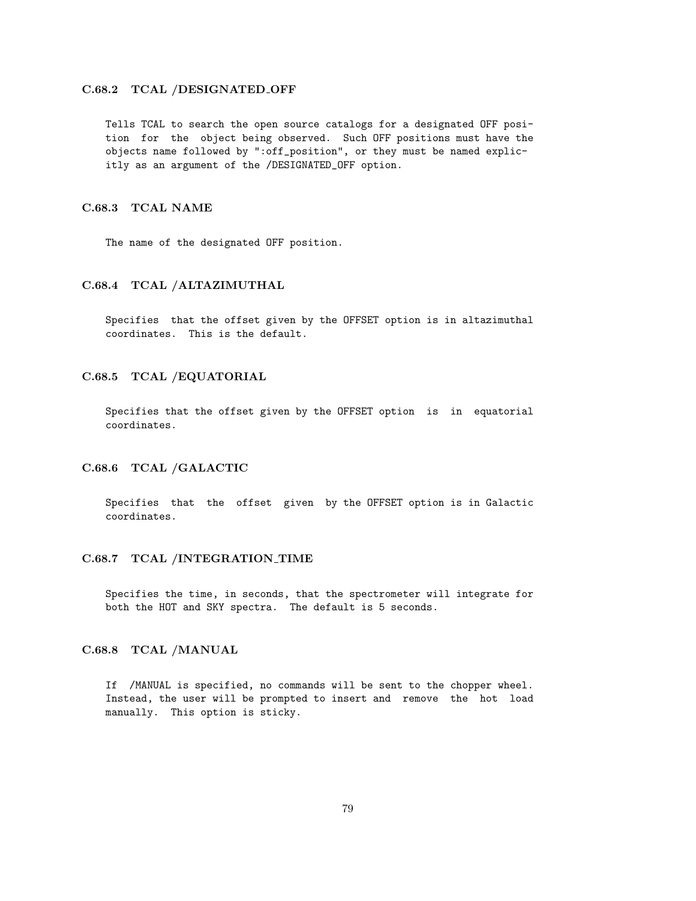### C.68.2 TCAL /DESIGNATED_OFF

Tells TCAL to search the open source catalogs for a designated OFF position for the object being observed. Such OFF positions must have the objects name followed by ":off_position", or they must be named explicitly as an argument of the /DESIGNATED_OFF option.

### C.68.3 TCAL NAME

The name of the designated OFF position.

### C.68.4 TCAL /ALTAZIMUTHAL

Specifies that the offset given by the OFFSET option is in altazimuthal coordinates. This is the default.

### C.68.5 TCAL /EQUATORIAL

Specifies that the offset given by the OFFSET option is in equatorial coordinates.

### C.68.6 TCAL /GALACTIC

Specifies that the offset given by the OFFSET option is in Galactic coordinates.

### C.68.7 TCAL /INTEGRATION_TIME

Specifies the time, in seconds, that the spectrometer will integrate for both the HOT and SKY spectra. The default is 5 seconds.

### C.68.8 TCAL /MANUAL

If /MANUAL is specified, no commands will be sent to the chopper wheel. Instead, the user will be prompted to insert and remove the hot load manually. This option is sticky.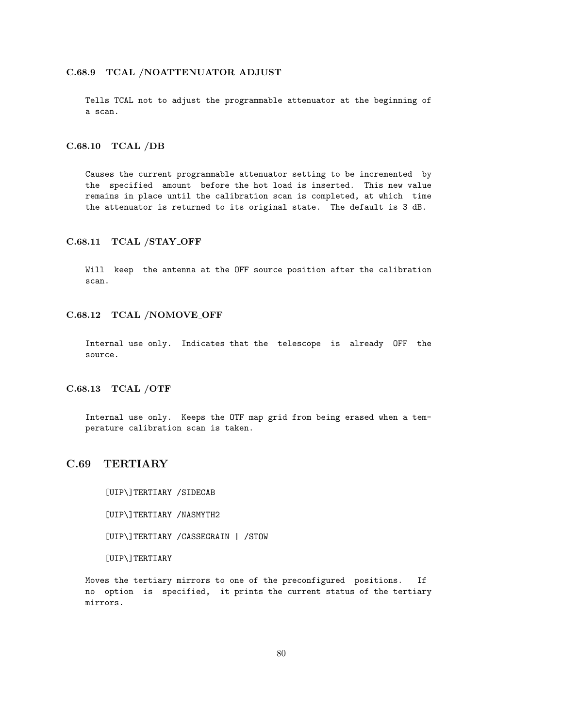### C.68.9 TCAL /NOATTENUATOR_ADJUST

Tells TCAL not to adjust the programmable attenuator at the beginning of a scan.

### C.68.10 TCAL /DB

Causes the current programmable attenuator setting to be incremented by the specified amount before the hot load is inserted. This new value remains in place until the calibration scan is completed, at which time the attenuator is returned to its original state. The default is 3 dB.

### C.68.11 TCAL /STAY_OFF

Will keep the antenna at the OFF source position after the calibration scan.

### C.68.12 TCAL /NOMOVE_OFF

Internal use only. Indicates that the telescope is already OFF the source.

### C.68.13 TCAL /OTF

Internal use only. Keeps the OTF map grid from being erased when a temperature calibration scan is taken.

## C.69 TERTIARY

```
[UIP\]TERTIARY /SIDECAB

[UIP\]TERTIARY /NASMYTH2

[UIP\]TERTIARY /CASSEGRAIN | /STOW

[UIP\]TERTIARY
```

Moves the tertiary mirrors to one of the preconfigured positions. If no option is specified, it prints the current status of the tertiary mirrors.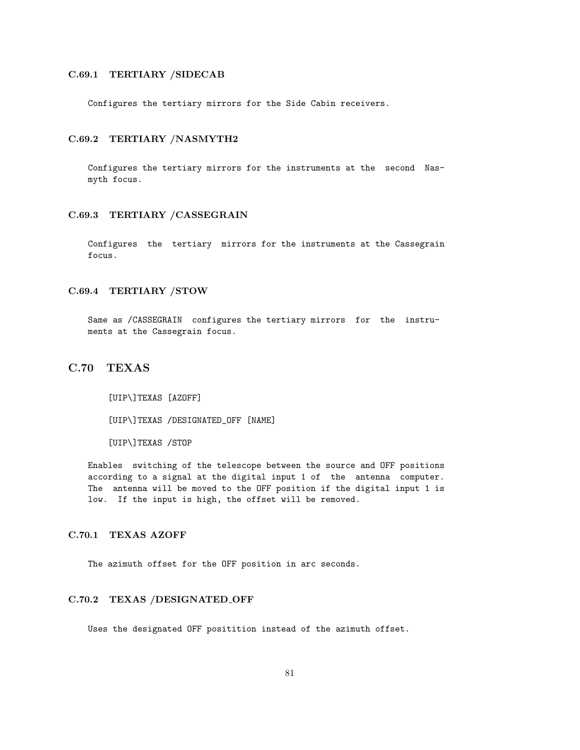### C.69.1 TERTIARY /SIDECAB

Configures the tertiary mirrors for the Side Cabin receivers.

### C.69.2 TERTIARY /NASMYTH2

Configures the tertiary mirrors for the instruments at the second Nasmyth focus.

### C.69.3 TERTIARY /CASSEGRAIN

Configures the tertiary mirrors for the instruments at the Cassegrain focus.

### C.69.4 TERTIARY /STOW

Same as /CASSEGRAIN configures the tertiary mirrors for the instruments at the Cassegrain focus.

## C.70 TEXAS

```
[UIP\]TEXAS [AZOFF]

[UIP\]TEXAS /DESIGNATED_OFF [NAME]

[UIP\]TEXAS /STOP
```

Enables switching of the telescope between the source and OFF positions according to a signal at the digital input 1 of the antenna computer. The antenna will be moved to the OFF position if the digital input 1 is low. If the input is high, the offset will be removed.

### C.70.1 TEXAS AZOFF

The azimuth offset for the OFF position in arc seconds.

### C.70.2 TEXAS /DESIGNATED_OFF

Uses the designated OFF positition instead of the azimuth offset.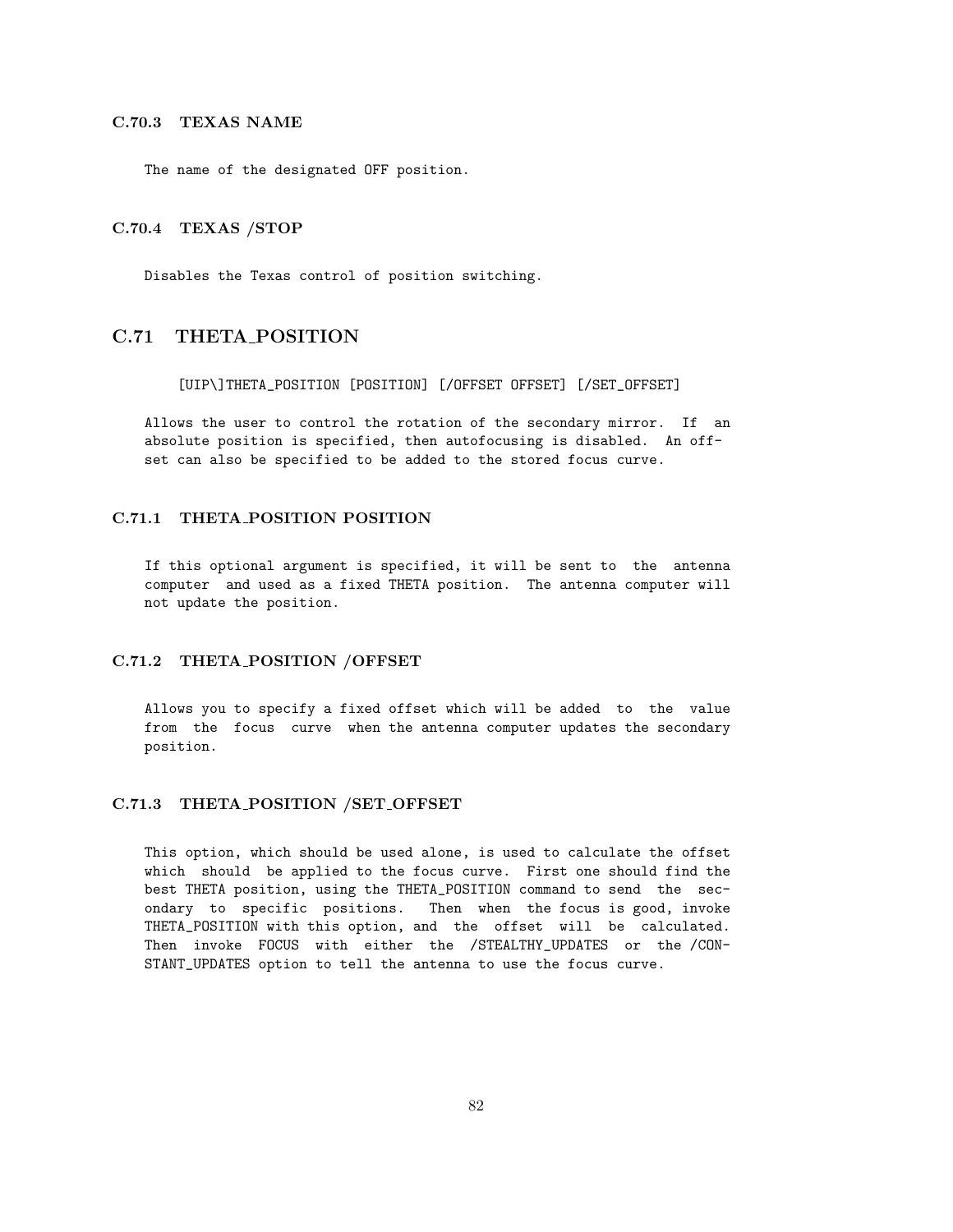### C.70.3 TEXAS NAME

The name of the designated OFF position.

### C.70.4 TEXAS /STOP

Disables the Texas control of position switching.

## C.71 THETA_POSITION

```
[UIP\]THETA_POSITION [POSITION] [/OFFSET OFFSET] [/SET_OFFSET]
```

Allows the user to control the rotation of the secondary mirror. If an absolute position is specified, then autofocusing is disabled. An offset can also be specified to be added to the stored focus curve.

### C.71.1 THETA_POSITION POSITION

If this optional argument is specified, it will be sent to the antenna computer and used as a fixed THETA position. The antenna computer will not update the position.

### C.71.2 THETA_POSITION /OFFSET

Allows you to specify a fixed offset which will be added to the value from the focus curve when the antenna computer updates the secondary position.

### C.71.3 THETA_POSITION /SET_OFFSET

This option, which should be used alone, is used to calculate the offset which should be applied to the focus curve. First one should find the best THETA position, using the THETA_POSITION command to send the secondary to specific positions. Then when the focus is good, invoke THETA_POSITION with this option, and the offset will be calculated. Then invoke FOCUS with either the /STEALTHY_UPDATES or the /CONSTANT_UPDATES option to tell the antenna to use the focus curve.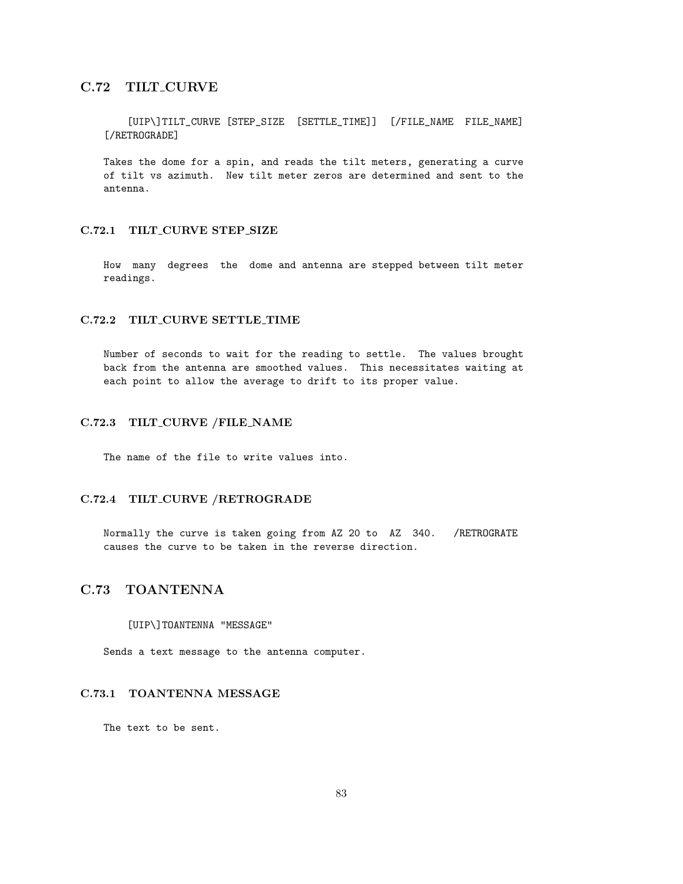## C.72 TILT_CURVE

```
[UIP\]TILT_CURVE [STEP_SIZE [SETTLE_TIME]] [/FILE_NAME FILE_NAME]
[/RETROGRADE]
```

Takes the dome for a spin, and reads the tilt meters, generating a curve of tilt vs azimuth. New tilt meter zeros are determined and sent to the antenna.

### C.72.1 TILT_CURVE STEP_SIZE

How many degrees the dome and antenna are stepped between tilt meter readings.

### C.72.2 TILT_CURVE SETTLE_TIME

Number of seconds to wait for the reading to settle. The values brought back from the antenna are smoothed values. This necessitates waiting at each point to allow the average to drift to its proper value.

### C.72.3 TILT_CURVE /FILE_NAME

The name of the file to write values into.

### C.72.4 TILT_CURVE /RETROGRADE

Normally the curve is taken going from AZ 20 to AZ 340. /RETROGRATE causes the curve to be taken in the reverse direction.

## C.73 TOANTENNA

```
[UIP\]TOANTENNA "MESSAGE"
```

Sends a text message to the antenna computer.

### C.73.1 TOANTENNA MESSAGE

The text to be sent.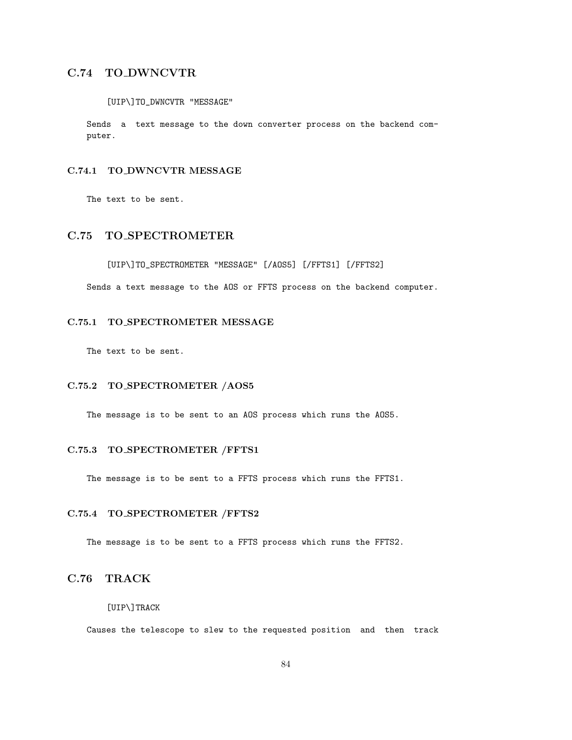## C.74 TO_DWNCVTR

```
[UIP\]TO_DWNCVTR "MESSAGE"
```

Sends a text message to the down converter process on the backend computer.

### C.74.1 TO_DWNCVTR MESSAGE

The text to be sent.

## C.75 TO_SPECTROMETER

```
[UIP\]TO_SPECTROMETER "MESSAGE" [/AOS5] [/FFTS1] [/FFTS2]
```

Sends a text message to the AOS or FFTS process on the backend computer.

### C.75.1 TO_SPECTROMETER MESSAGE

The text to be sent.

### C.75.2 TO_SPECTROMETER /AOS5

The message is to be sent to an AOS process which runs the AOS5.

### C.75.3 TO_SPECTROMETER /FFTS1

The message is to be sent to a FFTS process which runs the FFTS1.

### C.75.4 TO_SPECTROMETER /FFTS2

The message is to be sent to a FFTS process which runs the FFTS2.

## C.76 TRACK

```
[UIP\]TRACK
```

Causes the telescope to slew to the requested position and then track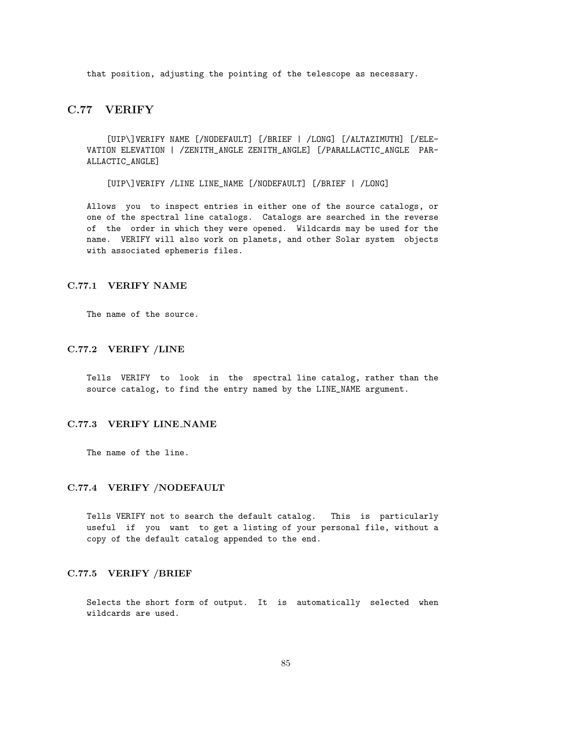that position, adjusting the pointing of the telescope as necessary.

## C.77 VERIFY

```
[UIP\]VERIFY NAME [/NODEFAULT] [/BRIEF | /LONG] [/ALTAZIMUTH] [/ELEVATION ELEVATION | /ZENITH_ANGLE ZENITH_ANGLE] [/PARALLACTIC_ANGLE PARALLACTIC_ANGLE]
```

```
[UIP\]VERIFY /LINE LINE_NAME [/NODEFAULT] [/BRIEF | /LONG]
```

Allows you to inspect entries in either one of the source catalogs, or one of the spectral line catalogs. Catalogs are searched in the reverse of the order in which they were opened. Wildcards may be used for the name. VERIFY will also work on planets, and other Solar system objects with associated ephemeris files.

### C.77.1 VERIFY NAME

The name of the source.

### C.77.2 VERIFY /LINE

Tells VERIFY to look in the spectral line catalog, rather than the source catalog, to find the entry named by the LINE_NAME argument.

### C.77.3 VERIFY LINE_NAME

The name of the line.

### C.77.4 VERIFY /NODEFAULT

Tells VERIFY not to search the default catalog. This is particularly useful if you want to get a listing of your personal file, without a copy of the default catalog appended to the end.

### C.77.5 VERIFY /BRIEF

Selects the short form of output. It is automatically selected when wildcards are used.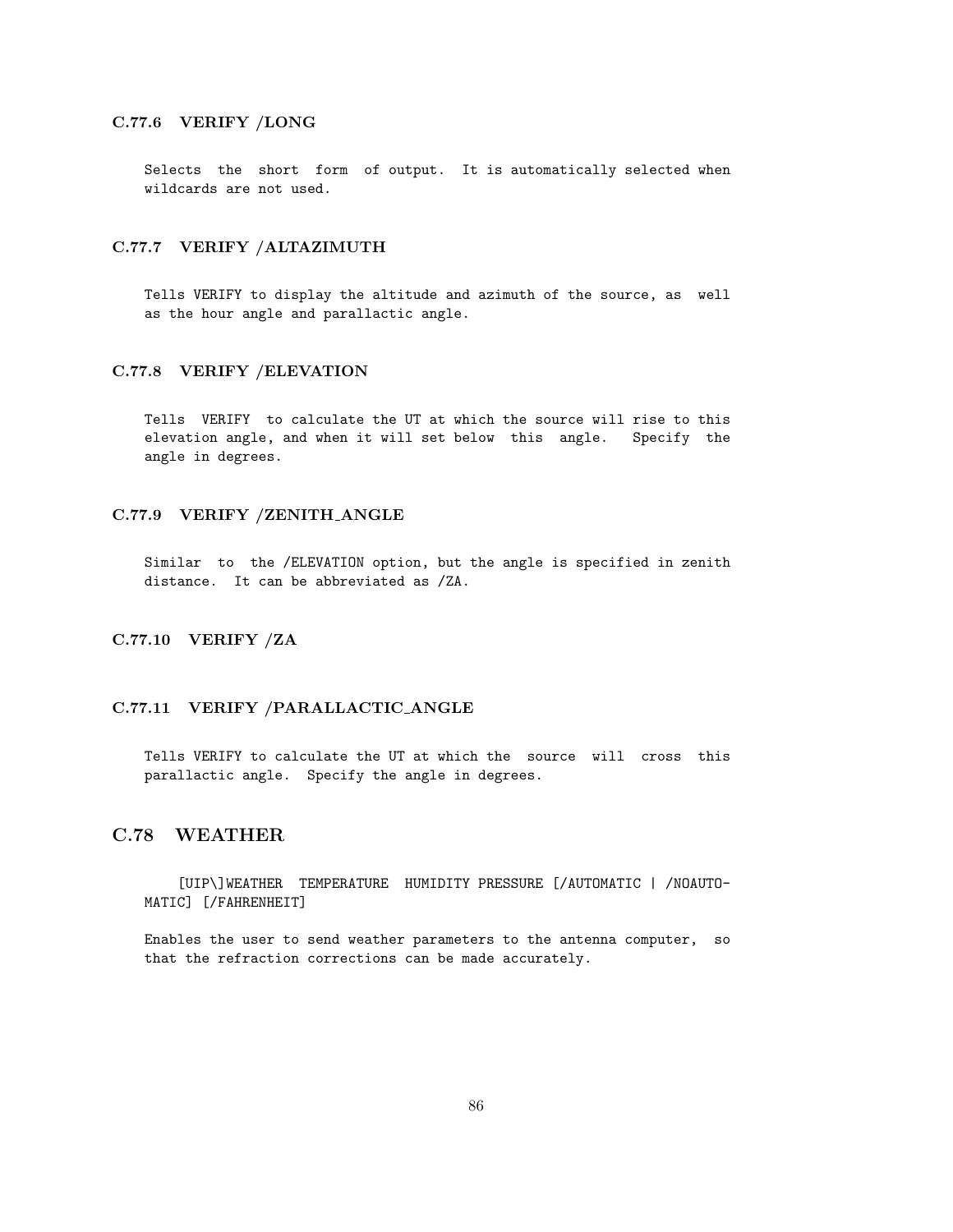### C.77.6 VERIFY /LONG

Selects the short form of output. It is automatically selected when wildcards are not used.

### C.77.7 VERIFY /ALTAZIMUTH

Tells VERIFY to display the altitude and azimuth of the source, as well as the hour angle and parallactic angle.

### C.77.8 VERIFY /ELEVATION

Tells VERIFY to calculate the UT at which the source will rise to this elevation angle, and when it will set below this angle. Specify the angle in degrees.

### C.77.9 VERIFY /ZENITH_ANGLE

Similar to the /ELEVATION option, but the angle is specified in zenith distance. It can be abbreviated as /ZA.

### C.77.10 VERIFY /ZA

### C.77.11 VERIFY /PARALLACTIC_ANGLE

Tells VERIFY to calculate the UT at which the source will cross this parallactic angle. Specify the angle in degrees.

## C.78 WEATHER

```
[UIP\]WEATHER TEMPERATURE HUMIDITY PRESSURE [/AUTOMATIC | /NOAUTOMATIC] [/FAHRENHEIT]
```

Enables the user to send weather parameters to the antenna computer, so that the refraction corrections can be made accurately.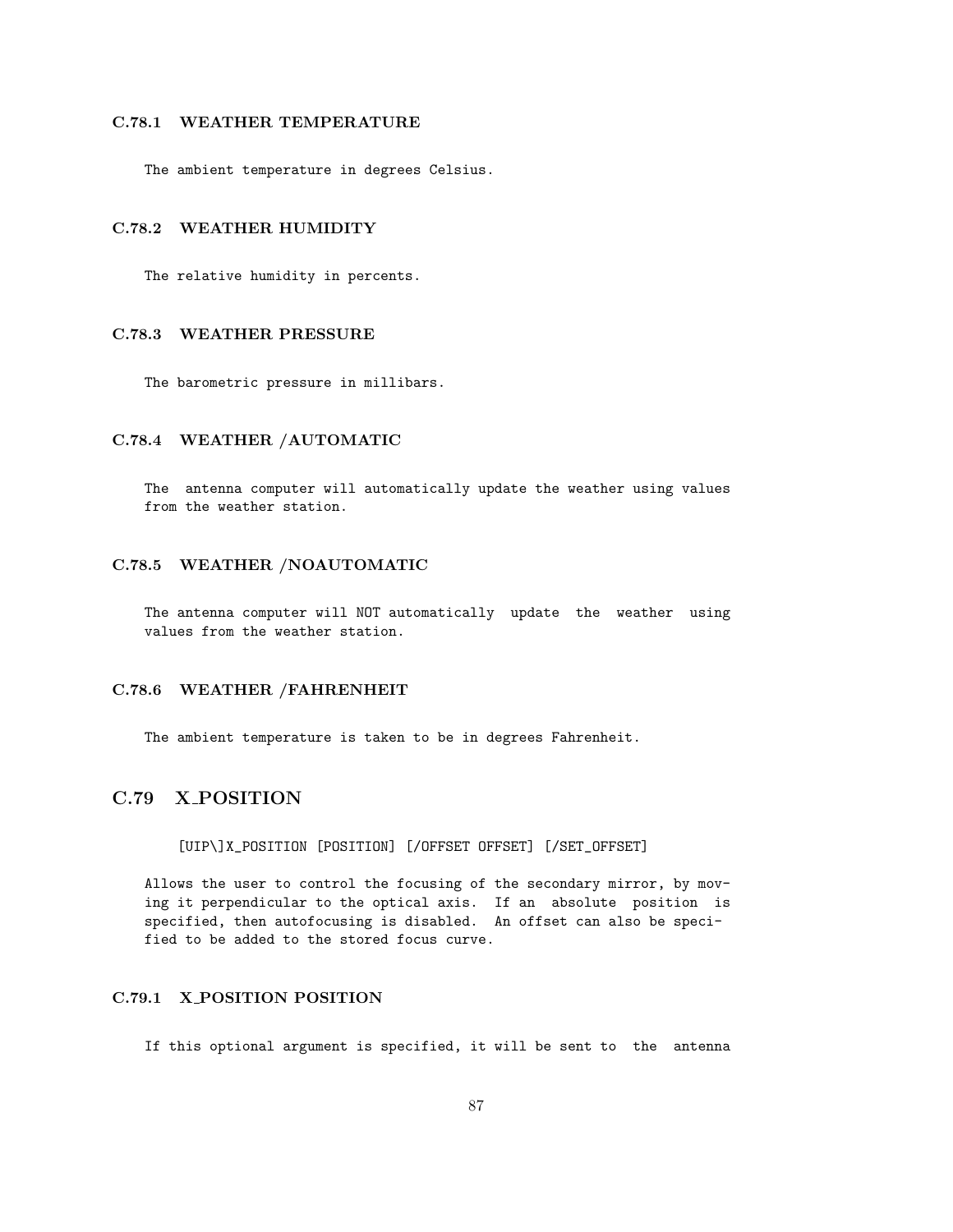### C.78.1 WEATHER TEMPERATURE

The ambient temperature in degrees Celsius.

### C.78.2 WEATHER HUMIDITY

The relative humidity in percents.

### C.78.3 WEATHER PRESSURE

The barometric pressure in millibars.

### C.78.4 WEATHER /AUTOMATIC

The antenna computer will automatically update the weather using values from the weather station.

### C.78.5 WEATHER /NOAUTOMATIC

The antenna computer will NOT automatically update the weather using values from the weather station.

### C.78.6 WEATHER /FAHRENHEIT

The ambient temperature is taken to be in degrees Fahrenheit.

## C.79 X_POSITION

```
[UIP\]X_POSITION [POSITION] [/OFFSET OFFSET] [/SET_OFFSET]
```

Allows the user to control the focusing of the secondary mirror, by moving it perpendicular to the optical axis. If an absolute position is specified, then autofocusing is disabled. An offset can also be specified to be added to the stored focus curve.

### C.79.1 X_POSITION POSITION

If this optional argument is specified, it will be sent to the antenna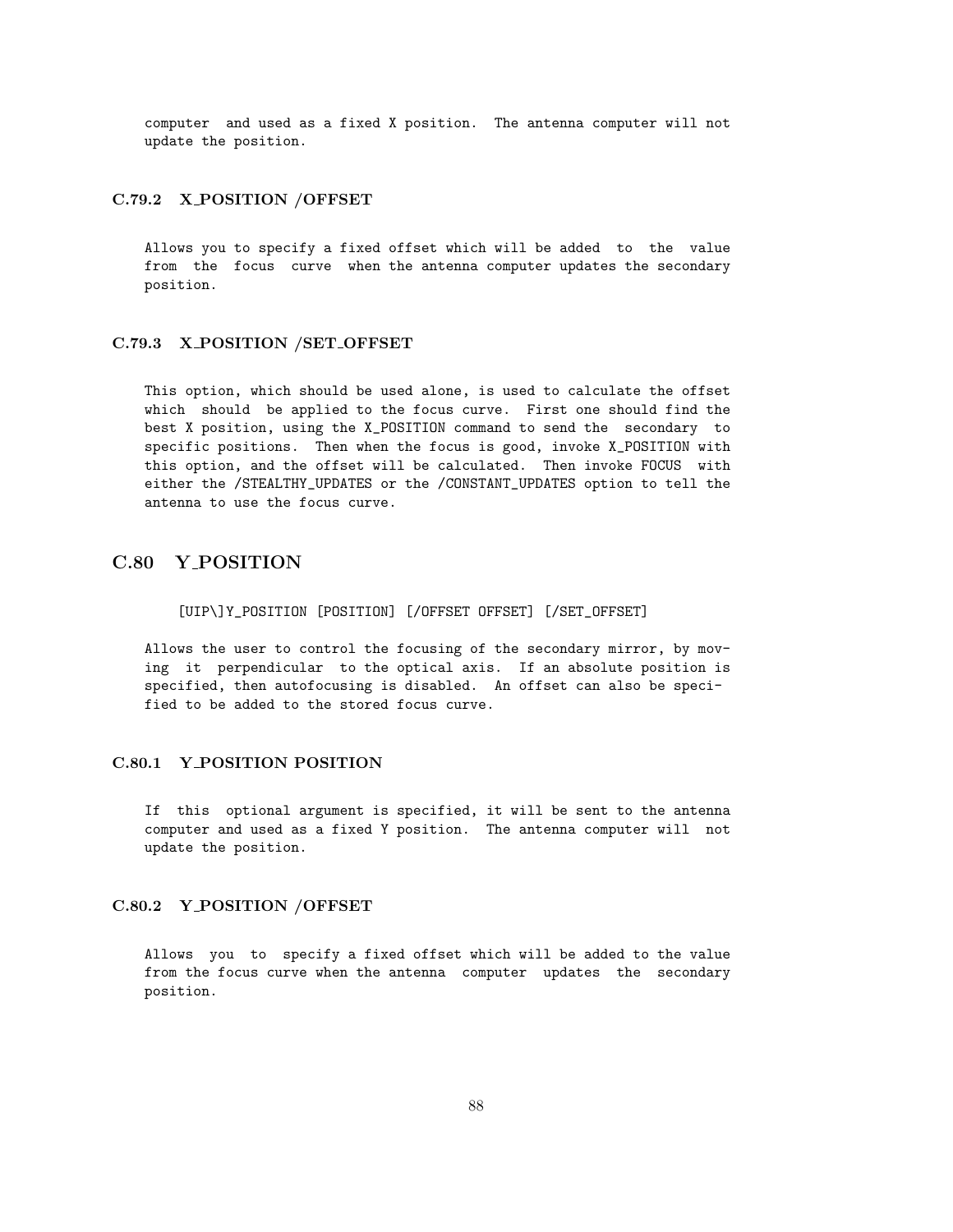computer and used as a fixed X position. The antenna computer will not update the position.

### C.79.2 X_POSITION /OFFSET

Allows you to specify a fixed offset which will be added to the value from the focus curve when the antenna computer updates the secondary position.

### C.79.3 X_POSITION /SET_OFFSET

This option, which should be used alone, is used to calculate the offset which should be applied to the focus curve. First one should find the best X position, using the X_POSITION command to send the secondary to specific positions. Then when the focus is good, invoke X_POSITION with this option, and the offset will be calculated. Then invoke FOCUS with either the /STEALTHY_UPDATES or the /CONSTANT_UPDATES option to tell the antenna to use the focus curve.

## C.80 Y_POSITION

```
[UIP\]Y_POSITION [POSITION] [/OFFSET OFFSET] [/SET_OFFSET]
```

Allows the user to control the focusing of the secondary mirror, by moving it perpendicular to the optical axis. If an absolute position is specified, then autofocusing is disabled. An offset can also be specified to be added to the stored focus curve.

### C.80.1 Y_POSITION POSITION

If this optional argument is specified, it will be sent to the antenna computer and used as a fixed Y position. The antenna computer will not update the position.

### C.80.2 Y_POSITION /OFFSET

Allows you to specify a fixed offset which will be added to the value from the focus curve when the antenna computer updates the secondary position.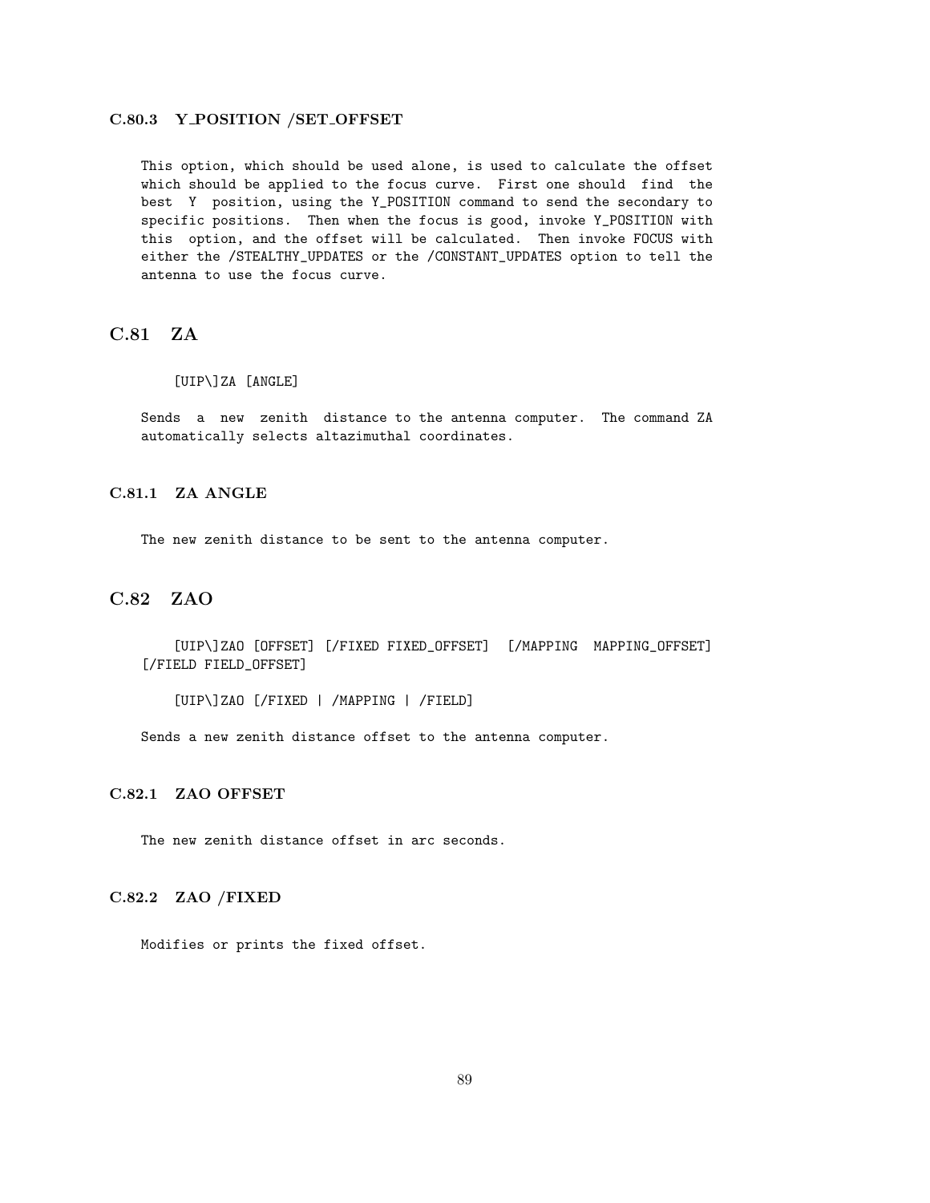### C.80.3 Y_POSITION /SET_OFFSET

This option, which should be used alone, is used to calculate the offset which should be applied to the focus curve. First one should find the best Y position, using the Y_POSITION command to send the secondary to specific positions. Then when the focus is good, invoke Y_POSITION with this option, and the offset will be calculated. Then invoke FOCUS with either the /STEALTHY_UPDATES or the /CONSTANT_UPDATES option to tell the antenna to use the focus curve.

## C.81 ZA

```
[UIP\]ZA [ANGLE]
```

Sends a new zenith distance to the antenna computer. The command ZA automatically selects altazimuthal coordinates.

### C.81.1 ZA ANGLE

The new zenith distance to be sent to the antenna computer.

## C.82 ZAO

```
[UIP\]ZAO [OFFSET] [/FIXED FIXED_OFFSET] [/MAPPING MAPPING_OFFSET] [/FIELD FIELD_OFFSET]

[UIP\]ZAO [/FIXED | /MAPPING | /FIELD]
```

Sends a new zenith distance offset to the antenna computer.

### C.82.1 ZAO OFFSET

The new zenith distance offset in arc seconds.

### C.82.2 ZAO /FIXED

Modifies or prints the fixed offset.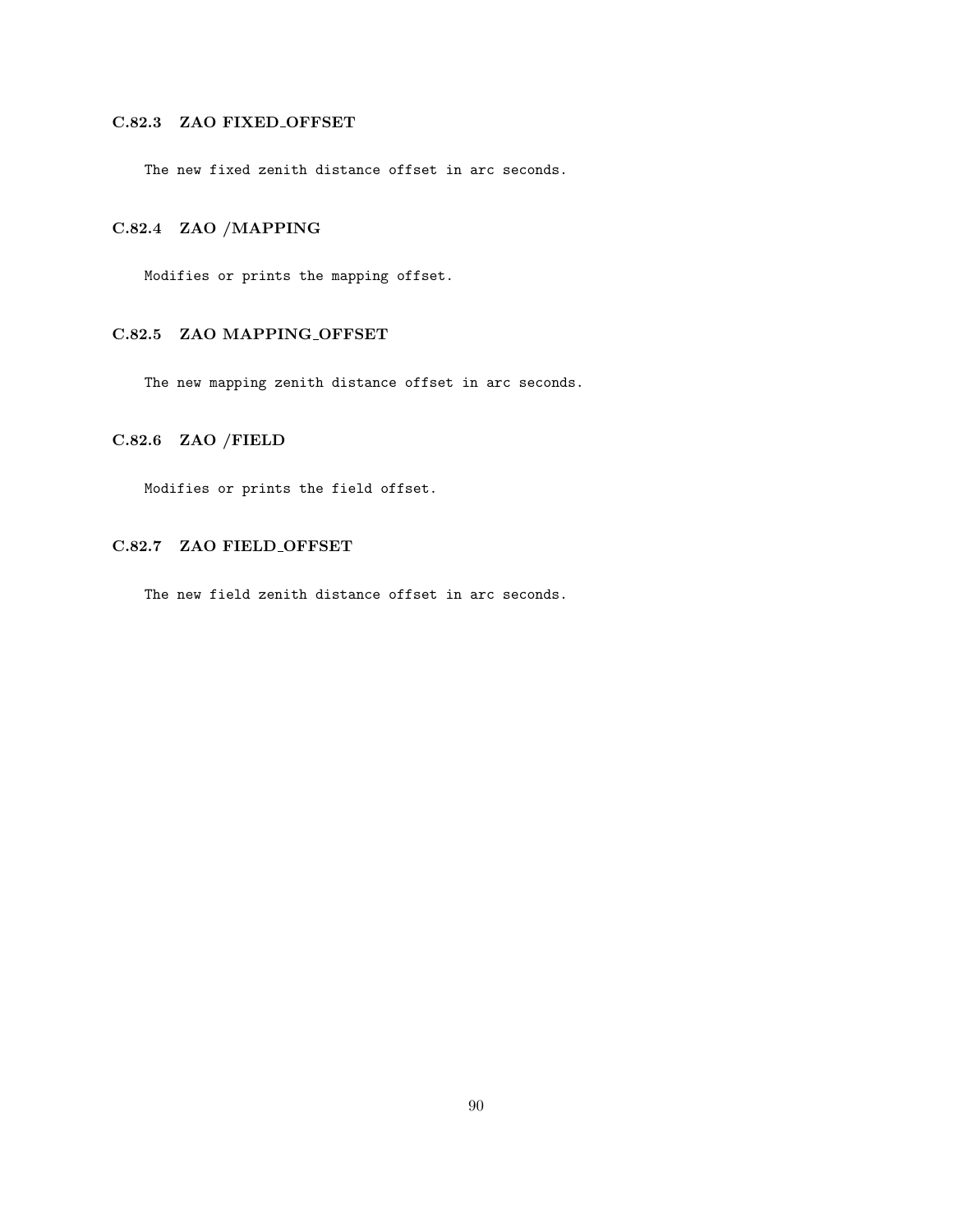### C.82.3 ZAO FIXED_OFFSET

```
The new fixed zenith distance offset in arc seconds.
```

### C.82.4 ZAO /MAPPING

```
Modifies or prints the mapping offset.
```

### C.82.5 ZAO MAPPING_OFFSET

```
The new mapping zenith distance offset in arc seconds.
```

### C.82.6 ZAO /FIELD

```
Modifies or prints the field offset.
```

### C.82.7 ZAO FIELD_OFFSET

```
The new field zenith distance offset in arc seconds.
```